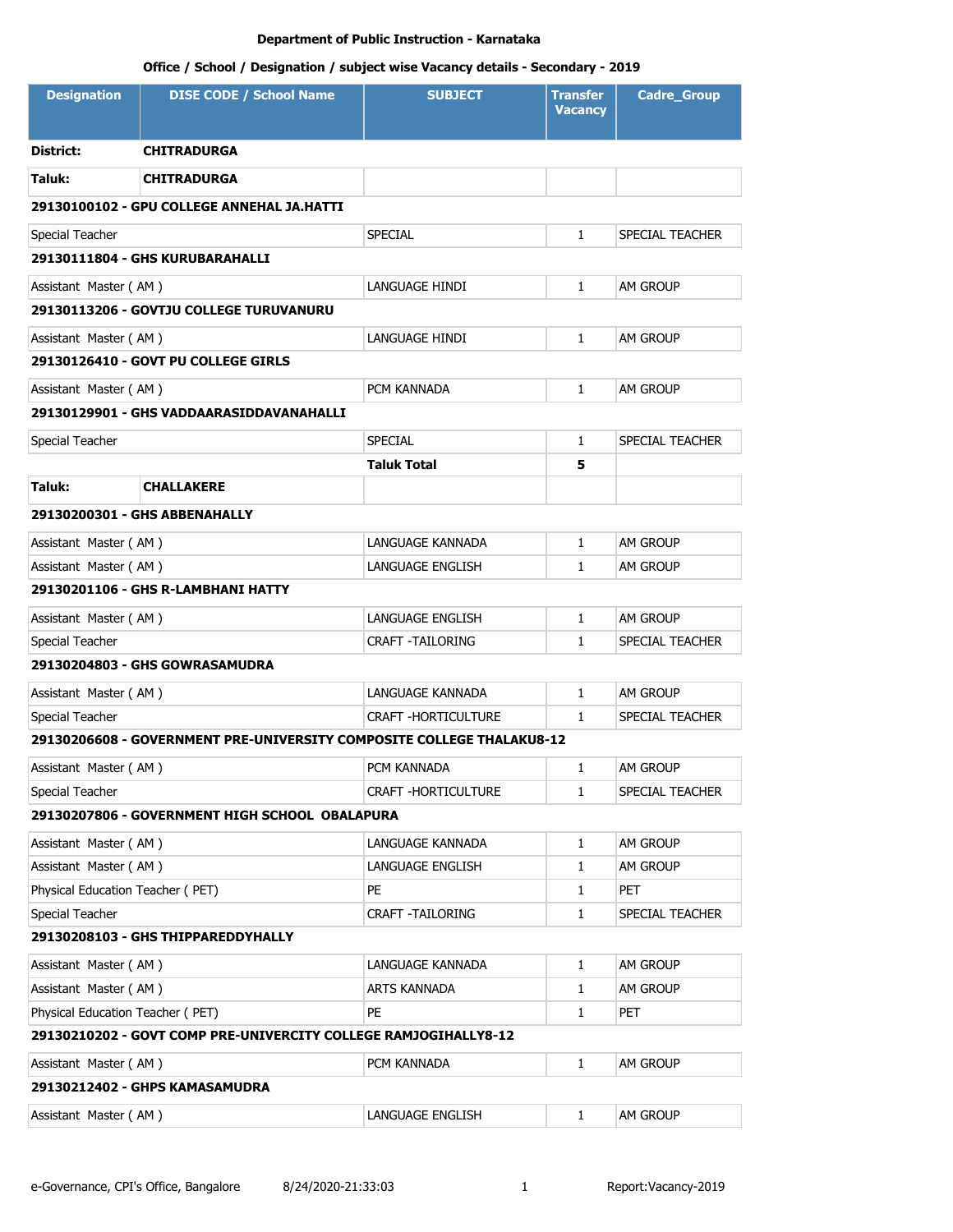**Department of Public Instruction - Karnataka**

**Office / School / Designation / subject wise Vacancy details - Secondary - 2019**

| Designation | DISE CODE / School Name | SUBJECT | Transfer Vacancy | Cadre_Group |
|---|---|---|---|---|
| **District:** | **CHITRADURGA** | | | |
| **Taluk:** | **CHITRADURGA** | | | |
| **29130100102 - GPU COLLEGE ANNEHAL JA.HATTI** | | | | |
| Special Teacher | | SPECIAL | 1 | SPECIAL TEACHER |
| **29130111804 - GHS KURUBARAHALLI** | | | | |
| Assistant Master ( AM ) | | LANGUAGE HINDI | 1 | AM GROUP |
| **29130113206 - GOVTJU COLLEGE TURUVANURU** | | | | |
| Assistant Master ( AM ) | | LANGUAGE HINDI | 1 | AM GROUP |
| **29130126410 - GOVT PU COLLEGE GIRLS** | | | | |
| Assistant Master ( AM ) | | PCM KANNADA | 1 | AM GROUP |
| **29130129901 - GHS VADDAARASIDDAVANAHALLI** | | | | |
| Special Teacher | | SPECIAL | 1 | SPECIAL TEACHER |
| | | **Taluk Total** | **5** | |
| **Taluk:** | **CHALLAKERE** | | | |
| **29130200301 - GHS ABBENAHALLY** | | | | |
| Assistant Master ( AM ) | | LANGUAGE KANNADA | 1 | AM GROUP |
| Assistant Master ( AM ) | | LANGUAGE ENGLISH | 1 | AM GROUP |
| **29130201106 - GHS R-LAMBHANI HATTY** | | | | |
| Assistant Master ( AM ) | | LANGUAGE ENGLISH | 1 | AM GROUP |
| Special Teacher | | CRAFT -TAILORING | 1 | SPECIAL TEACHER |
| **29130204803 - GHS GOWRASAMUDRA** | | | | |
| Assistant Master ( AM ) | | LANGUAGE KANNADA | 1 | AM GROUP |
| Special Teacher | | CRAFT -HORTICULTURE | 1 | SPECIAL TEACHER |
| **29130206608 - GOVERNMENT PRE-UNIVERSITY COMPOSITE COLLEGE THALAKU8-12** | | | | |
| Assistant Master ( AM ) | | PCM KANNADA | 1 | AM GROUP |
| Special Teacher | | CRAFT -HORTICULTURE | 1 | SPECIAL TEACHER |
| **29130207806 - GOVERNMENT HIGH SCHOOL OBALAPURA** | | | | |
| Assistant Master ( AM ) | | LANGUAGE KANNADA | 1 | AM GROUP |
| Assistant Master ( AM ) | | LANGUAGE ENGLISH | 1 | AM GROUP |
| Physical Education Teacher ( PET) | | PE | 1 | PET |
| Special Teacher | | CRAFT -TAILORING | 1 | SPECIAL TEACHER |
| **29130208103 - GHS THIPPAREDDYHALLY** | | | | |
| Assistant Master ( AM ) | | LANGUAGE KANNADA | 1 | AM GROUP |
| Assistant Master ( AM ) | | ARTS KANNADA | 1 | AM GROUP |
| Physical Education Teacher ( PET) | | PE | 1 | PET |
| **29130210202 - GOVT COMP PRE-UNIVERCITY COLLEGE RAMJOGIHALLY8-12** | | | | |
| Assistant Master ( AM ) | | PCM KANNADA | 1 | AM GROUP |
| **29130212402 - GHPS KAMASAMUDRA** | | | | |
| Assistant Master ( AM ) | | LANGUAGE ENGLISH | 1 | AM GROUP |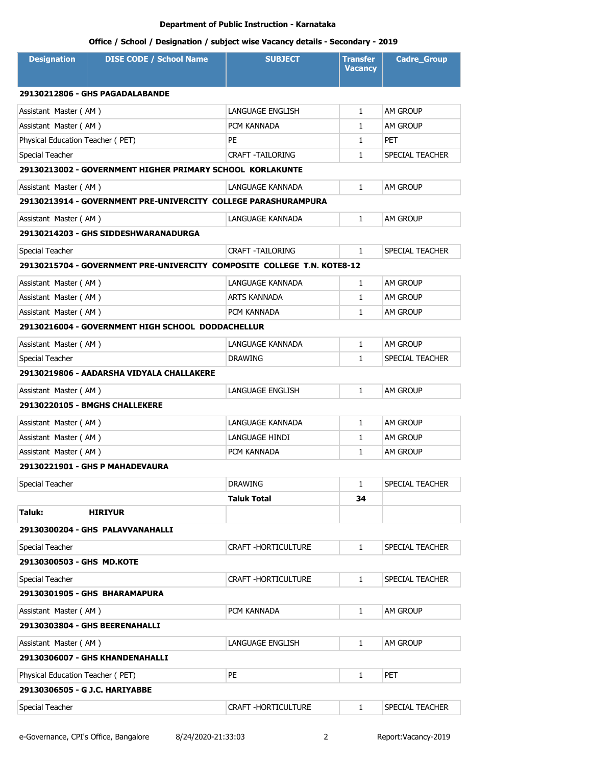**Department of Public Instruction - Karnataka**

**Office / School / Designation / subject wise Vacancy details - Secondary - 2019**

| Designation | DISE CODE / School Name | SUBJECT | Transfer Vacancy | Cadre_Group |
|---|---|---|---|---|
| **29130212806 - GHS PAGADALABANDE** | | | | |
| Assistant Master ( AM ) | | LANGUAGE ENGLISH | 1 | AM GROUP |
| Assistant Master ( AM ) | | PCM KANNADA | 1 | AM GROUP |
| Physical Education Teacher ( PET) | | PE | 1 | PET |
| Special Teacher | | CRAFT -TAILORING | 1 | SPECIAL TEACHER |
| **29130213002 - GOVERNMENT HIGHER PRIMARY SCHOOL KORLAKUNTE** | | | | |
| Assistant Master ( AM ) | | LANGUAGE KANNADA | 1 | AM GROUP |
| **29130213914 - GOVERNMENT PRE-UNIVERCITY COLLEGE PARASHURAMPURA** | | | | |
| Assistant Master ( AM ) | | LANGUAGE KANNADA | 1 | AM GROUP |
| **29130214203 - GHS SIDDESHWARANADURGA** | | | | |
| Special Teacher | | CRAFT -TAILORING | 1 | SPECIAL TEACHER |
| **29130215704 - GOVERNMENT PRE-UNIVERCITY COMPOSITE COLLEGE T.N. KOTE8-12** | | | | |
| Assistant Master ( AM ) | | LANGUAGE KANNADA | 1 | AM GROUP |
| Assistant Master ( AM ) | | ARTS KANNADA | 1 | AM GROUP |
| Assistant Master ( AM ) | | PCM KANNADA | 1 | AM GROUP |
| **29130216004 - GOVERNMENT HIGH SCHOOL DODDACHELLUR** | | | | |
| Assistant Master ( AM ) | | LANGUAGE KANNADA | 1 | AM GROUP |
| Special Teacher | | DRAWING | 1 | SPECIAL TEACHER |
| **29130219806 - AADARSHA VIDYALA CHALLAKERE** | | | | |
| Assistant Master ( AM ) | | LANGUAGE ENGLISH | 1 | AM GROUP |
| **29130220105 - BMGHS CHALLEKERE** | | | | |
| Assistant Master ( AM ) | | LANGUAGE KANNADA | 1 | AM GROUP |
| Assistant Master ( AM ) | | LANGUAGE HINDI | 1 | AM GROUP |
| Assistant Master ( AM ) | | PCM KANNADA | 1 | AM GROUP |
| **29130221901 - GHS P MAHADEVAURA** | | | | |
| Special Teacher | | DRAWING | 1 | SPECIAL TEACHER |
| | | **Taluk Total** | **34** | |
| **Taluk:** | **HIRIYUR** | | | |
| **29130300204 - GHS PALAVVANAHALLI** | | | | |
| Special Teacher | | CRAFT -HORTICULTURE | 1 | SPECIAL TEACHER |
| **29130300503 - GHS MD.KOTE** | | | | |
| Special Teacher | | CRAFT -HORTICULTURE | 1 | SPECIAL TEACHER |
| **29130301905 - GHS BHARAMAPURA** | | | | |
| Assistant Master ( AM ) | | PCM KANNADA | 1 | AM GROUP |
| **29130303804 - GHS BEERENAHALLI** | | | | |
| Assistant Master ( AM ) | | LANGUAGE ENGLISH | 1 | AM GROUP |
| **29130306007 - GHS KHANDENAHALLI** | | | | |
| Physical Education Teacher ( PET) | | PE | 1 | PET |
| **29130306505 - G J.C. HARIYABBE** | | | | |
| Special Teacher | | CRAFT -HORTICULTURE | 1 | SPECIAL TEACHER |

e-Governance, CPI's Office, Bangalore 8/24/2020-21:33:03 Report:Vacancy-2019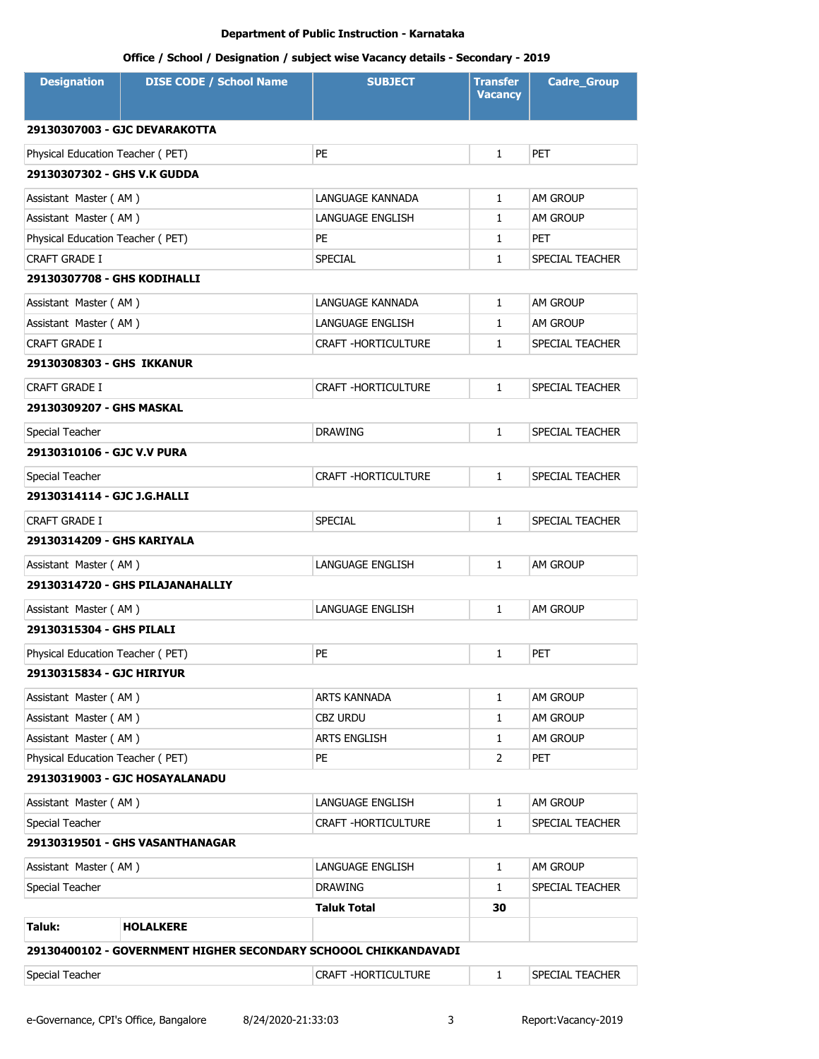**Department of Public Instruction - Karnataka**

**Office / School / Designation / subject wise Vacancy details - Secondary - 2019**

| Designation | DISE CODE / School Name | SUBJECT | Transfer Vacancy | Cadre_Group |
|---|---|---|---|---|
| **29130307003 - GJC DEVARAKOTTA** | | | | |
| Physical Education Teacher ( PET) | | PE | 1 | PET |
| **29130307302 - GHS V.K GUDDA** | | | | |
| Assistant Master ( AM ) | | LANGUAGE KANNADA | 1 | AM GROUP |
| Assistant Master ( AM ) | | LANGUAGE ENGLISH | 1 | AM GROUP |
| Physical Education Teacher ( PET) | | PE | 1 | PET |
| CRAFT GRADE I | | SPECIAL | 1 | SPECIAL TEACHER |
| **29130307708 - GHS KODIHALLI** | | | | |
| Assistant Master ( AM ) | | LANGUAGE KANNADA | 1 | AM GROUP |
| Assistant Master ( AM ) | | LANGUAGE ENGLISH | 1 | AM GROUP |
| CRAFT GRADE I | | CRAFT -HORTICULTURE | 1 | SPECIAL TEACHER |
| **29130308303 - GHS IKKANUR** | | | | |
| CRAFT GRADE I | | CRAFT -HORTICULTURE | 1 | SPECIAL TEACHER |
| **29130309207 - GHS MASKAL** | | | | |
| Special Teacher | | DRAWING | 1 | SPECIAL TEACHER |
| **29130310106 - GJC V.V PURA** | | | | |
| Special Teacher | | CRAFT -HORTICULTURE | 1 | SPECIAL TEACHER |
| **29130314114 - GJC J.G.HALLI** | | | | |
| CRAFT GRADE I | | SPECIAL | 1 | SPECIAL TEACHER |
| **29130314209 - GHS KARIYALA** | | | | |
| Assistant Master ( AM ) | | LANGUAGE ENGLISH | 1 | AM GROUP |
| **29130314720 - GHS PILAJANAHALLIY** | | | | |
| Assistant Master ( AM ) | | LANGUAGE ENGLISH | 1 | AM GROUP |
| **29130315304 - GHS PILALI** | | | | |
| Physical Education Teacher ( PET) | | PE | 1 | PET |
| **29130315834 - GJC HIRIYUR** | | | | |
| Assistant Master ( AM ) | | ARTS KANNADA | 1 | AM GROUP |
| Assistant Master ( AM ) | | CBZ URDU | 1 | AM GROUP |
| Assistant Master ( AM ) | | ARTS ENGLISH | 1 | AM GROUP |
| Physical Education Teacher ( PET) | | PE | 2 | PET |
| **29130319003 - GJC HOSAYALANADU** | | | | |
| Assistant Master ( AM ) | | LANGUAGE ENGLISH | 1 | AM GROUP |
| Special Teacher | | CRAFT -HORTICULTURE | 1 | SPECIAL TEACHER |
| **29130319501 - GHS VASANTHANAGAR** | | | | |
| Assistant Master ( AM ) | | LANGUAGE ENGLISH | 1 | AM GROUP |
| Special Teacher | | DRAWING | 1 | SPECIAL TEACHER |
| | | **Taluk Total** | **30** | |
| **Taluk:** | **HOLALKERE** | | | |
| **29130400102 - GOVERNMENT HIGHER SECONDARY SCHOOOL CHIKKANDAVADI** | | | | |
| Special Teacher | | CRAFT -HORTICULTURE | 1 | SPECIAL TEACHER |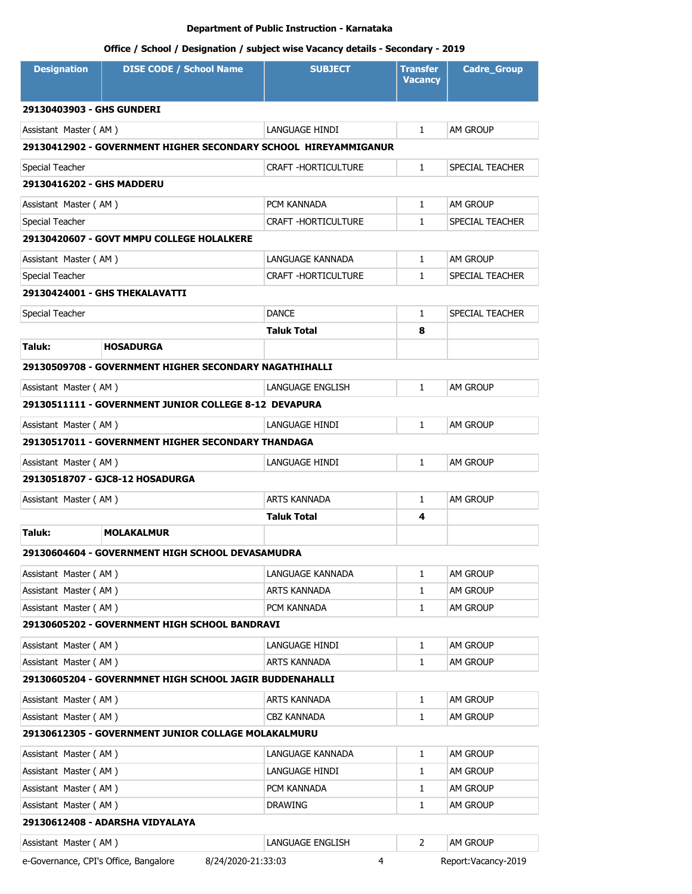**Department of Public Instruction - Karnataka**

**Office / School / Designation / subject wise Vacancy details - Secondary - 2019**

| Designation | DISE CODE / School Name | SUBJECT | Transfer Vacancy | Cadre_Group |
|---|---|---|---|---|
| **29130403903 - GHS GUNDERI** | | | | |
| Assistant Master ( AM ) | | LANGUAGE HINDI | 1 | AM GROUP |
| **29130412902 - GOVERNMENT HIGHER SECONDARY SCHOOL HIREYAMMIGANUR** | | | | |
| Special Teacher | | CRAFT -HORTICULTURE | 1 | SPECIAL TEACHER |
| **29130416202 - GHS MADDERU** | | | | |
| Assistant Master ( AM ) | | PCM KANNADA | 1 | AM GROUP |
| Special Teacher | | CRAFT -HORTICULTURE | 1 | SPECIAL TEACHER |
| **29130420607 - GOVT MMPU COLLEGE HOLALKERE** | | | | |
| Assistant Master ( AM ) | | LANGUAGE KANNADA | 1 | AM GROUP |
| Special Teacher | | CRAFT -HORTICULTURE | 1 | SPECIAL TEACHER |
| **29130424001 - GHS THEKALAVATTI** | | | | |
| Special Teacher | | DANCE | 1 | SPECIAL TEACHER |
| | | **Taluk Total** | **8** | |
| **Taluk:** | **HOSADURGA** | | | |
| **29130509708 - GOVERNMENT HIGHER SECONDARY NAGATHIHALLI** | | | | |
| Assistant Master ( AM ) | | LANGUAGE ENGLISH | 1 | AM GROUP |
| **29130511111 - GOVERNMENT JUNIOR COLLEGE 8-12 DEVAPURA** | | | | |
| Assistant Master ( AM ) | | LANGUAGE HINDI | 1 | AM GROUP |
| **29130517011 - GOVERNMENT HIGHER SECONDARY THANDAGA** | | | | |
| Assistant Master ( AM ) | | LANGUAGE HINDI | 1 | AM GROUP |
| **29130518707 - GJC8-12 HOSADURGA** | | | | |
| Assistant Master ( AM ) | | ARTS KANNADA | 1 | AM GROUP |
| | | **Taluk Total** | **4** | |
| **Taluk:** | **MOLAKALMUR** | | | |
| **29130604604 - GOVERNMENT HIGH SCHOOL DEVASAMUDRA** | | | | |
| Assistant Master ( AM ) | | LANGUAGE KANNADA | 1 | AM GROUP |
| Assistant Master ( AM ) | | ARTS KANNADA | 1 | AM GROUP |
| Assistant Master ( AM ) | | PCM KANNADA | 1 | AM GROUP |
| **29130605202 - GOVERNMENT HIGH SCHOOL BANDRAVI** | | | | |
| Assistant Master ( AM ) | | LANGUAGE HINDI | 1 | AM GROUP |
| Assistant Master ( AM ) | | ARTS KANNADA | 1 | AM GROUP |
| **29130605204 - GOVERNMNET HIGH SCHOOL JAGIR BUDDENAHALLI** | | | | |
| Assistant Master ( AM ) | | ARTS KANNADA | 1 | AM GROUP |
| Assistant Master ( AM ) | | CBZ KANNADA | 1 | AM GROUP |
| **29130612305 - GOVERNMENT JUNIOR COLLAGE MOLAKALMURU** | | | | |
| Assistant Master ( AM ) | | LANGUAGE KANNADA | 1 | AM GROUP |
| Assistant Master ( AM ) | | LANGUAGE HINDI | 1 | AM GROUP |
| Assistant Master ( AM ) | | PCM KANNADA | 1 | AM GROUP |
| Assistant Master ( AM ) | | DRAWING | 1 | AM GROUP |
| **29130612408 - ADARSHA VIDYALAYA** | | | | |
| Assistant Master ( AM ) | | LANGUAGE ENGLISH | 2 | AM GROUP |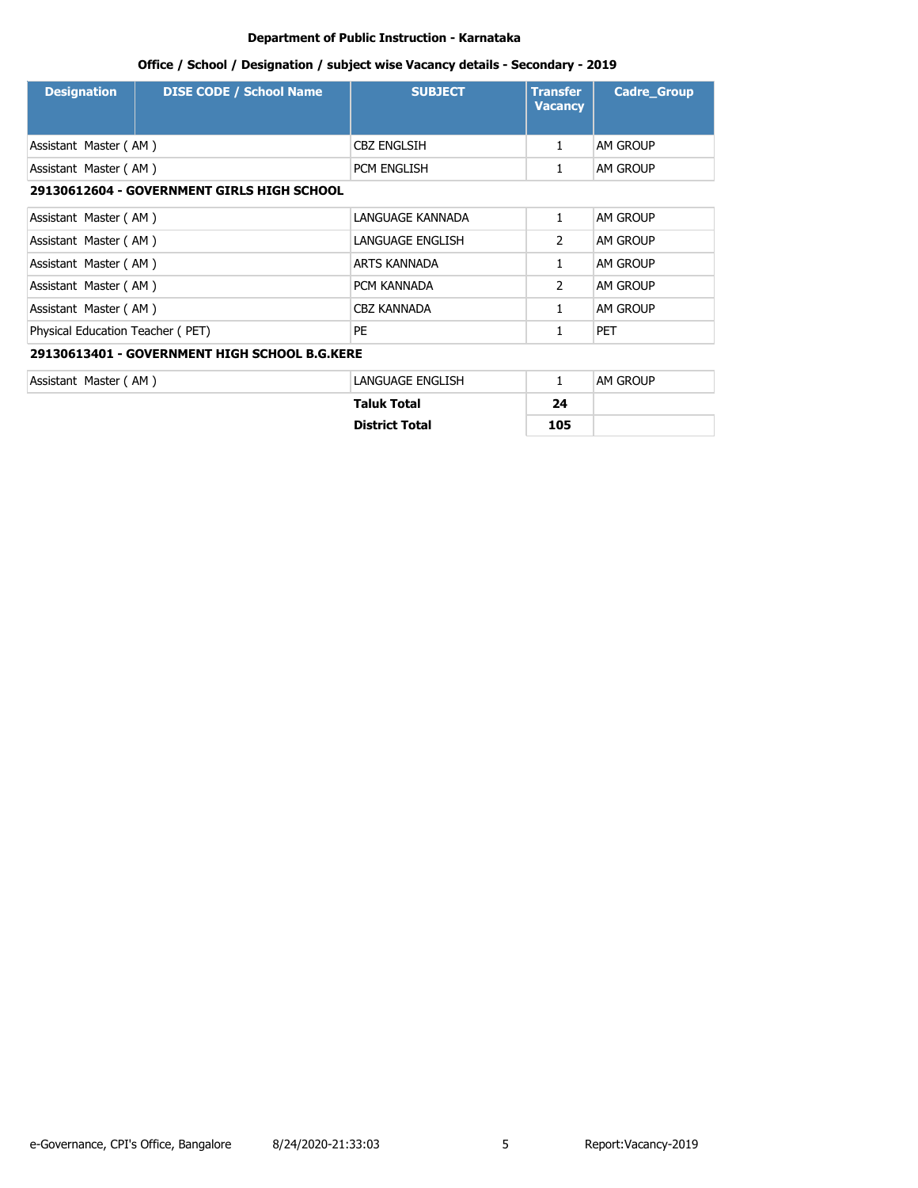**Department of Public Instruction - Karnataka**

**Office / School / Designation / subject wise Vacancy details - Secondary - 2019**

| Designation | DISE CODE / School Name | SUBJECT | Transfer Vacancy | Cadre_Group |
|---|---|---|---|---|
| Assistant Master ( AM ) | | CBZ ENGLSIH | 1 | AM GROUP |
| Assistant Master ( AM ) | | PCM ENGLISH | 1 | AM GROUP |
| **29130612604 - GOVERNMENT GIRLS HIGH SCHOOL** | | | | |
| Assistant Master ( AM ) | | LANGUAGE KANNADA | 1 | AM GROUP |
| Assistant Master ( AM ) | | LANGUAGE ENGLISH | 2 | AM GROUP |
| Assistant Master ( AM ) | | ARTS KANNADA | 1 | AM GROUP |
| Assistant Master ( AM ) | | PCM KANNADA | 2 | AM GROUP |
| Assistant Master ( AM ) | | CBZ KANNADA | 1 | AM GROUP |
| Physical Education Teacher ( PET) | | PE | 1 | PET |
| **29130613401 - GOVERNMENT HIGH SCHOOL B.G.KERE** | | | | |
| Assistant Master ( AM ) | | LANGUAGE ENGLISH | 1 | AM GROUP |
| | | **Taluk Total** | **24** | |
| | | **District Total** | **105** | |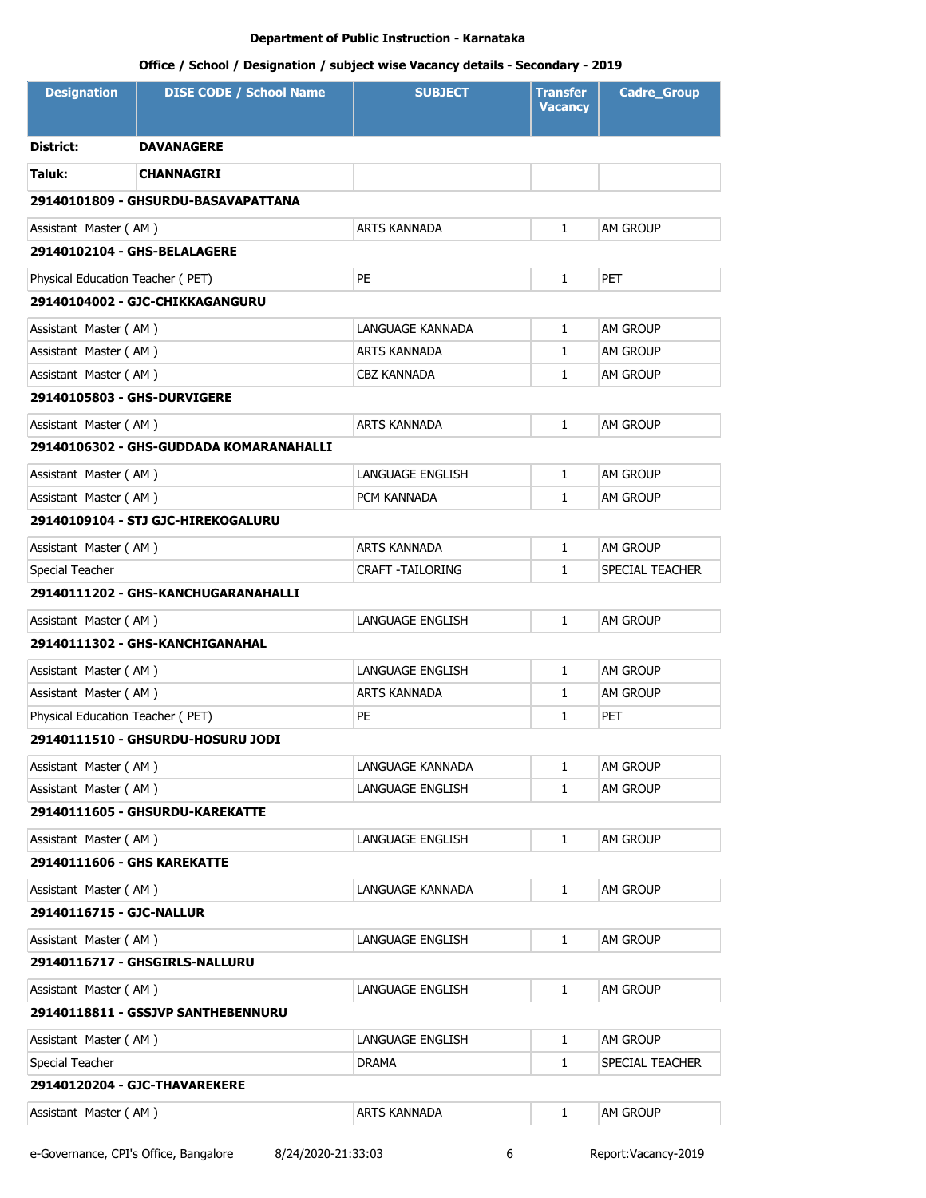**Department of Public Instruction - Karnataka**

**Office / School / Designation / subject wise Vacancy details - Secondary - 2019**

| Designation | DISE CODE / School Name | SUBJECT | Transfer Vacancy | Cadre_Group |
|---|---|---|---|---|
| **District:** | **DAVANAGERE** | | | |
| **Taluk:** | **CHANNAGIRI** | | | |
| **29140101809 - GHSURDU-BASAVAPATTANA** | | | | |
| Assistant Master ( AM ) | | ARTS KANNADA | 1 | AM GROUP |
| **29140102104 - GHS-BELALAGERE** | | | | |
| Physical Education Teacher ( PET) | | PE | 1 | PET |
| **29140104002 - GJC-CHIKKAGANGURU** | | | | |
| Assistant Master ( AM ) | | LANGUAGE KANNADA | 1 | AM GROUP |
| Assistant Master ( AM ) | | ARTS KANNADA | 1 | AM GROUP |
| Assistant Master ( AM ) | | CBZ KANNADA | 1 | AM GROUP |
| **29140105803 - GHS-DURVIGERE** | | | | |
| Assistant Master ( AM ) | | ARTS KANNADA | 1 | AM GROUP |
| **29140106302 - GHS-GUDDADA KOMARANAHALLI** | | | | |
| Assistant Master ( AM ) | | LANGUAGE ENGLISH | 1 | AM GROUP |
| Assistant Master ( AM ) | | PCM KANNADA | 1 | AM GROUP |
| **29140109104 - STJ GJC-HIREKOGALURU** | | | | |
| Assistant Master ( AM ) | | ARTS KANNADA | 1 | AM GROUP |
| Special Teacher | | CRAFT -TAILORING | 1 | SPECIAL TEACHER |
| **29140111202 - GHS-KANCHUGARANAHALLI** | | | | |
| Assistant Master ( AM ) | | LANGUAGE ENGLISH | 1 | AM GROUP |
| **29140111302 - GHS-KANCHIGANAHAL** | | | | |
| Assistant Master ( AM ) | | LANGUAGE ENGLISH | 1 | AM GROUP |
| Assistant Master ( AM ) | | ARTS KANNADA | 1 | AM GROUP |
| Physical Education Teacher ( PET) | | PE | 1 | PET |
| **29140111510 - GHSURDU-HOSURU JODI** | | | | |
| Assistant Master ( AM ) | | LANGUAGE KANNADA | 1 | AM GROUP |
| Assistant Master ( AM ) | | LANGUAGE ENGLISH | 1 | AM GROUP |
| **29140111605 - GHSURDU-KAREKATTE** | | | | |
| Assistant Master ( AM ) | | LANGUAGE ENGLISH | 1 | AM GROUP |
| **29140111606 - GHS KAREKATTE** | | | | |
| Assistant Master ( AM ) | | LANGUAGE KANNADA | 1 | AM GROUP |
| **29140116715 - GJC-NALLUR** | | | | |
| Assistant Master ( AM ) | | LANGUAGE ENGLISH | 1 | AM GROUP |
| **29140116717 - GHSGIRLS-NALLURU** | | | | |
| Assistant Master ( AM ) | | LANGUAGE ENGLISH | 1 | AM GROUP |
| **29140118811 - GSSJVP SANTHEBENNURU** | | | | |
| Assistant Master ( AM ) | | LANGUAGE ENGLISH | 1 | AM GROUP |
| Special Teacher | | DRAMA | 1 | SPECIAL TEACHER |
| **29140120204 - GJC-THAVAREKERE** | | | | |
| Assistant Master ( AM ) | | ARTS KANNADA | 1 | AM GROUP |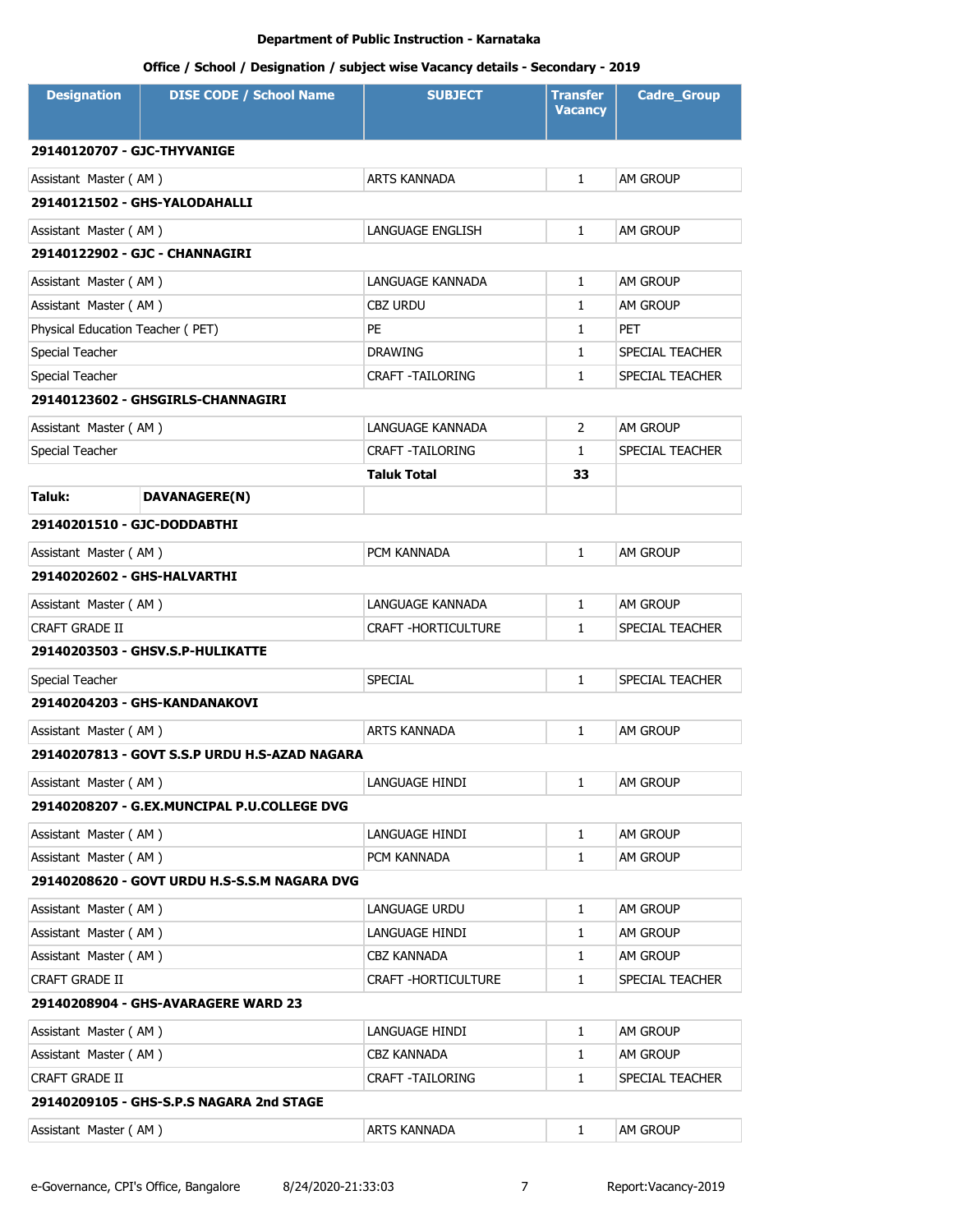**Department of Public Instruction - Karnataka**

**Office / School / Designation / subject wise Vacancy details - Secondary - 2019**

| Designation | DISE CODE / School Name | SUBJECT | Transfer Vacancy | Cadre_Group |
|---|---|---|---|---|
| **29140120707 - GJC-THYVANIGE** | | | | |
| Assistant Master ( AM ) | | ARTS KANNADA | 1 | AM GROUP |
| **29140121502 - GHS-YALODAHALLI** | | | | |
| Assistant Master ( AM ) | | LANGUAGE ENGLISH | 1 | AM GROUP |
| **29140122902 - GJC - CHANNAGIRI** | | | | |
| Assistant Master ( AM ) | | LANGUAGE KANNADA | 1 | AM GROUP |
| Assistant Master ( AM ) | | CBZ URDU | 1 | AM GROUP |
| Physical Education Teacher ( PET) | | PE | 1 | PET |
| Special Teacher | | DRAWING | 1 | SPECIAL TEACHER |
| Special Teacher | | CRAFT -TAILORING | 1 | SPECIAL TEACHER |
| **29140123602 - GHSGIRLS-CHANNAGIRI** | | | | |
| Assistant Master ( AM ) | | LANGUAGE KANNADA | 2 | AM GROUP |
| Special Teacher | | CRAFT -TAILORING | 1 | SPECIAL TEACHER |
| | | **Taluk Total** | **33** | |
| **Taluk:** | **DAVANAGERE(N)** | | | |
| **29140201510 - GJC-DODDABTHI** | | | | |
| Assistant Master ( AM ) | | PCM KANNADA | 1 | AM GROUP |
| **29140202602 - GHS-HALVARTHI** | | | | |
| Assistant Master ( AM ) | | LANGUAGE KANNADA | 1 | AM GROUP |
| CRAFT GRADE II | | CRAFT -HORTICULTURE | 1 | SPECIAL TEACHER |
| **29140203503 - GHSV.S.P-HULIKATTE** | | | | |
| Special Teacher | | SPECIAL | 1 | SPECIAL TEACHER |
| **29140204203 - GHS-KANDANAKOVI** | | | | |
| Assistant Master ( AM ) | | ARTS KANNADA | 1 | AM GROUP |
| **29140207813 - GOVT S.S.P URDU H.S-AZAD NAGARA** | | | | |
| Assistant Master ( AM ) | | LANGUAGE HINDI | 1 | AM GROUP |
| **29140208207 - G.EX.MUNCIPAL P.U.COLLEGE DVG** | | | | |
| Assistant Master ( AM ) | | LANGUAGE HINDI | 1 | AM GROUP |
| Assistant Master ( AM ) | | PCM KANNADA | 1 | AM GROUP |
| **29140208620 - GOVT URDU H.S-S.S.M NAGARA DVG** | | | | |
| Assistant Master ( AM ) | | LANGUAGE URDU | 1 | AM GROUP |
| Assistant Master ( AM ) | | LANGUAGE HINDI | 1 | AM GROUP |
| Assistant Master ( AM ) | | CBZ KANNADA | 1 | AM GROUP |
| CRAFT GRADE II | | CRAFT -HORTICULTURE | 1 | SPECIAL TEACHER |
| **29140208904 - GHS-AVARAGERE WARD 23** | | | | |
| Assistant Master ( AM ) | | LANGUAGE HINDI | 1 | AM GROUP |
| Assistant Master ( AM ) | | CBZ KANNADA | 1 | AM GROUP |
| CRAFT GRADE II | | CRAFT -TAILORING | 1 | SPECIAL TEACHER |
| **29140209105 - GHS-S.P.S NAGARA 2nd STAGE** | | | | |
| Assistant Master ( AM ) | | ARTS KANNADA | 1 | AM GROUP |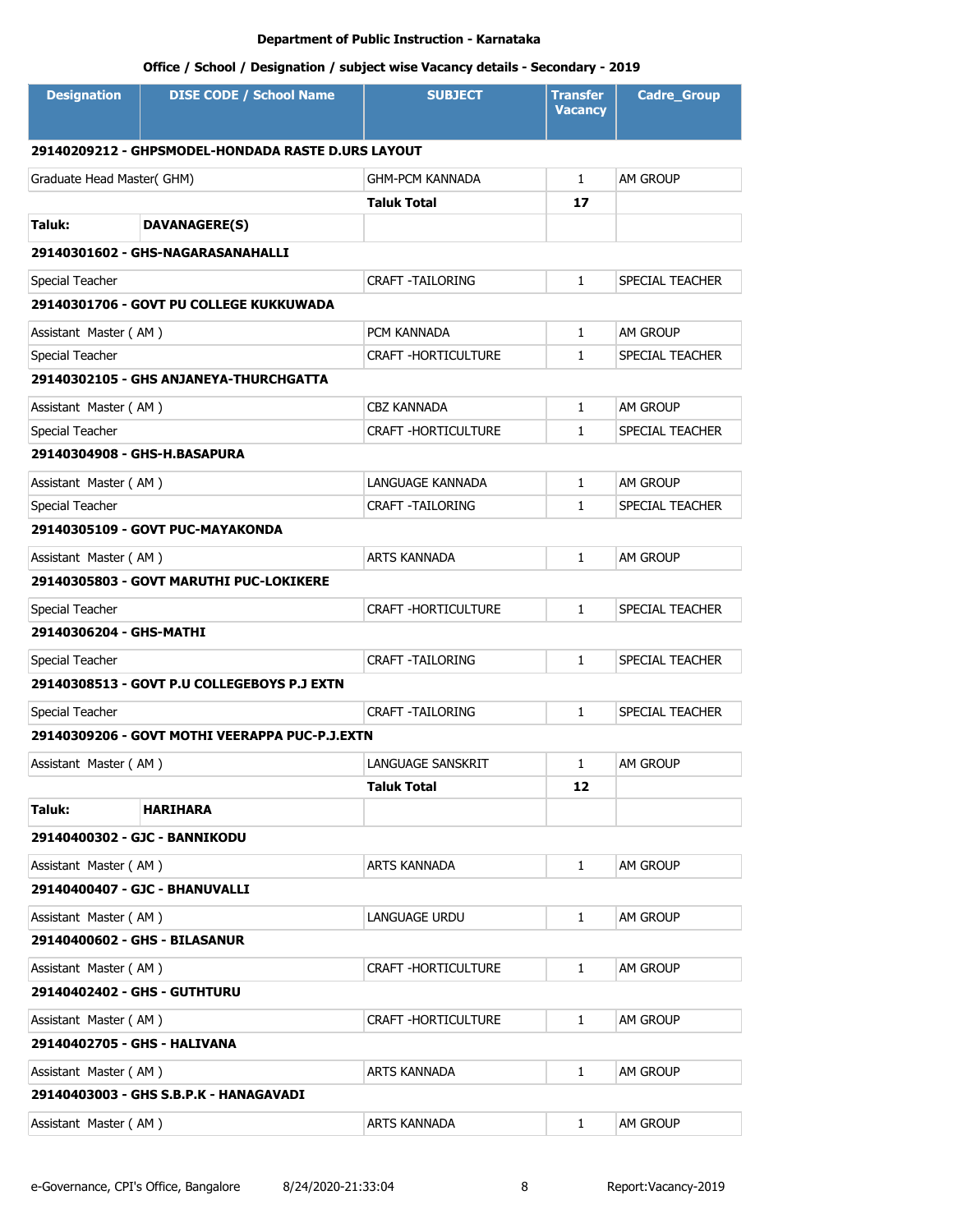**Department of Public Instruction - Karnataka**

**Office / School / Designation / subject wise Vacancy details - Secondary - 2019**

| Designation | DISE CODE / School Name | SUBJECT | Transfer Vacancy | Cadre_Group |
|---|---|---|---|---|
| **29140209212 - GHPSMODEL-HONDADA RASTE D.URS LAYOUT** | | | | |
| Graduate Head Master( GHM) | | GHM-PCM KANNADA | 1 | AM GROUP |
| | | **Taluk Total** | **17** | |
| **Taluk:** | **DAVANAGERE(S)** | | | |
| **29140301602 - GHS-NAGARASANAHALLI** | | | | |
| Special Teacher | | CRAFT -TAILORING | 1 | SPECIAL TEACHER |
| **29140301706 - GOVT PU COLLEGE KUKKUWADA** | | | | |
| Assistant Master ( AM ) | | PCM KANNADA | 1 | AM GROUP |
| Special Teacher | | CRAFT -HORTICULTURE | 1 | SPECIAL TEACHER |
| **29140302105 - GHS ANJANEYA-THURCHGATTA** | | | | |
| Assistant Master ( AM ) | | CBZ KANNADA | 1 | AM GROUP |
| Special Teacher | | CRAFT -HORTICULTURE | 1 | SPECIAL TEACHER |
| **29140304908 - GHS-H.BASAPURA** | | | | |
| Assistant Master ( AM ) | | LANGUAGE KANNADA | 1 | AM GROUP |
| Special Teacher | | CRAFT -TAILORING | 1 | SPECIAL TEACHER |
| **29140305109 - GOVT PUC-MAYAKONDA** | | | | |
| Assistant Master ( AM ) | | ARTS KANNADA | 1 | AM GROUP |
| **29140305803 - GOVT MARUTHI PUC-LOKIKERE** | | | | |
| Special Teacher | | CRAFT -HORTICULTURE | 1 | SPECIAL TEACHER |
| **29140306204 - GHS-MATHI** | | | | |
| Special Teacher | | CRAFT -TAILORING | 1 | SPECIAL TEACHER |
| **29140308513 - GOVT P.U COLLEGEBOYS P.J EXTN** | | | | |
| Special Teacher | | CRAFT -TAILORING | 1 | SPECIAL TEACHER |
| **29140309206 - GOVT MOTHI VEERAPPA PUC-P.J.EXTN** | | | | |
| Assistant Master ( AM ) | | LANGUAGE SANSKRIT | 1 | AM GROUP |
| | | **Taluk Total** | **12** | |
| **Taluk:** | **HARIHARA** | | | |
| **29140400302 - GJC - BANNIKODU** | | | | |
| Assistant Master ( AM ) | | ARTS KANNADA | 1 | AM GROUP |
| **29140400407 - GJC - BHANUVALLI** | | | | |
| Assistant Master ( AM ) | | LANGUAGE URDU | 1 | AM GROUP |
| **29140400602 - GHS - BILASANUR** | | | | |
| Assistant Master ( AM ) | | CRAFT -HORTICULTURE | 1 | AM GROUP |
| **29140402402 - GHS - GUTHTURU** | | | | |
| Assistant Master ( AM ) | | CRAFT -HORTICULTURE | 1 | AM GROUP |
| **29140402705 - GHS - HALIVANA** | | | | |
| Assistant Master ( AM ) | | ARTS KANNADA | 1 | AM GROUP |
| **29140403003 - GHS S.B.P.K - HANAGAVADI** | | | | |
| Assistant Master ( AM ) | | ARTS KANNADA | 1 | AM GROUP |

e-Governance, CPI's Office, Bangalore 8/24/2020-21:33:04 Report:Vacancy-2019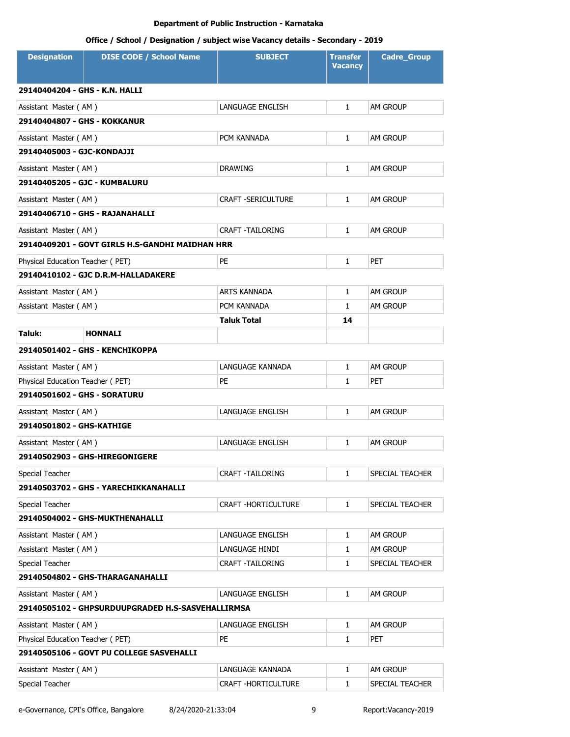**Department of Public Instruction - Karnataka**

**Office / School / Designation / subject wise Vacancy details - Secondary - 2019**

| Designation | DISE CODE / School Name | SUBJECT | Transfer Vacancy | Cadre_Group |
|---|---|---|---|---|
| **29140404204 - GHS - K.N. HALLI** | | | | |
| Assistant Master ( AM ) | | LANGUAGE ENGLISH | 1 | AM GROUP |
| **29140404807 - GHS - KOKKANUR** | | | | |
| Assistant Master ( AM ) | | PCM KANNADA | 1 | AM GROUP |
| **29140405003 - GJC-KONDAJJI** | | | | |
| Assistant Master ( AM ) | | DRAWING | 1 | AM GROUP |
| **29140405205 - GJC - KUMBALURU** | | | | |
| Assistant Master ( AM ) | | CRAFT -SERICULTURE | 1 | AM GROUP |
| **29140406710 - GHS - RAJANAHALLI** | | | | |
| Assistant Master ( AM ) | | CRAFT -TAILORING | 1 | AM GROUP |
| **29140409201 - GOVT GIRLS H.S-GANDHI MAIDHAN HRR** | | | | |
| Physical Education Teacher ( PET) | | PE | 1 | PET |
| **29140410102 - GJC D.R.M-HALLADAKERE** | | | | |
| Assistant Master ( AM ) | | ARTS KANNADA | 1 | AM GROUP |
| Assistant Master ( AM ) | | PCM KANNADA | 1 | AM GROUP |
| | | **Taluk Total** | **14** | |
| **Taluk:** | **HONNALI** | | | |
| **29140501402 - GHS - KENCHIKOPPA** | | | | |
| Assistant Master ( AM ) | | LANGUAGE KANNADA | 1 | AM GROUP |
| Physical Education Teacher ( PET) | | PE | 1 | PET |
| **29140501602 - GHS - SORATURU** | | | | |
| Assistant Master ( AM ) | | LANGUAGE ENGLISH | 1 | AM GROUP |
| **29140501802 - GHS-KATHIGE** | | | | |
| Assistant Master ( AM ) | | LANGUAGE ENGLISH | 1 | AM GROUP |
| **29140502903 - GHS-HIREGONIGERE** | | | | |
| Special Teacher | | CRAFT -TAILORING | 1 | SPECIAL TEACHER |
| **29140503702 - GHS - YARECHIKKANAHALLI** | | | | |
| Special Teacher | | CRAFT -HORTICULTURE | 1 | SPECIAL TEACHER |
| **29140504002 - GHS-MUKTHENAHALLI** | | | | |
| Assistant Master ( AM ) | | LANGUAGE ENGLISH | 1 | AM GROUP |
| Assistant Master ( AM ) | | LANGUAGE HINDI | 1 | AM GROUP |
| Special Teacher | | CRAFT -TAILORING | 1 | SPECIAL TEACHER |
| **29140504802 - GHS-THARAGANAHALLI** | | | | |
| Assistant Master ( AM ) | | LANGUAGE ENGLISH | 1 | AM GROUP |
| **29140505102 - GHPSURDUUPGRADED H.S-SASVEHALLIRMSA** | | | | |
| Assistant Master ( AM ) | | LANGUAGE ENGLISH | 1 | AM GROUP |
| Physical Education Teacher ( PET) | | PE | 1 | PET |
| **29140505106 - GOVT PU COLLEGE SASVEHALLI** | | | | |
| Assistant Master ( AM ) | | LANGUAGE KANNADA | 1 | AM GROUP |
| Special Teacher | | CRAFT -HORTICULTURE | 1 | SPECIAL TEACHER |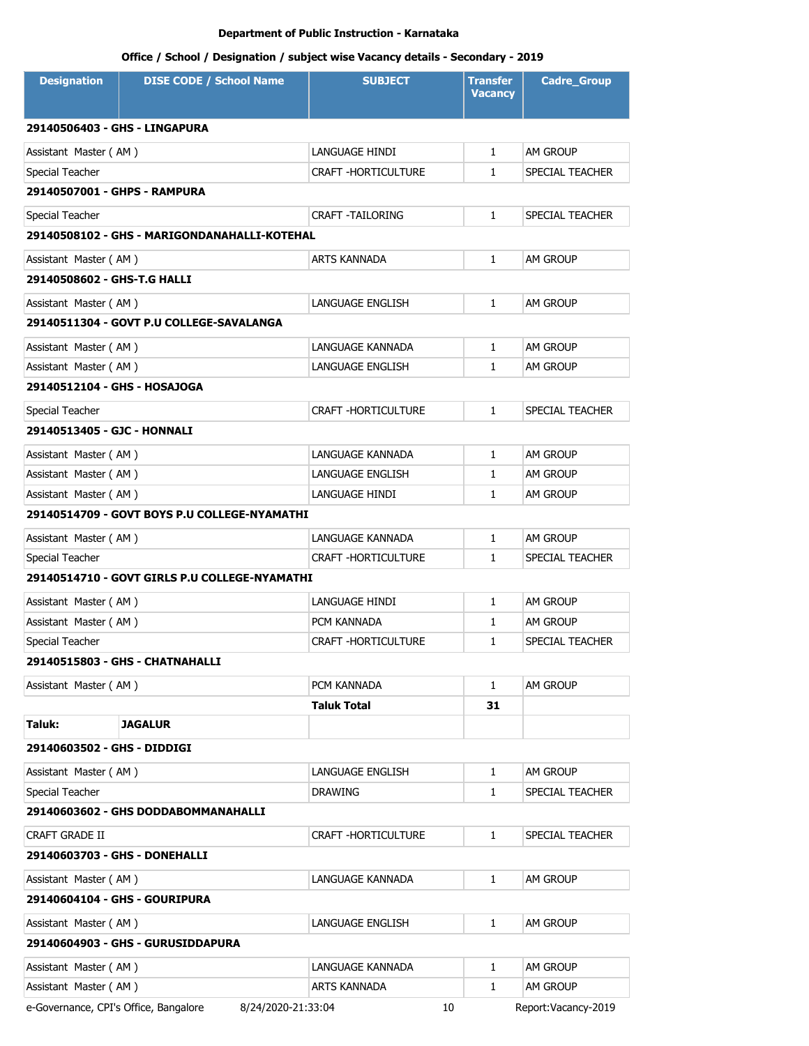**Department of Public Instruction - Karnataka**

**Office / School / Designation / subject wise Vacancy details - Secondary - 2019**

| Designation | DISE CODE / School Name | SUBJECT | Transfer Vacancy | Cadre_Group |
|---|---|---|---|---|
| **29140506403 - GHS - LINGAPURA** | | | | |
| Assistant Master ( AM ) | | LANGUAGE HINDI | 1 | AM GROUP |
| Special Teacher | | CRAFT -HORTICULTURE | 1 | SPECIAL TEACHER |
| **29140507001 - GHPS - RAMPURA** | | | | |
| Special Teacher | | CRAFT -TAILORING | 1 | SPECIAL TEACHER |
| **29140508102 - GHS - MARIGONDANAHALLI-KOTEHAL** | | | | |
| Assistant Master ( AM ) | | ARTS KANNADA | 1 | AM GROUP |
| **29140508602 - GHS-T.G HALLI** | | | | |
| Assistant Master ( AM ) | | LANGUAGE ENGLISH | 1 | AM GROUP |
| **29140511304 - GOVT P.U COLLEGE-SAVALANGA** | | | | |
| Assistant Master ( AM ) | | LANGUAGE KANNADA | 1 | AM GROUP |
| Assistant Master ( AM ) | | LANGUAGE ENGLISH | 1 | AM GROUP |
| **29140512104 - GHS - HOSAJOGA** | | | | |
| Special Teacher | | CRAFT -HORTICULTURE | 1 | SPECIAL TEACHER |
| **29140513405 - GJC - HONNALI** | | | | |
| Assistant Master ( AM ) | | LANGUAGE KANNADA | 1 | AM GROUP |
| Assistant Master ( AM ) | | LANGUAGE ENGLISH | 1 | AM GROUP |
| Assistant Master ( AM ) | | LANGUAGE HINDI | 1 | AM GROUP |
| **29140514709 - GOVT BOYS P.U COLLEGE-NYAMATHI** | | | | |
| Assistant Master ( AM ) | | LANGUAGE KANNADA | 1 | AM GROUP |
| Special Teacher | | CRAFT -HORTICULTURE | 1 | SPECIAL TEACHER |
| **29140514710 - GOVT GIRLS P.U COLLEGE-NYAMATHI** | | | | |
| Assistant Master ( AM ) | | LANGUAGE HINDI | 1 | AM GROUP |
| Assistant Master ( AM ) | | PCM KANNADA | 1 | AM GROUP |
| Special Teacher | | CRAFT -HORTICULTURE | 1 | SPECIAL TEACHER |
| **29140515803 - GHS - CHATNAHALLI** | | | | |
| Assistant Master ( AM ) | | PCM KANNADA | 1 | AM GROUP |
| | | **Taluk Total** | **31** | |
| **Taluk:** | **JAGALUR** | | | |
| **29140603502 - GHS - DIDDIGI** | | | | |
| Assistant Master ( AM ) | | LANGUAGE ENGLISH | 1 | AM GROUP |
| Special Teacher | | DRAWING | 1 | SPECIAL TEACHER |
| **29140603602 - GHS DODDABOMMANAHALLI** | | | | |
| CRAFT GRADE II | | CRAFT -HORTICULTURE | 1 | SPECIAL TEACHER |
| **29140603703 - GHS - DONEHALLI** | | | | |
| Assistant Master ( AM ) | | LANGUAGE KANNADA | 1 | AM GROUP |
| **29140604104 - GHS - GOURIPURA** | | | | |
| Assistant Master ( AM ) | | LANGUAGE ENGLISH | 1 | AM GROUP |
| **29140604903 - GHS - GURUSIDDAPURA** | | | | |
| Assistant Master ( AM ) | | LANGUAGE KANNADA | 1 | AM GROUP |
| Assistant Master ( AM ) | | ARTS KANNADA | 1 | AM GROUP |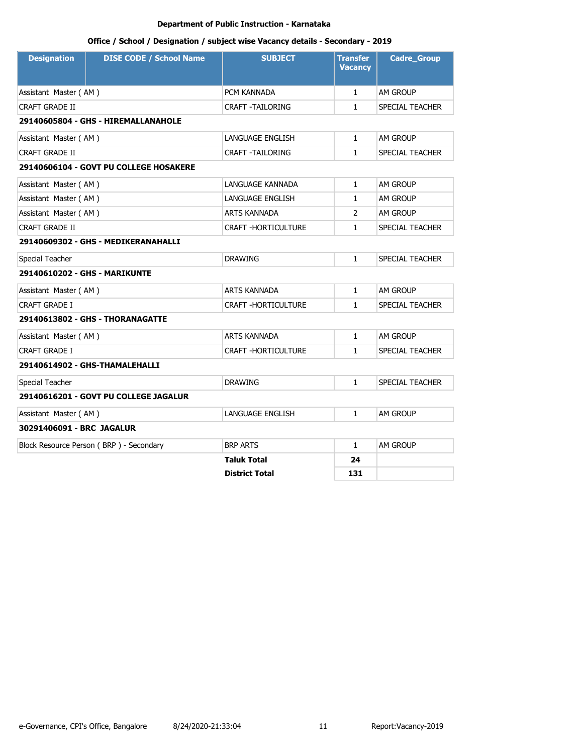**Department of Public Instruction - Karnataka**

**Office / School / Designation / subject wise Vacancy details - Secondary - 2019**

| Designation | DISE CODE / School Name | SUBJECT | Transfer Vacancy | Cadre_Group |
|---|---|---|---|---|
| Assistant Master ( AM ) | | PCM KANNADA | 1 | AM GROUP |
| CRAFT GRADE II | | CRAFT -TAILORING | 1 | SPECIAL TEACHER |
| **29140605804 - GHS - HIREMALLANAHOLE** | | | | |
| Assistant Master ( AM ) | | LANGUAGE ENGLISH | 1 | AM GROUP |
| CRAFT GRADE II | | CRAFT -TAILORING | 1 | SPECIAL TEACHER |
| **29140606104 - GOVT PU COLLEGE HOSAKERE** | | | | |
| Assistant Master ( AM ) | | LANGUAGE KANNADA | 1 | AM GROUP |
| Assistant Master ( AM ) | | LANGUAGE ENGLISH | 1 | AM GROUP |
| Assistant Master ( AM ) | | ARTS KANNADA | 2 | AM GROUP |
| CRAFT GRADE II | | CRAFT -HORTICULTURE | 1 | SPECIAL TEACHER |
| **29140609302 - GHS - MEDIKERANAHALLI** | | | | |
| Special Teacher | | DRAWING | 1 | SPECIAL TEACHER |
| **29140610202 - GHS - MARIKUNTE** | | | | |
| Assistant Master ( AM ) | | ARTS KANNADA | 1 | AM GROUP |
| CRAFT GRADE I | | CRAFT -HORTICULTURE | 1 | SPECIAL TEACHER |
| **29140613802 - GHS - THORANAGATTE** | | | | |
| Assistant Master ( AM ) | | ARTS KANNADA | 1 | AM GROUP |
| CRAFT GRADE I | | CRAFT -HORTICULTURE | 1 | SPECIAL TEACHER |
| **29140614902 - GHS-THAMALEHALLI** | | | | |
| Special Teacher | | DRAWING | 1 | SPECIAL TEACHER |
| **29140616201 - GOVT PU COLLEGE JAGALUR** | | | | |
| Assistant Master ( AM ) | | LANGUAGE ENGLISH | 1 | AM GROUP |
| **30291406091 - BRC JAGALUR** | | | | |
| Block Resource Person ( BRP ) - Secondary | | BRP ARTS | 1 | AM GROUP |
| | | **Taluk Total** | **24** | |
| | | **District Total** | **131** | |

e-Governance, CPI's Office, Bangalore 8/24/2020-21:33:04 Report:Vacancy-2019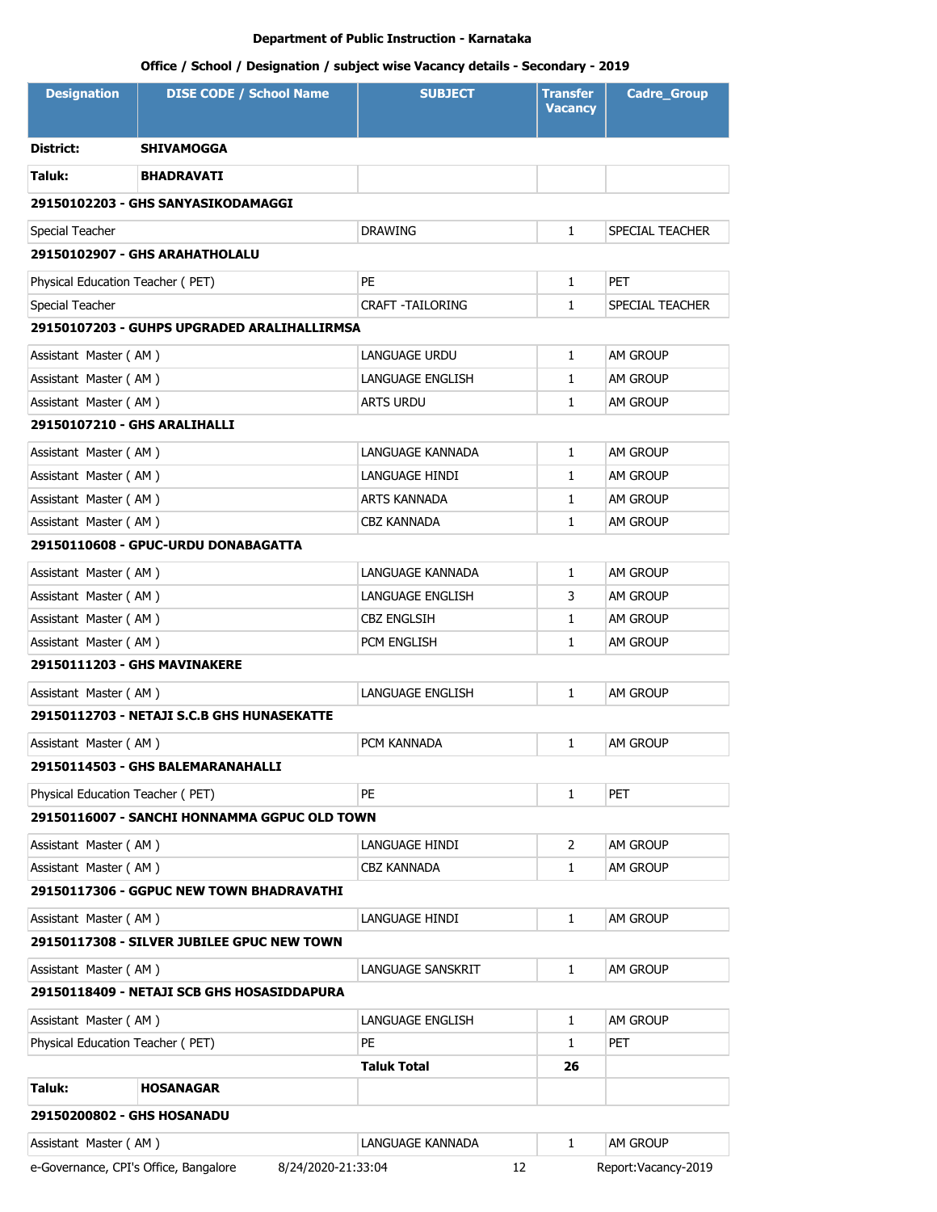**Department of Public Instruction - Karnataka**

**Office / School / Designation / subject wise Vacancy details - Secondary - 2019**

| Designation | DISE CODE / School Name | SUBJECT | Transfer Vacancy | Cadre_Group |
|---|---|---|---|---|
| **District:** | **SHIVAMOGGA** | | | |
| **Taluk:** | **BHADRAVATI** | | | |
| **29150102203 - GHS SANYASIKODAMAGGI** | | | | |
| Special Teacher | | DRAWING | 1 | SPECIAL TEACHER |
| **29150102907 - GHS ARAHATHOLALU** | | | | |
| Physical Education Teacher ( PET) | | PE | 1 | PET |
| Special Teacher | | CRAFT -TAILORING | 1 | SPECIAL TEACHER |
| **29150107203 - GUHPS UPGRADED ARALIHALLIRMSA** | | | | |
| Assistant Master ( AM ) | | LANGUAGE URDU | 1 | AM GROUP |
| Assistant Master ( AM ) | | LANGUAGE ENGLISH | 1 | AM GROUP |
| Assistant Master ( AM ) | | ARTS URDU | 1 | AM GROUP |
| **29150107210 - GHS ARALIHALLI** | | | | |
| Assistant Master ( AM ) | | LANGUAGE KANNADA | 1 | AM GROUP |
| Assistant Master ( AM ) | | LANGUAGE HINDI | 1 | AM GROUP |
| Assistant Master ( AM ) | | ARTS KANNADA | 1 | AM GROUP |
| Assistant Master ( AM ) | | CBZ KANNADA | 1 | AM GROUP |
| **29150110608 - GPUC-URDU DONABAGATTA** | | | | |
| Assistant Master ( AM ) | | LANGUAGE KANNADA | 1 | AM GROUP |
| Assistant Master ( AM ) | | LANGUAGE ENGLISH | 3 | AM GROUP |
| Assistant Master ( AM ) | | CBZ ENGLSIH | 1 | AM GROUP |
| Assistant Master ( AM ) | | PCM ENGLISH | 1 | AM GROUP |
| **29150111203 - GHS MAVINAKERE** | | | | |
| Assistant Master ( AM ) | | LANGUAGE ENGLISH | 1 | AM GROUP |
| **29150112703 - NETAJI S.C.B GHS HUNASEKATTE** | | | | |
| Assistant Master ( AM ) | | PCM KANNADA | 1 | AM GROUP |
| **29150114503 - GHS BALEMARANAHALLI** | | | | |
| Physical Education Teacher ( PET) | | PE | 1 | PET |
| **29150116007 - SANCHI HONNAMMA GGPUC OLD TOWN** | | | | |
| Assistant Master ( AM ) | | LANGUAGE HINDI | 2 | AM GROUP |
| Assistant Master ( AM ) | | CBZ KANNADA | 1 | AM GROUP |
| **29150117306 - GGPUC NEW TOWN BHADRAVATHI** | | | | |
| Assistant Master ( AM ) | | LANGUAGE HINDI | 1 | AM GROUP |
| **29150117308 - SILVER JUBILEE GPUC NEW TOWN** | | | | |
| Assistant Master ( AM ) | | LANGUAGE SANSKRIT | 1 | AM GROUP |
| **29150118409 - NETAJI SCB GHS HOSASIDDAPURA** | | | | |
| Assistant Master ( AM ) | | LANGUAGE ENGLISH | 1 | AM GROUP |
| Physical Education Teacher ( PET) | | PE | 1 | PET |
| | | **Taluk Total** | **26** | |
| **Taluk:** | **HOSANAGAR** | | | |
| **29150200802 - GHS HOSANADU** | | | | |
| Assistant Master ( AM ) | | LANGUAGE KANNADA | 1 | AM GROUP |

e-Governance, CPI's Office, Bangalore 8/24/2020-21:33:04 Report:Vacancy-2019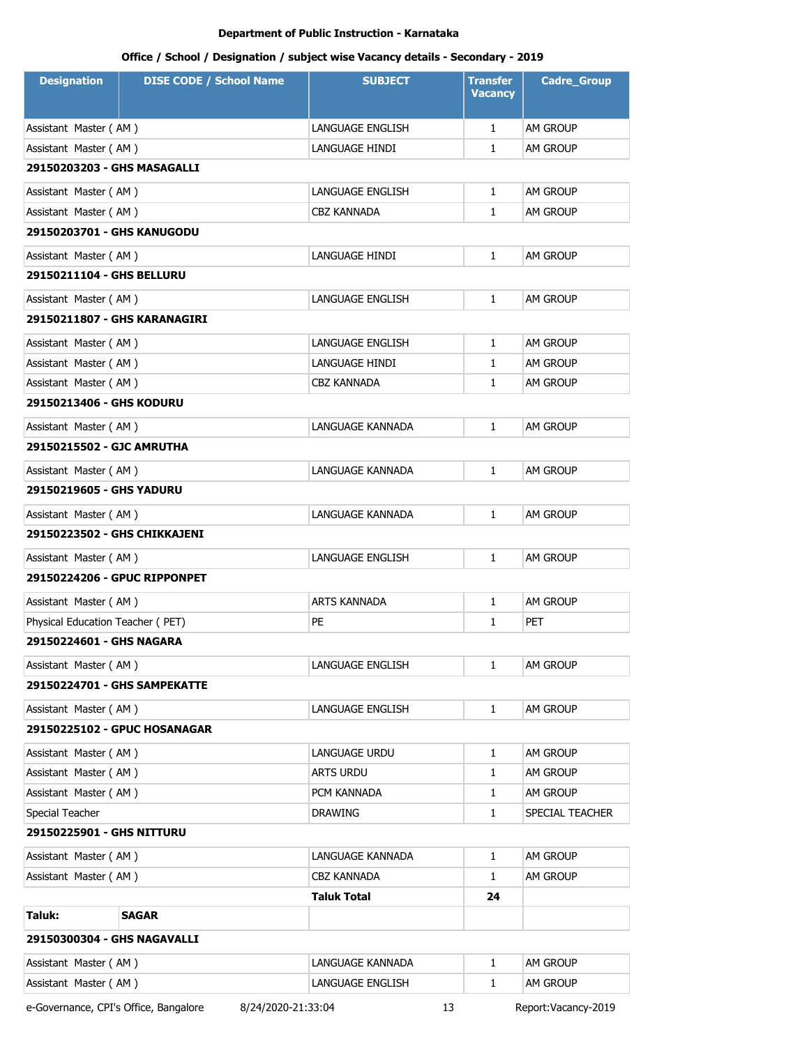**Department of Public Instruction - Karnataka**

**Office / School / Designation / subject wise Vacancy details - Secondary - 2019**

| Designation | DISE CODE / School Name | SUBJECT | Transfer Vacancy | Cadre_Group |
|---|---|---|---|---|
| Assistant Master ( AM ) | | LANGUAGE ENGLISH | 1 | AM GROUP |
| Assistant Master ( AM ) | | LANGUAGE HINDI | 1 | AM GROUP |
| **29150203203 - GHS MASAGALLI** | | | | |
| Assistant Master ( AM ) | | LANGUAGE ENGLISH | 1 | AM GROUP |
| Assistant Master ( AM ) | | CBZ KANNADA | 1 | AM GROUP |
| **29150203701 - GHS KANUGODU** | | | | |
| Assistant Master ( AM ) | | LANGUAGE HINDI | 1 | AM GROUP |
| **29150211104 - GHS BELLURU** | | | | |
| Assistant Master ( AM ) | | LANGUAGE ENGLISH | 1 | AM GROUP |
| **29150211807 - GHS KARANAGIRI** | | | | |
| Assistant Master ( AM ) | | LANGUAGE ENGLISH | 1 | AM GROUP |
| Assistant Master ( AM ) | | LANGUAGE HINDI | 1 | AM GROUP |
| Assistant Master ( AM ) | | CBZ KANNADA | 1 | AM GROUP |
| **29150213406 - GHS KODURU** | | | | |
| Assistant Master ( AM ) | | LANGUAGE KANNADA | 1 | AM GROUP |
| **29150215502 - GJC AMRUTHA** | | | | |
| Assistant Master ( AM ) | | LANGUAGE KANNADA | 1 | AM GROUP |
| **29150219605 - GHS YADURU** | | | | |
| Assistant Master ( AM ) | | LANGUAGE KANNADA | 1 | AM GROUP |
| **29150223502 - GHS CHIKKAJENI** | | | | |
| Assistant Master ( AM ) | | LANGUAGE ENGLISH | 1 | AM GROUP |
| **29150224206 - GPUC RIPPONPET** | | | | |
| Assistant Master ( AM ) | | ARTS KANNADA | 1 | AM GROUP |
| Physical Education Teacher ( PET) | | PE | 1 | PET |
| **29150224601 - GHS NAGARA** | | | | |
| Assistant Master ( AM ) | | LANGUAGE ENGLISH | 1 | AM GROUP |
| **29150224701 - GHS SAMPEKATTE** | | | | |
| Assistant Master ( AM ) | | LANGUAGE ENGLISH | 1 | AM GROUP |
| **29150225102 - GPUC HOSANAGAR** | | | | |
| Assistant Master ( AM ) | | LANGUAGE URDU | 1 | AM GROUP |
| Assistant Master ( AM ) | | ARTS URDU | 1 | AM GROUP |
| Assistant Master ( AM ) | | PCM KANNADA | 1 | AM GROUP |
| Special Teacher | | DRAWING | 1 | SPECIAL TEACHER |
| **29150225901 - GHS NITTURU** | | | | |
| Assistant Master ( AM ) | | LANGUAGE KANNADA | 1 | AM GROUP |
| Assistant Master ( AM ) | | CBZ KANNADA | 1 | AM GROUP |
| | | **Taluk Total** | **24** | |
| **Taluk:** | **SAGAR** | | | |
| **29150300304 - GHS NAGAVALLI** | | | | |
| Assistant Master ( AM ) | | LANGUAGE KANNADA | 1 | AM GROUP |
| Assistant Master ( AM ) | | LANGUAGE ENGLISH | 1 | AM GROUP |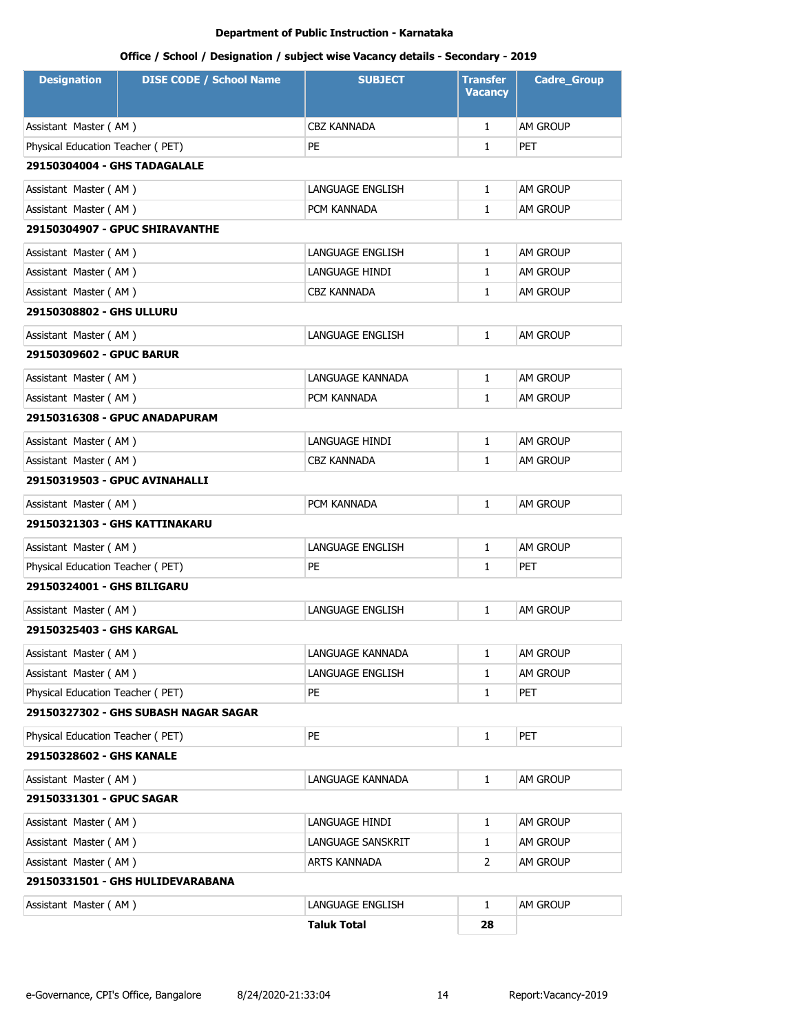**Department of Public Instruction - Karnataka**

**Office / School / Designation / subject wise Vacancy details - Secondary - 2019**

| Designation | DISE CODE / School Name | SUBJECT | Transfer Vacancy | Cadre_Group |
|---|---|---|---|---|
| Assistant Master ( AM ) | | CBZ KANNADA | 1 | AM GROUP |
| Physical Education Teacher ( PET) | | PE | 1 | PET |
| **29150304004 - GHS TADAGALALE** | | | | |
| Assistant Master ( AM ) | | LANGUAGE ENGLISH | 1 | AM GROUP |
| Assistant Master ( AM ) | | PCM KANNADA | 1 | AM GROUP |
| **29150304907 - GPUC SHIRAVANTHE** | | | | |
| Assistant Master ( AM ) | | LANGUAGE ENGLISH | 1 | AM GROUP |
| Assistant Master ( AM ) | | LANGUAGE HINDI | 1 | AM GROUP |
| Assistant Master ( AM ) | | CBZ KANNADA | 1 | AM GROUP |
| **29150308802 - GHS ULLURU** | | | | |
| Assistant Master ( AM ) | | LANGUAGE ENGLISH | 1 | AM GROUP |
| **29150309602 - GPUC BARUR** | | | | |
| Assistant Master ( AM ) | | LANGUAGE KANNADA | 1 | AM GROUP |
| Assistant Master ( AM ) | | PCM KANNADA | 1 | AM GROUP |
| **29150316308 - GPUC ANADAPURAM** | | | | |
| Assistant Master ( AM ) | | LANGUAGE HINDI | 1 | AM GROUP |
| Assistant Master ( AM ) | | CBZ KANNADA | 1 | AM GROUP |
| **29150319503 - GPUC AVINAHALLI** | | | | |
| Assistant Master ( AM ) | | PCM KANNADA | 1 | AM GROUP |
| **29150321303 - GHS KATTINAKARU** | | | | |
| Assistant Master ( AM ) | | LANGUAGE ENGLISH | 1 | AM GROUP |
| Physical Education Teacher ( PET) | | PE | 1 | PET |
| **29150324001 - GHS BILIGARU** | | | | |
| Assistant Master ( AM ) | | LANGUAGE ENGLISH | 1 | AM GROUP |
| **29150325403 - GHS KARGAL** | | | | |
| Assistant Master ( AM ) | | LANGUAGE KANNADA | 1 | AM GROUP |
| Assistant Master ( AM ) | | LANGUAGE ENGLISH | 1 | AM GROUP |
| Physical Education Teacher ( PET) | | PE | 1 | PET |
| **29150327302 - GHS SUBASH NAGAR SAGAR** | | | | |
| Physical Education Teacher ( PET) | | PE | 1 | PET |
| **29150328602 - GHS KANALE** | | | | |
| Assistant Master ( AM ) | | LANGUAGE KANNADA | 1 | AM GROUP |
| **29150331301 - GPUC SAGAR** | | | | |
| Assistant Master ( AM ) | | LANGUAGE HINDI | 1 | AM GROUP |
| Assistant Master ( AM ) | | LANGUAGE SANSKRIT | 1 | AM GROUP |
| Assistant Master ( AM ) | | ARTS KANNADA | 2 | AM GROUP |
| **29150331501 - GHS HULIDEVARABANA** | | | | |
| Assistant Master ( AM ) | | LANGUAGE ENGLISH | 1 | AM GROUP |
| | | **Taluk Total** | **28** | |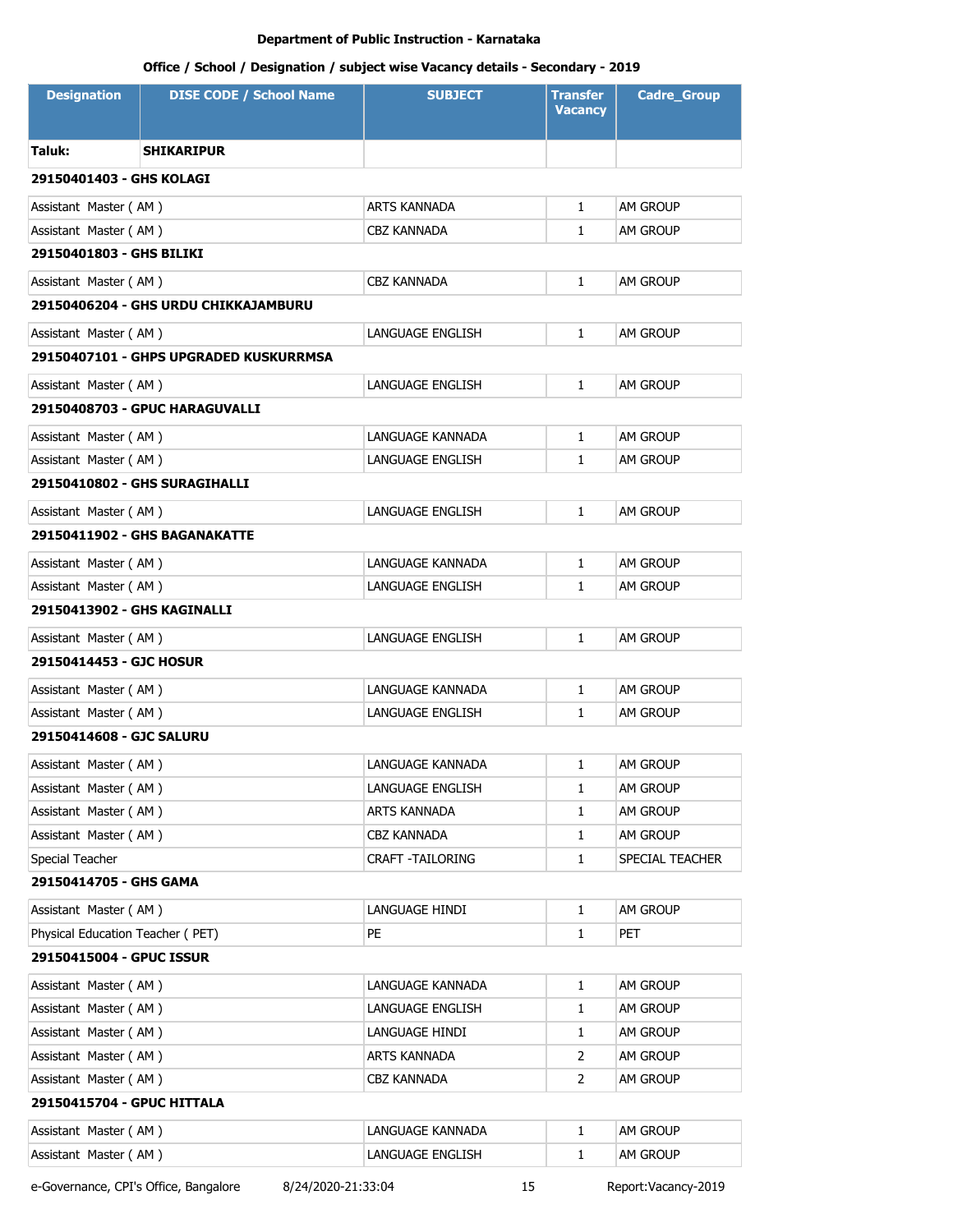Department of Public Instruction - Karnataka

Office / School / Designation / subject wise Vacancy details - Secondary - 2019

| Designation | DISE CODE / School Name | SUBJECT | Transfer Vacancy | Cadre_Group |
|---|---|---|---|---|
| **Taluk:** | **SHIKARIPUR** | | | |
| **29150401403 - GHS KOLAGI** | | | | |
| Assistant Master ( AM ) | | ARTS KANNADA | 1 | AM GROUP |
| Assistant Master ( AM ) | | CBZ KANNADA | 1 | AM GROUP |
| **29150401803 - GHS BILIKI** | | | | |
| Assistant Master ( AM ) | | CBZ KANNADA | 1 | AM GROUP |
| **29150406204 - GHS URDU CHIKKAJAMBURU** | | | | |
| Assistant Master ( AM ) | | LANGUAGE ENGLISH | 1 | AM GROUP |
| **29150407101 - GHPS UPGRADED KUSKURRMSA** | | | | |
| Assistant Master ( AM ) | | LANGUAGE ENGLISH | 1 | AM GROUP |
| **29150408703 - GPUC HARAGUVALLI** | | | | |
| Assistant Master ( AM ) | | LANGUAGE KANNADA | 1 | AM GROUP |
| Assistant Master ( AM ) | | LANGUAGE ENGLISH | 1 | AM GROUP |
| **29150410802 - GHS SURAGIHALLI** | | | | |
| Assistant Master ( AM ) | | LANGUAGE ENGLISH | 1 | AM GROUP |
| **29150411902 - GHS BAGANAKATTE** | | | | |
| Assistant Master ( AM ) | | LANGUAGE KANNADA | 1 | AM GROUP |
| Assistant Master ( AM ) | | LANGUAGE ENGLISH | 1 | AM GROUP |
| **29150413902 - GHS KAGINALLI** | | | | |
| Assistant Master ( AM ) | | LANGUAGE ENGLISH | 1 | AM GROUP |
| **29150414453 - GJC HOSUR** | | | | |
| Assistant Master ( AM ) | | LANGUAGE KANNADA | 1 | AM GROUP |
| Assistant Master ( AM ) | | LANGUAGE ENGLISH | 1 | AM GROUP |
| **29150414608 - GJC SALURU** | | | | |
| Assistant Master ( AM ) | | LANGUAGE KANNADA | 1 | AM GROUP |
| Assistant Master ( AM ) | | LANGUAGE ENGLISH | 1 | AM GROUP |
| Assistant Master ( AM ) | | ARTS KANNADA | 1 | AM GROUP |
| Assistant Master ( AM ) | | CBZ KANNADA | 1 | AM GROUP |
| Special Teacher | | CRAFT -TAILORING | 1 | SPECIAL TEACHER |
| **29150414705 - GHS GAMA** | | | | |
| Assistant Master ( AM ) | | LANGUAGE HINDI | 1 | AM GROUP |
| Physical Education Teacher ( PET) | | PE | 1 | PET |
| **29150415004 - GPUC ISSUR** | | | | |
| Assistant Master ( AM ) | | LANGUAGE KANNADA | 1 | AM GROUP |
| Assistant Master ( AM ) | | LANGUAGE ENGLISH | 1 | AM GROUP |
| Assistant Master ( AM ) | | LANGUAGE HINDI | 1 | AM GROUP |
| Assistant Master ( AM ) | | ARTS KANNADA | 2 | AM GROUP |
| Assistant Master ( AM ) | | CBZ KANNADA | 2 | AM GROUP |
| **29150415704 - GPUC HITTALA** | | | | |
| Assistant Master ( AM ) | | LANGUAGE KANNADA | 1 | AM GROUP |
| Assistant Master ( AM ) | | LANGUAGE ENGLISH | 1 | AM GROUP |

e-Governance, CPI's Office, Bangalore 8/24/2020-21:33:04 Report:Vacancy-2019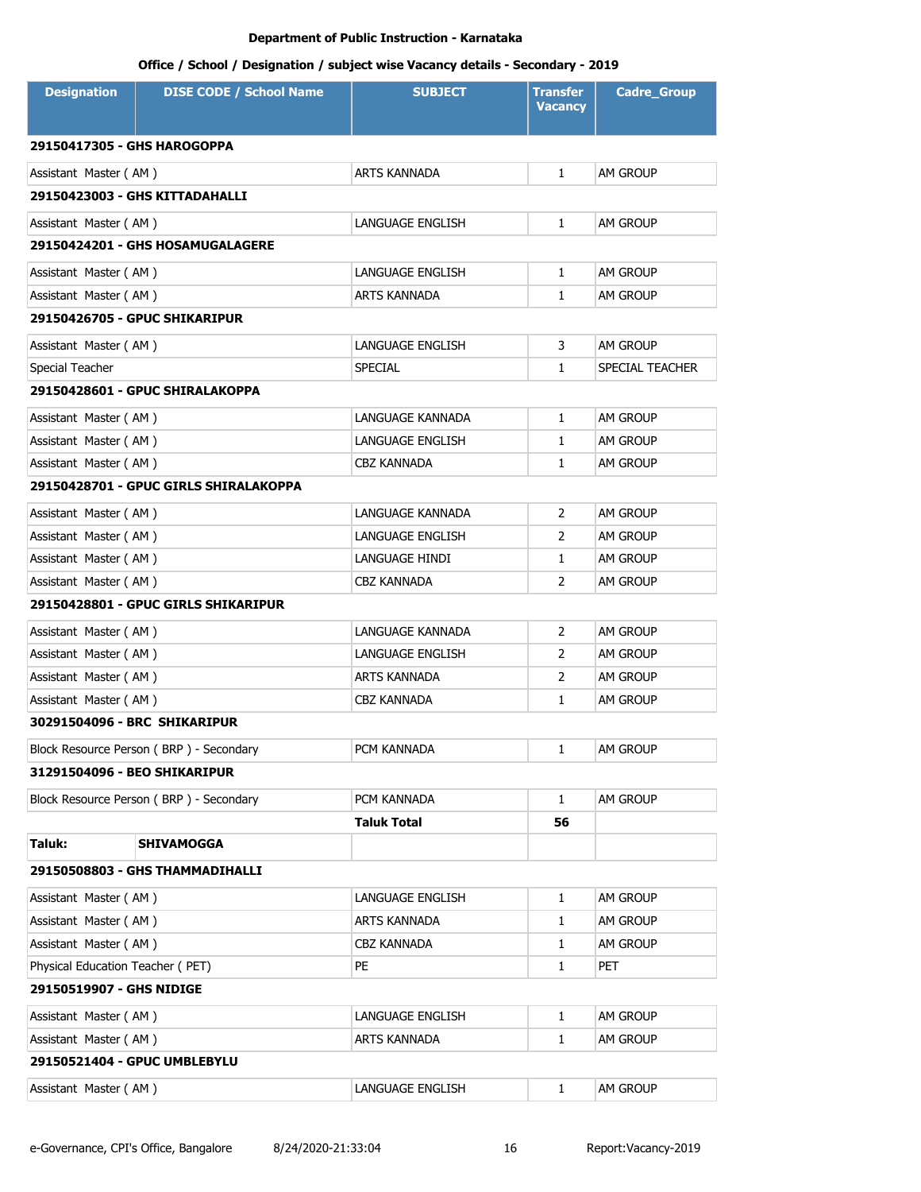**Department of Public Instruction - Karnataka**

**Office / School / Designation / subject wise Vacancy details - Secondary - 2019**

| Designation | DISE CODE / School Name | SUBJECT | Transfer Vacancy | Cadre_Group |
|---|---|---|---|---|
| **29150417305 - GHS HAROGOPPA** | | | | |
| Assistant Master ( AM ) | | ARTS KANNADA | 1 | AM GROUP |
| **29150423003 - GHS KITTADAHALLI** | | | | |
| Assistant Master ( AM ) | | LANGUAGE ENGLISH | 1 | AM GROUP |
| **29150424201 - GHS HOSAMUGALAGERE** | | | | |
| Assistant Master ( AM ) | | LANGUAGE ENGLISH | 1 | AM GROUP |
| Assistant Master ( AM ) | | ARTS KANNADA | 1 | AM GROUP |
| **29150426705 - GPUC SHIKARIPUR** | | | | |
| Assistant Master ( AM ) | | LANGUAGE ENGLISH | 3 | AM GROUP |
| Special Teacher | | SPECIAL | 1 | SPECIAL TEACHER |
| **29150428601 - GPUC SHIRALAKOPPA** | | | | |
| Assistant Master ( AM ) | | LANGUAGE KANNADA | 1 | AM GROUP |
| Assistant Master ( AM ) | | LANGUAGE ENGLISH | 1 | AM GROUP |
| Assistant Master ( AM ) | | CBZ KANNADA | 1 | AM GROUP |
| **29150428701 - GPUC GIRLS SHIRALAKOPPA** | | | | |
| Assistant Master ( AM ) | | LANGUAGE KANNADA | 2 | AM GROUP |
| Assistant Master ( AM ) | | LANGUAGE ENGLISH | 2 | AM GROUP |
| Assistant Master ( AM ) | | LANGUAGE HINDI | 1 | AM GROUP |
| Assistant Master ( AM ) | | CBZ KANNADA | 2 | AM GROUP |
| **29150428801 - GPUC GIRLS SHIKARIPUR** | | | | |
| Assistant Master ( AM ) | | LANGUAGE KANNADA | 2 | AM GROUP |
| Assistant Master ( AM ) | | LANGUAGE ENGLISH | 2 | AM GROUP |
| Assistant Master ( AM ) | | ARTS KANNADA | 2 | AM GROUP |
| Assistant Master ( AM ) | | CBZ KANNADA | 1 | AM GROUP |
| **30291504096 - BRC SHIKARIPUR** | | | | |
| Block Resource Person ( BRP ) - Secondary | | PCM KANNADA | 1 | AM GROUP |
| **31291504096 - BEO SHIKARIPUR** | | | | |
| Block Resource Person ( BRP ) - Secondary | | PCM KANNADA | 1 | AM GROUP |
| | | **Taluk Total** | **56** | |
| **Taluk:** | **SHIVAMOGGA** | | | |
| **29150508803 - GHS THAMMADIHALLI** | | | | |
| Assistant Master ( AM ) | | LANGUAGE ENGLISH | 1 | AM GROUP |
| Assistant Master ( AM ) | | ARTS KANNADA | 1 | AM GROUP |
| Assistant Master ( AM ) | | CBZ KANNADA | 1 | AM GROUP |
| Physical Education Teacher ( PET) | | PE | 1 | PET |
| **29150519907 - GHS NIDIGE** | | | | |
| Assistant Master ( AM ) | | LANGUAGE ENGLISH | 1 | AM GROUP |
| Assistant Master ( AM ) | | ARTS KANNADA | 1 | AM GROUP |
| **29150521404 - GPUC UMBLEBYLU** | | | | |
| Assistant Master ( AM ) | | LANGUAGE ENGLISH | 1 | AM GROUP |

e-Governance, CPI's Office, Bangalore    8/24/2020-21:33:04    Report:Vacancy-2019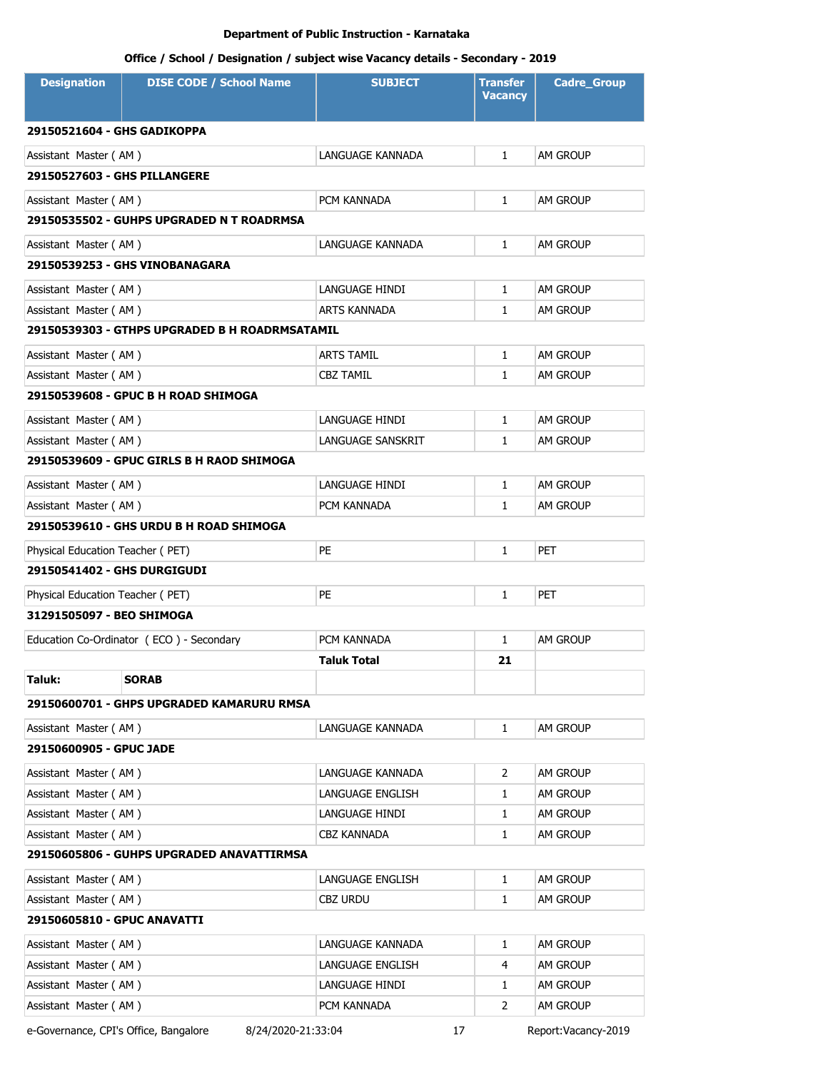**Department of Public Instruction - Karnataka**

**Office / School / Designation / subject wise Vacancy details - Secondary - 2019**

| Designation | DISE CODE / School Name | SUBJECT | Transfer Vacancy | Cadre_Group |
|---|---|---|---|---|
| **29150521604 - GHS GADIKOPPA** | | | | |
| Assistant Master ( AM ) | | LANGUAGE KANNADA | 1 | AM GROUP |
| **29150527603 - GHS PILLANGERE** | | | | |
| Assistant Master ( AM ) | | PCM KANNADA | 1 | AM GROUP |
| **29150535502 - GUHPS UPGRADED N T ROADRMSA** | | | | |
| Assistant Master ( AM ) | | LANGUAGE KANNADA | 1 | AM GROUP |
| **29150539253 - GHS VINOBANAGARA** | | | | |
| Assistant Master ( AM ) | | LANGUAGE HINDI | 1 | AM GROUP |
| Assistant Master ( AM ) | | ARTS KANNADA | 1 | AM GROUP |
| **29150539303 - GTHPS UPGRADED B H ROADRMSATAMIL** | | | | |
| Assistant Master ( AM ) | | ARTS TAMIL | 1 | AM GROUP |
| Assistant Master ( AM ) | | CBZ TAMIL | 1 | AM GROUP |
| **29150539608 - GPUC B H ROAD SHIMOGA** | | | | |
| Assistant Master ( AM ) | | LANGUAGE HINDI | 1 | AM GROUP |
| Assistant Master ( AM ) | | LANGUAGE SANSKRIT | 1 | AM GROUP |
| **29150539609 - GPUC GIRLS B H RAOD SHIMOGA** | | | | |
| Assistant Master ( AM ) | | LANGUAGE HINDI | 1 | AM GROUP |
| Assistant Master ( AM ) | | PCM KANNADA | 1 | AM GROUP |
| **29150539610 - GHS URDU B H ROAD SHIMOGA** | | | | |
| Physical Education Teacher ( PET) | | PE | 1 | PET |
| **29150541402 - GHS DURGIGUDI** | | | | |
| Physical Education Teacher ( PET) | | PE | 1 | PET |
| **31291505097 - BEO SHIMOGA** | | | | |
| Education Co-Ordinator ( ECO ) - Secondary | | PCM KANNADA | 1 | AM GROUP |
| | | **Taluk Total** | **21** | |
| **Taluk:** | **SORAB** | | | |
| **29150600701 - GHPS UPGRADED KAMARURU RMSA** | | | | |
| Assistant Master ( AM ) | | LANGUAGE KANNADA | 1 | AM GROUP |
| **29150600905 - GPUC JADE** | | | | |
| Assistant Master ( AM ) | | LANGUAGE KANNADA | 2 | AM GROUP |
| Assistant Master ( AM ) | | LANGUAGE ENGLISH | 1 | AM GROUP |
| Assistant Master ( AM ) | | LANGUAGE HINDI | 1 | AM GROUP |
| Assistant Master ( AM ) | | CBZ KANNADA | 1 | AM GROUP |
| **29150605806 - GUHPS UPGRADED ANAVATTIRMSA** | | | | |
| Assistant Master ( AM ) | | LANGUAGE ENGLISH | 1 | AM GROUP |
| Assistant Master ( AM ) | | CBZ URDU | 1 | AM GROUP |
| **29150605810 - GPUC ANAVATTI** | | | | |
| Assistant Master ( AM ) | | LANGUAGE KANNADA | 1 | AM GROUP |
| Assistant Master ( AM ) | | LANGUAGE ENGLISH | 4 | AM GROUP |
| Assistant Master ( AM ) | | LANGUAGE HINDI | 1 | AM GROUP |
| Assistant Master ( AM ) | | PCM KANNADA | 2 | AM GROUP |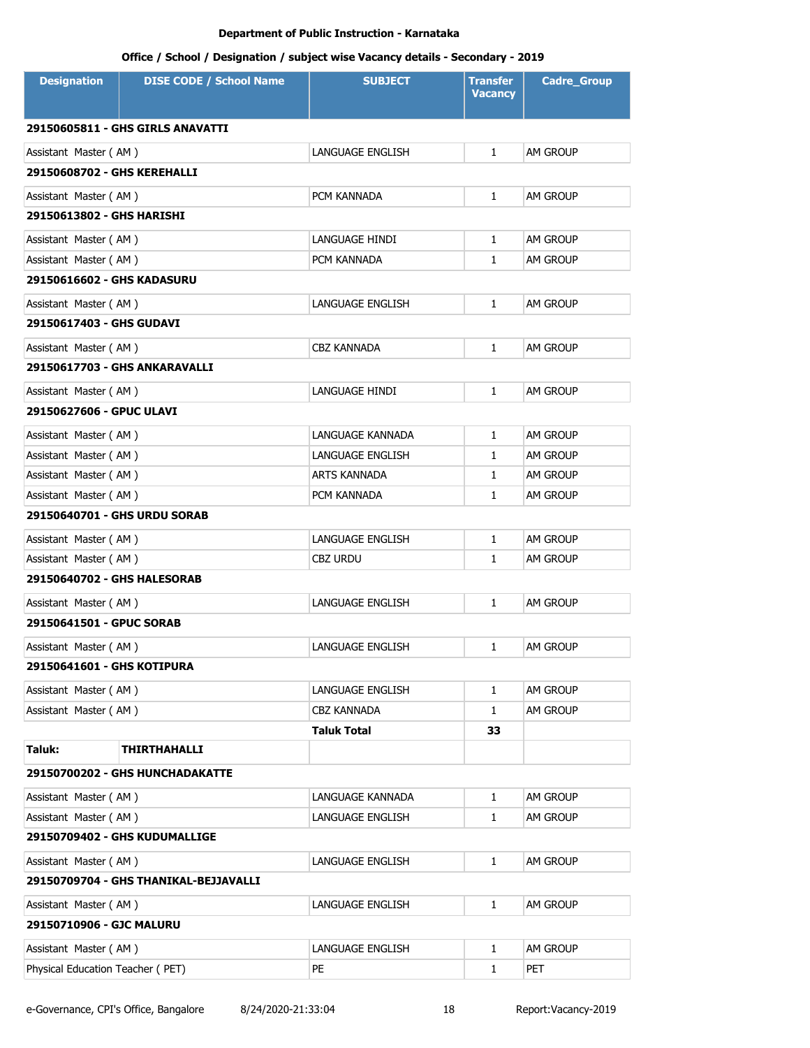**Department of Public Instruction - Karnataka**

**Office / School / Designation / subject wise Vacancy details - Secondary - 2019**

| Designation | DISE CODE / School Name | SUBJECT | Transfer Vacancy | Cadre_Group |
|---|---|---|---|---|
| **29150605811 - GHS GIRLS ANAVATTI** | | | | |
| Assistant Master ( AM ) | | LANGUAGE ENGLISH | 1 | AM GROUP |
| **29150608702 - GHS KEREHALLI** | | | | |
| Assistant Master ( AM ) | | PCM KANNADA | 1 | AM GROUP |
| **29150613802 - GHS HARISHI** | | | | |
| Assistant Master ( AM ) | | LANGUAGE HINDI | 1 | AM GROUP |
| Assistant Master ( AM ) | | PCM KANNADA | 1 | AM GROUP |
| **29150616602 - GHS KADASURU** | | | | |
| Assistant Master ( AM ) | | LANGUAGE ENGLISH | 1 | AM GROUP |
| **29150617403 - GHS GUDAVI** | | | | |
| Assistant Master ( AM ) | | CBZ KANNADA | 1 | AM GROUP |
| **29150617703 - GHS ANKARAVALLI** | | | | |
| Assistant Master ( AM ) | | LANGUAGE HINDI | 1 | AM GROUP |
| **29150627606 - GPUC ULAVI** | | | | |
| Assistant Master ( AM ) | | LANGUAGE KANNADA | 1 | AM GROUP |
| Assistant Master ( AM ) | | LANGUAGE ENGLISH | 1 | AM GROUP |
| Assistant Master ( AM ) | | ARTS KANNADA | 1 | AM GROUP |
| Assistant Master ( AM ) | | PCM KANNADA | 1 | AM GROUP |
| **29150640701 - GHS URDU SORAB** | | | | |
| Assistant Master ( AM ) | | LANGUAGE ENGLISH | 1 | AM GROUP |
| Assistant Master ( AM ) | | CBZ URDU | 1 | AM GROUP |
| **29150640702 - GHS HALESORAB** | | | | |
| Assistant Master ( AM ) | | LANGUAGE ENGLISH | 1 | AM GROUP |
| **29150641501 - GPUC SORAB** | | | | |
| Assistant Master ( AM ) | | LANGUAGE ENGLISH | 1 | AM GROUP |
| **29150641601 - GHS KOTIPURA** | | | | |
| Assistant Master ( AM ) | | LANGUAGE ENGLISH | 1 | AM GROUP |
| Assistant Master ( AM ) | | CBZ KANNADA | 1 | AM GROUP |
| | | **Taluk Total** | **33** | |
| **Taluk:** | **THIRTHAHALLI** | | | |
| **29150700202 - GHS HUNCHADAKATTE** | | | | |
| Assistant Master ( AM ) | | LANGUAGE KANNADA | 1 | AM GROUP |
| Assistant Master ( AM ) | | LANGUAGE ENGLISH | 1 | AM GROUP |
| **29150709402 - GHS KUDUMALLIGE** | | | | |
| Assistant Master ( AM ) | | LANGUAGE ENGLISH | 1 | AM GROUP |
| **29150709704 - GHS THANIKAL-BEJJAVALLI** | | | | |
| Assistant Master ( AM ) | | LANGUAGE ENGLISH | 1 | AM GROUP |
| **29150710906 - GJC MALURU** | | | | |
| Assistant Master ( AM ) | | LANGUAGE ENGLISH | 1 | AM GROUP |
| Physical Education Teacher ( PET) | | PE | 1 | PET |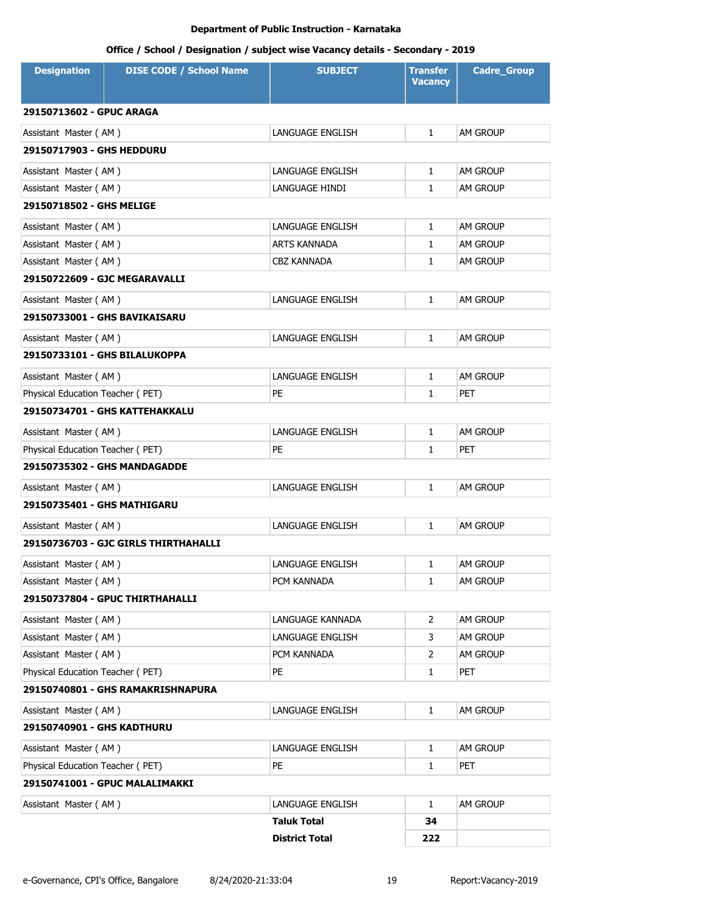**Department of Public Instruction - Karnataka**

**Office / School / Designation / subject wise Vacancy details - Secondary - 2019**

| Designation | DISE CODE / School Name | SUBJECT | Transfer Vacancy | Cadre_Group |
|---|---|---|---|---|
| **29150713602 - GPUC ARAGA** | | | | |
| Assistant Master ( AM ) | | LANGUAGE ENGLISH | 1 | AM GROUP |
| **29150717903 - GHS HEDDURU** | | | | |
| Assistant Master ( AM ) | | LANGUAGE ENGLISH | 1 | AM GROUP |
| Assistant Master ( AM ) | | LANGUAGE HINDI | 1 | AM GROUP |
| **29150718502 - GHS MELIGE** | | | | |
| Assistant Master ( AM ) | | LANGUAGE ENGLISH | 1 | AM GROUP |
| Assistant Master ( AM ) | | ARTS KANNADA | 1 | AM GROUP |
| Assistant Master ( AM ) | | CBZ KANNADA | 1 | AM GROUP |
| **29150722609 - GJC MEGARAVALLI** | | | | |
| Assistant Master ( AM ) | | LANGUAGE ENGLISH | 1 | AM GROUP |
| **29150733001 - GHS BAVIKAISARU** | | | | |
| Assistant Master ( AM ) | | LANGUAGE ENGLISH | 1 | AM GROUP |
| **29150733101 - GHS BILALUKOPPA** | | | | |
| Assistant Master ( AM ) | | LANGUAGE ENGLISH | 1 | AM GROUP |
| Physical Education Teacher ( PET) | | PE | 1 | PET |
| **29150734701 - GHS KATTEHAKKALU** | | | | |
| Assistant Master ( AM ) | | LANGUAGE ENGLISH | 1 | AM GROUP |
| Physical Education Teacher ( PET) | | PE | 1 | PET |
| **29150735302 - GHS MANDAGADDE** | | | | |
| Assistant Master ( AM ) | | LANGUAGE ENGLISH | 1 | AM GROUP |
| **29150735401 - GHS MATHIGARU** | | | | |
| Assistant Master ( AM ) | | LANGUAGE ENGLISH | 1 | AM GROUP |
| **29150736703 - GJC GIRLS THIRTHAHALLI** | | | | |
| Assistant Master ( AM ) | | LANGUAGE ENGLISH | 1 | AM GROUP |
| Assistant Master ( AM ) | | PCM KANNADA | 1 | AM GROUP |
| **29150737804 - GPUC THIRTHAHALLI** | | | | |
| Assistant Master ( AM ) | | LANGUAGE KANNADA | 2 | AM GROUP |
| Assistant Master ( AM ) | | LANGUAGE ENGLISH | 3 | AM GROUP |
| Assistant Master ( AM ) | | PCM KANNADA | 2 | AM GROUP |
| Physical Education Teacher ( PET) | | PE | 1 | PET |
| **29150740801 - GHS RAMAKRISHNAPURA** | | | | |
| Assistant Master ( AM ) | | LANGUAGE ENGLISH | 1 | AM GROUP |
| **29150740901 - GHS KADTHURU** | | | | |
| Assistant Master ( AM ) | | LANGUAGE ENGLISH | 1 | AM GROUP |
| Physical Education Teacher ( PET) | | PE | 1 | PET |
| **29150741001 - GPUC MALALIMAKKI** | | | | |
| Assistant Master ( AM ) | | LANGUAGE ENGLISH | 1 | AM GROUP |
| | | **Taluk Total** | **34** | |
| | | **District Total** | **222** | |

e-Governance, CPI's Office, Bangalore 8/24/2020-21:33:04 Report:Vacancy-2019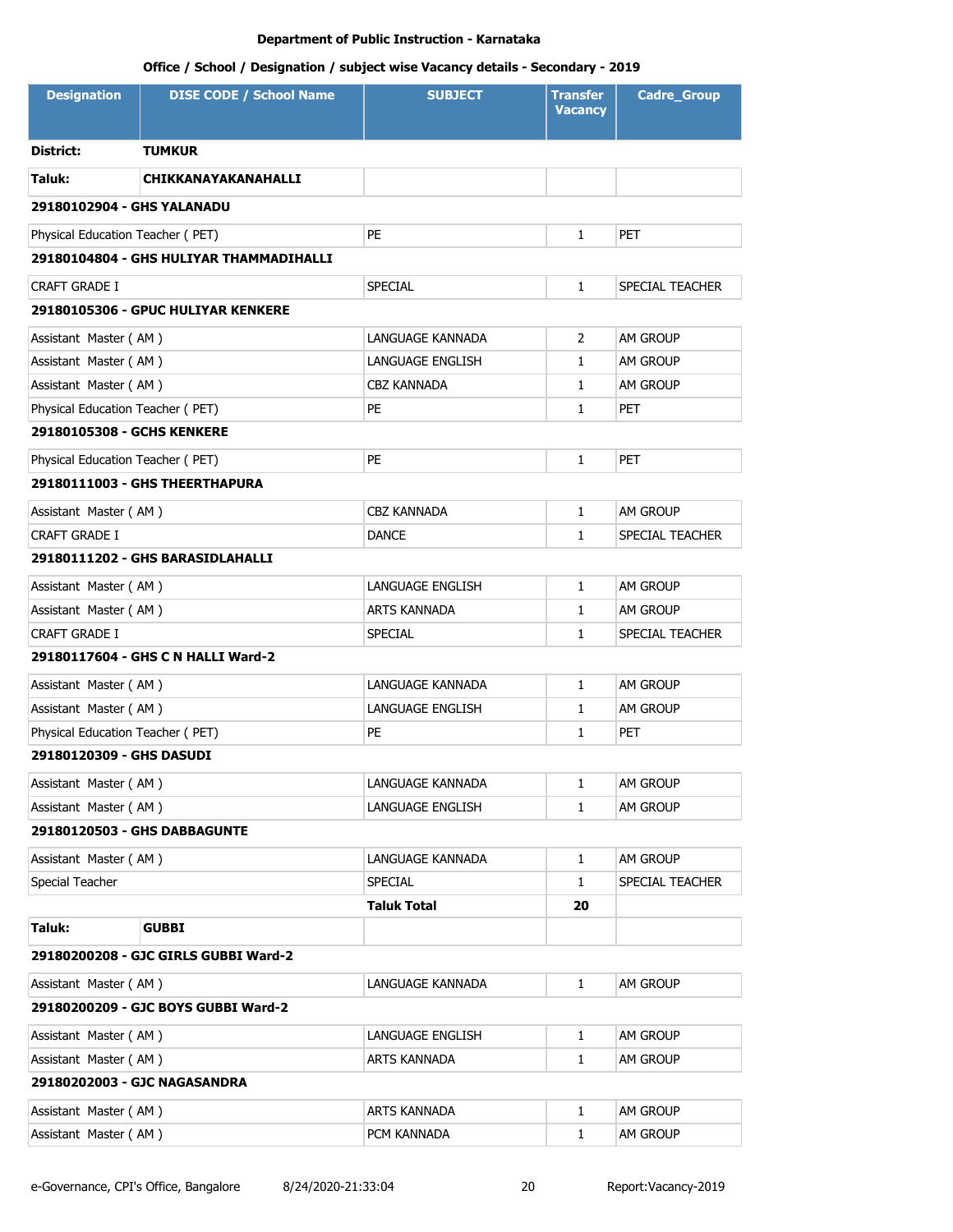Department of Public Instruction - Karnataka

Office / School / Designation / subject wise Vacancy details - Secondary - 2019

| Designation | DISE CODE / School Name | SUBJECT | Transfer Vacancy | Cadre_Group |
|---|---|---|---|---|
| **District:** | **TUMKUR** | | | |
| **Taluk:** | **CHIKKANAYAKANAHALLI** | | | |
| **29180102904 - GHS YALANADU** | | | | |
| Physical Education Teacher ( PET) | | PE | 1 | PET |
| **29180104804 - GHS HULIYAR THAMMADIHALLI** | | | | |
| CRAFT GRADE I | | SPECIAL | 1 | SPECIAL TEACHER |
| **29180105306 - GPUC HULIYAR KENKERE** | | | | |
| Assistant Master ( AM ) | | LANGUAGE KANNADA | 2 | AM GROUP |
| Assistant Master ( AM ) | | LANGUAGE ENGLISH | 1 | AM GROUP |
| Assistant Master ( AM ) | | CBZ KANNADA | 1 | AM GROUP |
| Physical Education Teacher ( PET) | | PE | 1 | PET |
| **29180105308 - GCHS KENKERE** | | | | |
| Physical Education Teacher ( PET) | | PE | 1 | PET |
| **29180111003 - GHS THEERTHAPURA** | | | | |
| Assistant Master ( AM ) | | CBZ KANNADA | 1 | AM GROUP |
| CRAFT GRADE I | | DANCE | 1 | SPECIAL TEACHER |
| **29180111202 - GHS BARASIDLAHALLI** | | | | |
| Assistant Master ( AM ) | | LANGUAGE ENGLISH | 1 | AM GROUP |
| Assistant Master ( AM ) | | ARTS KANNADA | 1 | AM GROUP |
| CRAFT GRADE I | | SPECIAL | 1 | SPECIAL TEACHER |
| **29180117604 - GHS C N HALLI Ward-2** | | | | |
| Assistant Master ( AM ) | | LANGUAGE KANNADA | 1 | AM GROUP |
| Assistant Master ( AM ) | | LANGUAGE ENGLISH | 1 | AM GROUP |
| Physical Education Teacher ( PET) | | PE | 1 | PET |
| **29180120309 - GHS DASUDI** | | | | |
| Assistant Master ( AM ) | | LANGUAGE KANNADA | 1 | AM GROUP |
| Assistant Master ( AM ) | | LANGUAGE ENGLISH | 1 | AM GROUP |
| **29180120503 - GHS DABBAGUNTE** | | | | |
| Assistant Master ( AM ) | | LANGUAGE KANNADA | 1 | AM GROUP |
| Special Teacher | | SPECIAL | 1 | SPECIAL TEACHER |
| | | **Taluk Total** | **20** | |
| **Taluk:** | **GUBBI** | | | |
| **29180200208 - GJC GIRLS GUBBI Ward-2** | | | | |
| Assistant Master ( AM ) | | LANGUAGE KANNADA | 1 | AM GROUP |
| **29180200209 - GJC BOYS GUBBI Ward-2** | | | | |
| Assistant Master ( AM ) | | LANGUAGE ENGLISH | 1 | AM GROUP |
| Assistant Master ( AM ) | | ARTS KANNADA | 1 | AM GROUP |
| **29180202003 - GJC NAGASANDRA** | | | | |
| Assistant Master ( AM ) | | ARTS KANNADA | 1 | AM GROUP |
| Assistant Master ( AM ) | | PCM KANNADA | 1 | AM GROUP |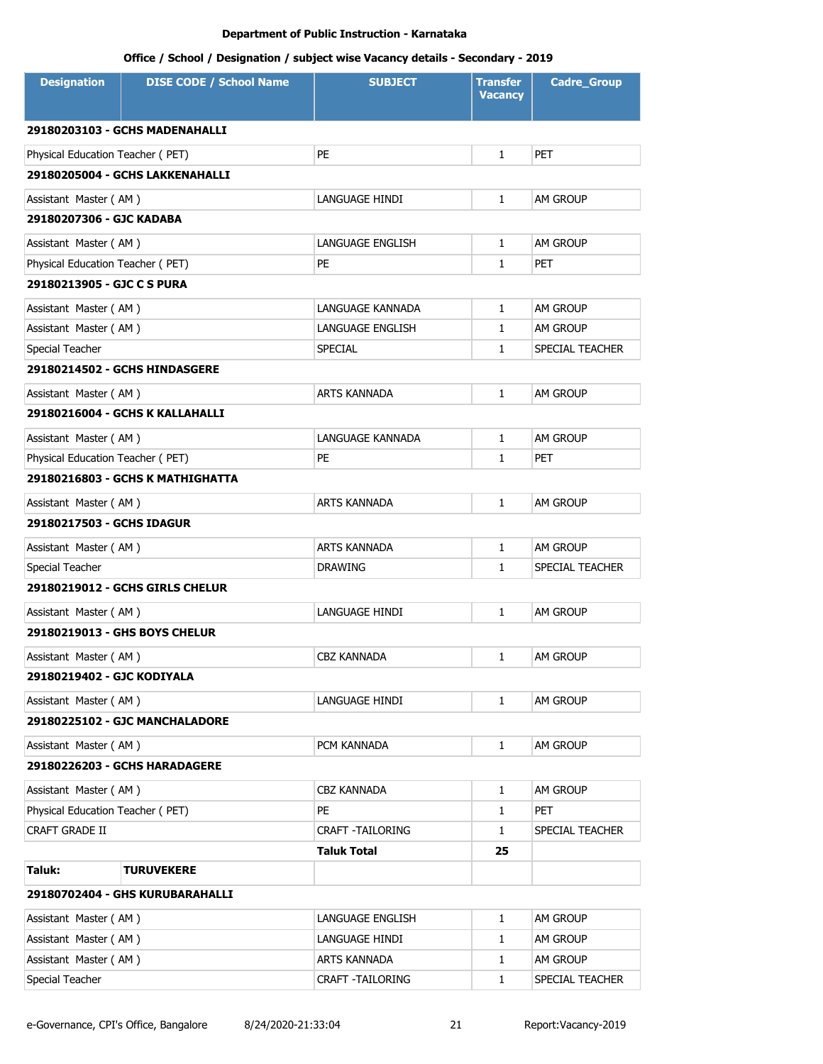**Department of Public Instruction - Karnataka**

**Office / School / Designation / subject wise Vacancy details - Secondary - 2019**

| Designation | DISE CODE / School Name | SUBJECT | Transfer Vacancy | Cadre_Group |
|---|---|---|---|---|
| **29180203103 - GCHS MADENAHALLI** | | | | |
| Physical Education Teacher ( PET) | | PE | 1 | PET |
| **29180205004 - GCHS LAKKENAHALLI** | | | | |
| Assistant Master ( AM ) | | LANGUAGE HINDI | 1 | AM GROUP |
| **29180207306 - GJC KADABA** | | | | |
| Assistant Master ( AM ) | | LANGUAGE ENGLISH | 1 | AM GROUP |
| Physical Education Teacher ( PET) | | PE | 1 | PET |
| **29180213905 - GJC C S PURA** | | | | |
| Assistant Master ( AM ) | | LANGUAGE KANNADA | 1 | AM GROUP |
| Assistant Master ( AM ) | | LANGUAGE ENGLISH | 1 | AM GROUP |
| Special Teacher | | SPECIAL | 1 | SPECIAL TEACHER |
| **29180214502 - GCHS HINDASGERE** | | | | |
| Assistant Master ( AM ) | | ARTS KANNADA | 1 | AM GROUP |
| **29180216004 - GCHS K KALLAHALLI** | | | | |
| Assistant Master ( AM ) | | LANGUAGE KANNADA | 1 | AM GROUP |
| Physical Education Teacher ( PET) | | PE | 1 | PET |
| **29180216803 - GCHS K MATHIGHATTA** | | | | |
| Assistant Master ( AM ) | | ARTS KANNADA | 1 | AM GROUP |
| **29180217503 - GCHS IDAGUR** | | | | |
| Assistant Master ( AM ) | | ARTS KANNADA | 1 | AM GROUP |
| Special Teacher | | DRAWING | 1 | SPECIAL TEACHER |
| **29180219012 - GCHS GIRLS CHELUR** | | | | |
| Assistant Master ( AM ) | | LANGUAGE HINDI | 1 | AM GROUP |
| **29180219013 - GHS BOYS CHELUR** | | | | |
| Assistant Master ( AM ) | | CBZ KANNADA | 1 | AM GROUP |
| **29180219402 - GJC KODIYALA** | | | | |
| Assistant Master ( AM ) | | LANGUAGE HINDI | 1 | AM GROUP |
| **29180225102 - GJC MANCHALADORE** | | | | |
| Assistant Master ( AM ) | | PCM KANNADA | 1 | AM GROUP |
| **29180226203 - GCHS HARADAGERE** | | | | |
| Assistant Master ( AM ) | | CBZ KANNADA | 1 | AM GROUP |
| Physical Education Teacher ( PET) | | PE | 1 | PET |
| CRAFT GRADE II | | CRAFT -TAILORING | 1 | SPECIAL TEACHER |
| | | **Taluk Total** | **25** | |
| **Taluk:** | **TURUVEKERE** | | | |
| **29180702404 - GHS KURUBARAHALLI** | | | | |
| Assistant Master ( AM ) | | LANGUAGE ENGLISH | 1 | AM GROUP |
| Assistant Master ( AM ) | | LANGUAGE HINDI | 1 | AM GROUP |
| Assistant Master ( AM ) | | ARTS KANNADA | 1 | AM GROUP |
| Special Teacher | | CRAFT -TAILORING | 1 | SPECIAL TEACHER |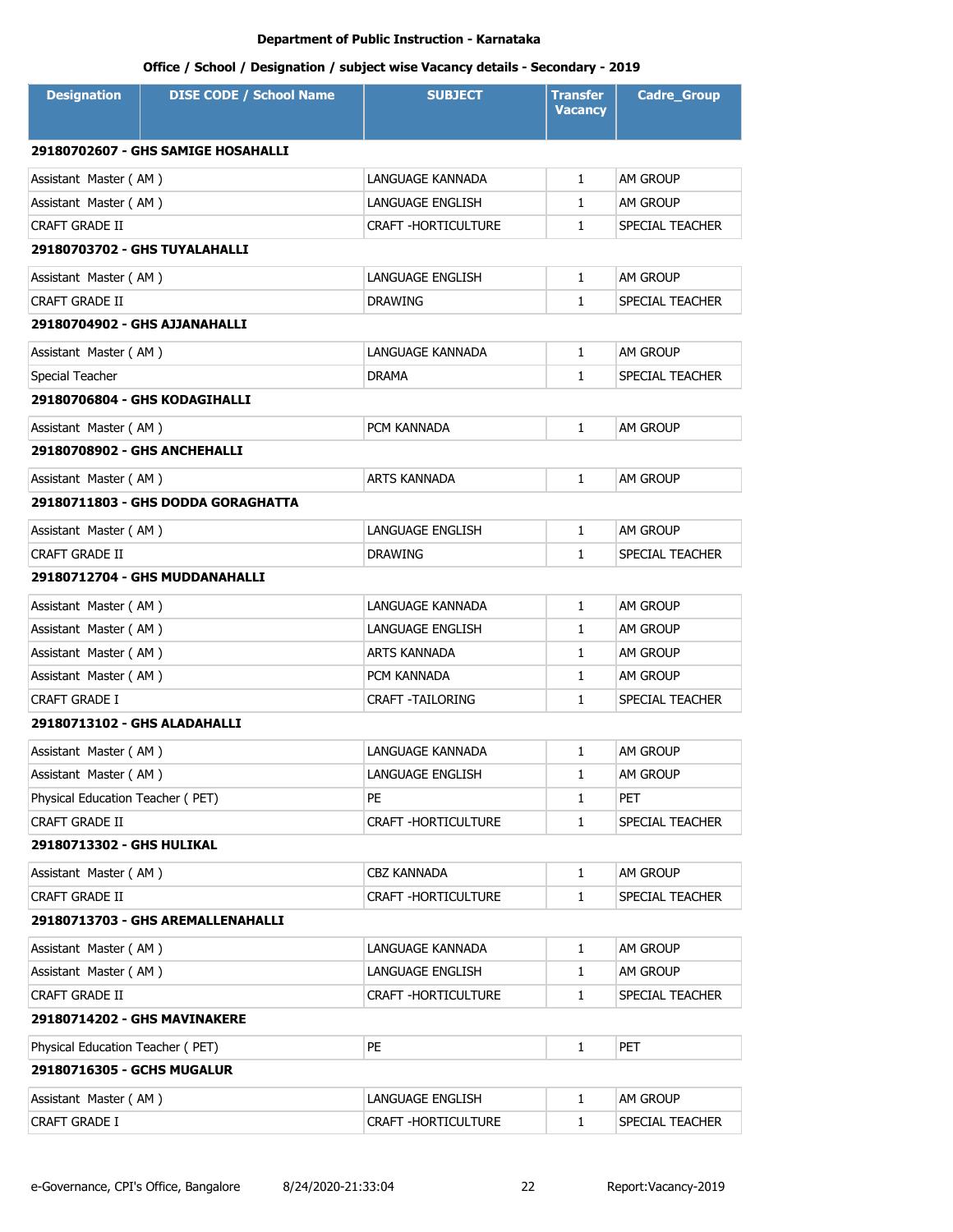**Department of Public Instruction - Karnataka**

**Office / School / Designation / subject wise Vacancy details - Secondary - 2019**

| Designation | DISE CODE / School Name | SUBJECT | Transfer Vacancy | Cadre_Group |
|---|---|---|---|---|
| **29180702607 - GHS SAMIGE HOSAHALLI** | | | | |
| Assistant Master ( AM ) | | LANGUAGE KANNADA | 1 | AM GROUP |
| Assistant Master ( AM ) | | LANGUAGE ENGLISH | 1 | AM GROUP |
| CRAFT GRADE II | | CRAFT -HORTICULTURE | 1 | SPECIAL TEACHER |
| **29180703702 - GHS TUYALAHALLI** | | | | |
| Assistant Master ( AM ) | | LANGUAGE ENGLISH | 1 | AM GROUP |
| CRAFT GRADE II | | DRAWING | 1 | SPECIAL TEACHER |
| **29180704902 - GHS AJJANAHALLI** | | | | |
| Assistant Master ( AM ) | | LANGUAGE KANNADA | 1 | AM GROUP |
| Special Teacher | | DRAMA | 1 | SPECIAL TEACHER |
| **29180706804 - GHS KODAGIHALLI** | | | | |
| Assistant Master ( AM ) | | PCM KANNADA | 1 | AM GROUP |
| **29180708902 - GHS ANCHEHALLI** | | | | |
| Assistant Master ( AM ) | | ARTS KANNADA | 1 | AM GROUP |
| **29180711803 - GHS DODDA GORAGHATTA** | | | | |
| Assistant Master ( AM ) | | LANGUAGE ENGLISH | 1 | AM GROUP |
| CRAFT GRADE II | | DRAWING | 1 | SPECIAL TEACHER |
| **29180712704 - GHS MUDDANAHALLI** | | | | |
| Assistant Master ( AM ) | | LANGUAGE KANNADA | 1 | AM GROUP |
| Assistant Master ( AM ) | | LANGUAGE ENGLISH | 1 | AM GROUP |
| Assistant Master ( AM ) | | ARTS KANNADA | 1 | AM GROUP |
| Assistant Master ( AM ) | | PCM KANNADA | 1 | AM GROUP |
| CRAFT GRADE I | | CRAFT -TAILORING | 1 | SPECIAL TEACHER |
| **29180713102 - GHS ALADAHALLI** | | | | |
| Assistant Master ( AM ) | | LANGUAGE KANNADA | 1 | AM GROUP |
| Assistant Master ( AM ) | | LANGUAGE ENGLISH | 1 | AM GROUP |
| Physical Education Teacher ( PET) | | PE | 1 | PET |
| CRAFT GRADE II | | CRAFT -HORTICULTURE | 1 | SPECIAL TEACHER |
| **29180713302 - GHS HULIKAL** | | | | |
| Assistant Master ( AM ) | | CBZ KANNADA | 1 | AM GROUP |
| CRAFT GRADE II | | CRAFT -HORTICULTURE | 1 | SPECIAL TEACHER |
| **29180713703 - GHS AREMALLENAHALLI** | | | | |
| Assistant Master ( AM ) | | LANGUAGE KANNADA | 1 | AM GROUP |
| Assistant Master ( AM ) | | LANGUAGE ENGLISH | 1 | AM GROUP |
| CRAFT GRADE II | | CRAFT -HORTICULTURE | 1 | SPECIAL TEACHER |
| **29180714202 - GHS MAVINAKERE** | | | | |
| Physical Education Teacher ( PET) | | PE | 1 | PET |
| **29180716305 - GCHS MUGALUR** | | | | |
| Assistant Master ( AM ) | | LANGUAGE ENGLISH | 1 | AM GROUP |
| CRAFT GRADE I | | CRAFT -HORTICULTURE | 1 | SPECIAL TEACHER |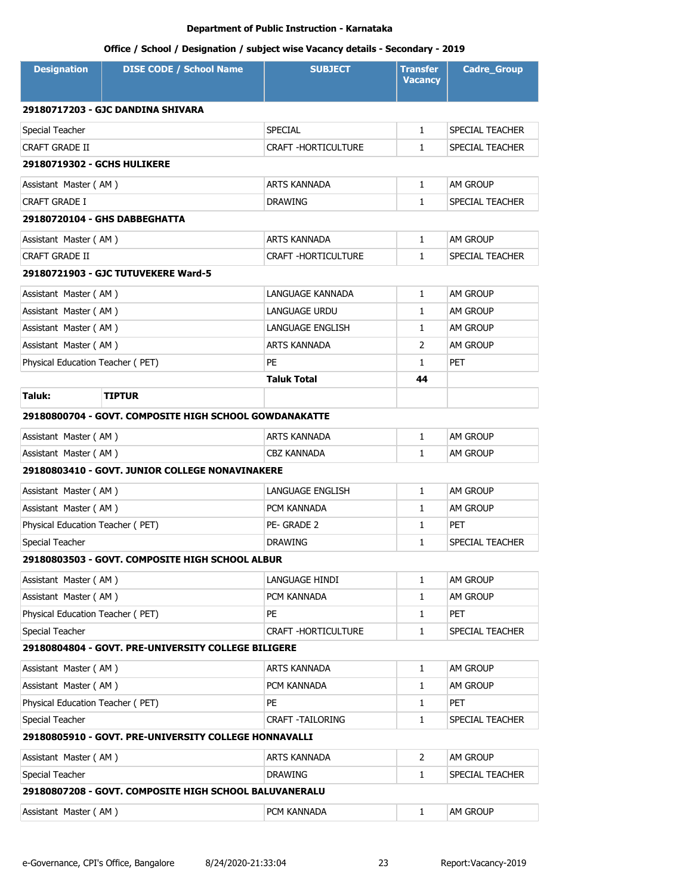**Department of Public Instruction - Karnataka**

**Office / School / Designation / subject wise Vacancy details - Secondary - 2019**

| Designation | DISE CODE / School Name | SUBJECT | Transfer Vacancy | Cadre_Group |
|---|---|---|---|---|
| **29180717203 - GJC DANDINA SHIVARA** | | | | |
| Special Teacher | | SPECIAL | 1 | SPECIAL TEACHER |
| CRAFT GRADE II | | CRAFT -HORTICULTURE | 1 | SPECIAL TEACHER |
| **29180719302 - GCHS HULIKERE** | | | | |
| Assistant Master ( AM ) | | ARTS KANNADA | 1 | AM GROUP |
| CRAFT GRADE I | | DRAWING | 1 | SPECIAL TEACHER |
| **29180720104 - GHS DABBEGHATTA** | | | | |
| Assistant Master ( AM ) | | ARTS KANNADA | 1 | AM GROUP |
| CRAFT GRADE II | | CRAFT -HORTICULTURE | 1 | SPECIAL TEACHER |
| **29180721903 - GJC TUTUVEKERE Ward-5** | | | | |
| Assistant Master ( AM ) | | LANGUAGE KANNADA | 1 | AM GROUP |
| Assistant Master ( AM ) | | LANGUAGE URDU | 1 | AM GROUP |
| Assistant Master ( AM ) | | LANGUAGE ENGLISH | 1 | AM GROUP |
| Assistant Master ( AM ) | | ARTS KANNADA | 2 | AM GROUP |
| Physical Education Teacher ( PET) | | PE | 1 | PET |
| | | **Taluk Total** | **44** | |
| **Taluk:** | **TIPTUR** | | | |
| **29180800704 - GOVT. COMPOSITE HIGH SCHOOL GOWDANAKATTE** | | | | |
| Assistant Master ( AM ) | | ARTS KANNADA | 1 | AM GROUP |
| Assistant Master ( AM ) | | CBZ KANNADA | 1 | AM GROUP |
| **29180803410 - GOVT. JUNIOR COLLEGE NONAVINAKERE** | | | | |
| Assistant Master ( AM ) | | LANGUAGE ENGLISH | 1 | AM GROUP |
| Assistant Master ( AM ) | | PCM KANNADA | 1 | AM GROUP |
| Physical Education Teacher ( PET) | | PE- GRADE 2 | 1 | PET |
| Special Teacher | | DRAWING | 1 | SPECIAL TEACHER |
| **29180803503 - GOVT. COMPOSITE HIGH SCHOOL ALBUR** | | | | |
| Assistant Master ( AM ) | | LANGUAGE HINDI | 1 | AM GROUP |
| Assistant Master ( AM ) | | PCM KANNADA | 1 | AM GROUP |
| Physical Education Teacher ( PET) | | PE | 1 | PET |
| Special Teacher | | CRAFT -HORTICULTURE | 1 | SPECIAL TEACHER |
| **29180804804 - GOVT. PRE-UNIVERSITY COLLEGE BILIGERE** | | | | |
| Assistant Master ( AM ) | | ARTS KANNADA | 1 | AM GROUP |
| Assistant Master ( AM ) | | PCM KANNADA | 1 | AM GROUP |
| Physical Education Teacher ( PET) | | PE | 1 | PET |
| Special Teacher | | CRAFT -TAILORING | 1 | SPECIAL TEACHER |
| **29180805910 - GOVT. PRE-UNIVERSITY COLLEGE HONNAVALLI** | | | | |
| Assistant Master ( AM ) | | ARTS KANNADA | 2 | AM GROUP |
| Special Teacher | | DRAWING | 1 | SPECIAL TEACHER |
| **29180807208 - GOVT. COMPOSITE HIGH SCHOOL BALUVANERALU** | | | | |
| Assistant Master ( AM ) | | PCM KANNADA | 1 | AM GROUP |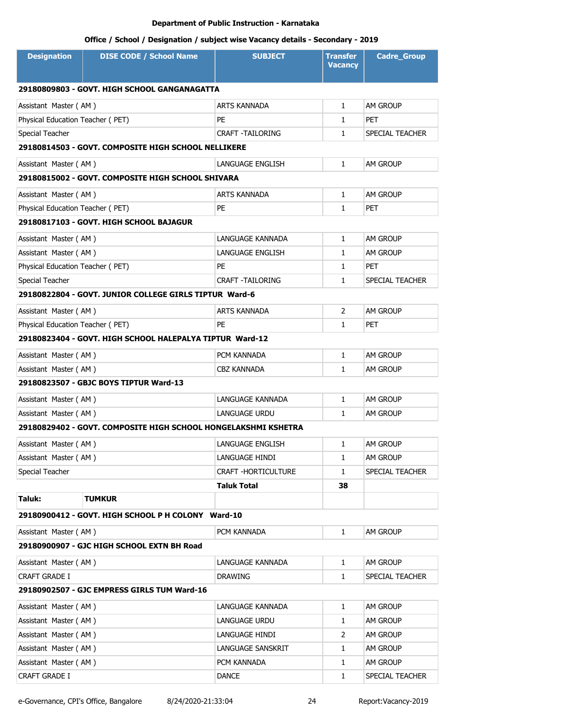**Department of Public Instruction - Karnataka**

**Office / School / Designation / subject wise Vacancy details - Secondary - 2019**

| Designation | DISE CODE / School Name | SUBJECT | Transfer Vacancy | Cadre_Group |
|---|---|---|---|---|
| **29180809803 - GOVT. HIGH SCHOOL GANGANAGATTA** | | | | |
| Assistant Master ( AM ) | | ARTS KANNADA | 1 | AM GROUP |
| Physical Education Teacher ( PET) | | PE | 1 | PET |
| Special Teacher | | CRAFT -TAILORING | 1 | SPECIAL TEACHER |
| **29180814503 - GOVT. COMPOSITE HIGH SCHOOL NELLIKERE** | | | | |
| Assistant Master ( AM ) | | LANGUAGE ENGLISH | 1 | AM GROUP |
| **29180815002 - GOVT. COMPOSITE HIGH SCHOOL SHIVARA** | | | | |
| Assistant Master ( AM ) | | ARTS KANNADA | 1 | AM GROUP |
| Physical Education Teacher ( PET) | | PE | 1 | PET |
| **29180817103 - GOVT. HIGH SCHOOL BAJAGUR** | | | | |
| Assistant Master ( AM ) | | LANGUAGE KANNADA | 1 | AM GROUP |
| Assistant Master ( AM ) | | LANGUAGE ENGLISH | 1 | AM GROUP |
| Physical Education Teacher ( PET) | | PE | 1 | PET |
| Special Teacher | | CRAFT -TAILORING | 1 | SPECIAL TEACHER |
| **29180822804 - GOVT. JUNIOR COLLEGE GIRLS TIPTUR Ward-6** | | | | |
| Assistant Master ( AM ) | | ARTS KANNADA | 2 | AM GROUP |
| Physical Education Teacher ( PET) | | PE | 1 | PET |
| **29180823404 - GOVT. HIGH SCHOOL HALEPALYA TIPTUR Ward-12** | | | | |
| Assistant Master ( AM ) | | PCM KANNADA | 1 | AM GROUP |
| Assistant Master ( AM ) | | CBZ KANNADA | 1 | AM GROUP |
| **29180823507 - GBJC BOYS TIPTUR Ward-13** | | | | |
| Assistant Master ( AM ) | | LANGUAGE KANNADA | 1 | AM GROUP |
| Assistant Master ( AM ) | | LANGUAGE URDU | 1 | AM GROUP |
| **29180829402 - GOVT. COMPOSITE HIGH SCHOOL HONGELAKSHMI KSHETRA** | | | | |
| Assistant Master ( AM ) | | LANGUAGE ENGLISH | 1 | AM GROUP |
| Assistant Master ( AM ) | | LANGUAGE HINDI | 1 | AM GROUP |
| Special Teacher | | CRAFT -HORTICULTURE | 1 | SPECIAL TEACHER |
| | | **Taluk Total** | **38** | |
| **Taluk:** | **TUMKUR** | | | |
| **29180900412 - GOVT. HIGH SCHOOL P H COLONY Ward-10** | | | | |
| Assistant Master ( AM ) | | PCM KANNADA | 1 | AM GROUP |
| **29180900907 - GJC HIGH SCHOOL EXTN BH Road** | | | | |
| Assistant Master ( AM ) | | LANGUAGE KANNADA | 1 | AM GROUP |
| CRAFT GRADE I | | DRAWING | 1 | SPECIAL TEACHER |
| **29180902507 - GJC EMPRESS GIRLS TUM Ward-16** | | | | |
| Assistant Master ( AM ) | | LANGUAGE KANNADA | 1 | AM GROUP |
| Assistant Master ( AM ) | | LANGUAGE URDU | 1 | AM GROUP |
| Assistant Master ( AM ) | | LANGUAGE HINDI | 2 | AM GROUP |
| Assistant Master ( AM ) | | LANGUAGE SANSKRIT | 1 | AM GROUP |
| Assistant Master ( AM ) | | PCM KANNADA | 1 | AM GROUP |
| CRAFT GRADE I | | DANCE | 1 | SPECIAL TEACHER |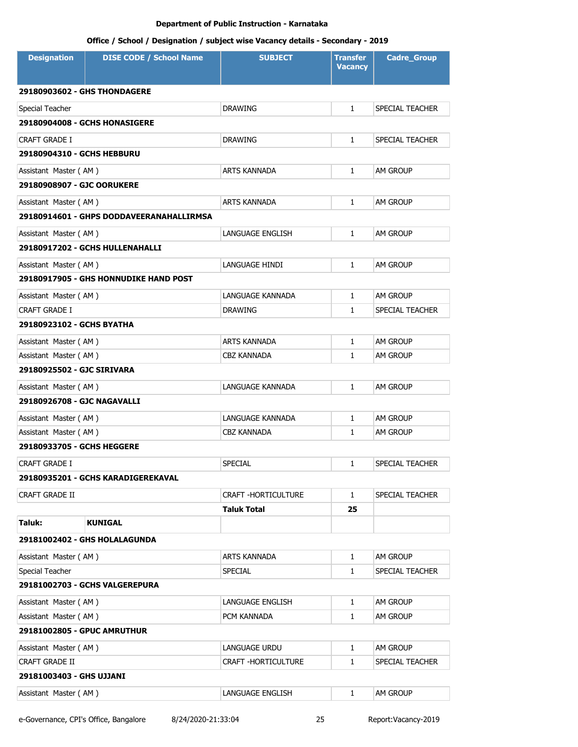**Department of Public Instruction - Karnataka**

**Office / School / Designation / subject wise Vacancy details - Secondary - 2019**

| Designation | DISE CODE / School Name | SUBJECT | Transfer Vacancy | Cadre_Group |
|---|---|---|---|---|
| **29180903602 - GHS THONDAGERE** | | | | |
| Special Teacher | | DRAWING | 1 | SPECIAL TEACHER |
| **29180904008 - GCHS HONASIGERE** | | | | |
| CRAFT GRADE I | | DRAWING | 1 | SPECIAL TEACHER |
| **29180904310 - GCHS HEBBURU** | | | | |
| Assistant Master ( AM ) | | ARTS KANNADA | 1 | AM GROUP |
| **29180908907 - GJC OORUKERE** | | | | |
| Assistant Master ( AM ) | | ARTS KANNADA | 1 | AM GROUP |
| **29180914601 - GHPS DODDAVEERANAHALLIRMSA** | | | | |
| Assistant Master ( AM ) | | LANGUAGE ENGLISH | 1 | AM GROUP |
| **29180917202 - GCHS HULLENAHALLI** | | | | |
| Assistant Master ( AM ) | | LANGUAGE HINDI | 1 | AM GROUP |
| **29180917905 - GHS HONNUDIKE HAND POST** | | | | |
| Assistant Master ( AM ) | | LANGUAGE KANNADA | 1 | AM GROUP |
| CRAFT GRADE I | | DRAWING | 1 | SPECIAL TEACHER |
| **29180923102 - GCHS BYATHA** | | | | |
| Assistant Master ( AM ) | | ARTS KANNADA | 1 | AM GROUP |
| Assistant Master ( AM ) | | CBZ KANNADA | 1 | AM GROUP |
| **29180925502 - GJC SIRIVARA** | | | | |
| Assistant Master ( AM ) | | LANGUAGE KANNADA | 1 | AM GROUP |
| **29180926708 - GJC NAGAVALLI** | | | | |
| Assistant Master ( AM ) | | LANGUAGE KANNADA | 1 | AM GROUP |
| Assistant Master ( AM ) | | CBZ KANNADA | 1 | AM GROUP |
| **29180933705 - GCHS HEGGERE** | | | | |
| CRAFT GRADE I | | SPECIAL | 1 | SPECIAL TEACHER |
| **29180935201 - GCHS KARADIGEREKAVAL** | | | | |
| CRAFT GRADE II | | CRAFT -HORTICULTURE | 1 | SPECIAL TEACHER |
| | | **Taluk Total** | **25** | |
| **Taluk:** | **KUNIGAL** | | | |
| **29181002402 - GHS HOLALAGUNDA** | | | | |
| Assistant Master ( AM ) | | ARTS KANNADA | 1 | AM GROUP |
| Special Teacher | | SPECIAL | 1 | SPECIAL TEACHER |
| **29181002703 - GCHS VALGEREPURA** | | | | |
| Assistant Master ( AM ) | | LANGUAGE ENGLISH | 1 | AM GROUP |
| Assistant Master ( AM ) | | PCM KANNADA | 1 | AM GROUP |
| **29181002805 - GPUC AMRUTHUR** | | | | |
| Assistant Master ( AM ) | | LANGUAGE URDU | 1 | AM GROUP |
| CRAFT GRADE II | | CRAFT -HORTICULTURE | 1 | SPECIAL TEACHER |
| **29181003403 - GHS UJJANI** | | | | |
| Assistant Master ( AM ) | | LANGUAGE ENGLISH | 1 | AM GROUP |

e-Governance, CPI's Office, Bangalore 8/24/2020-21:33:04 Report:Vacancy-2019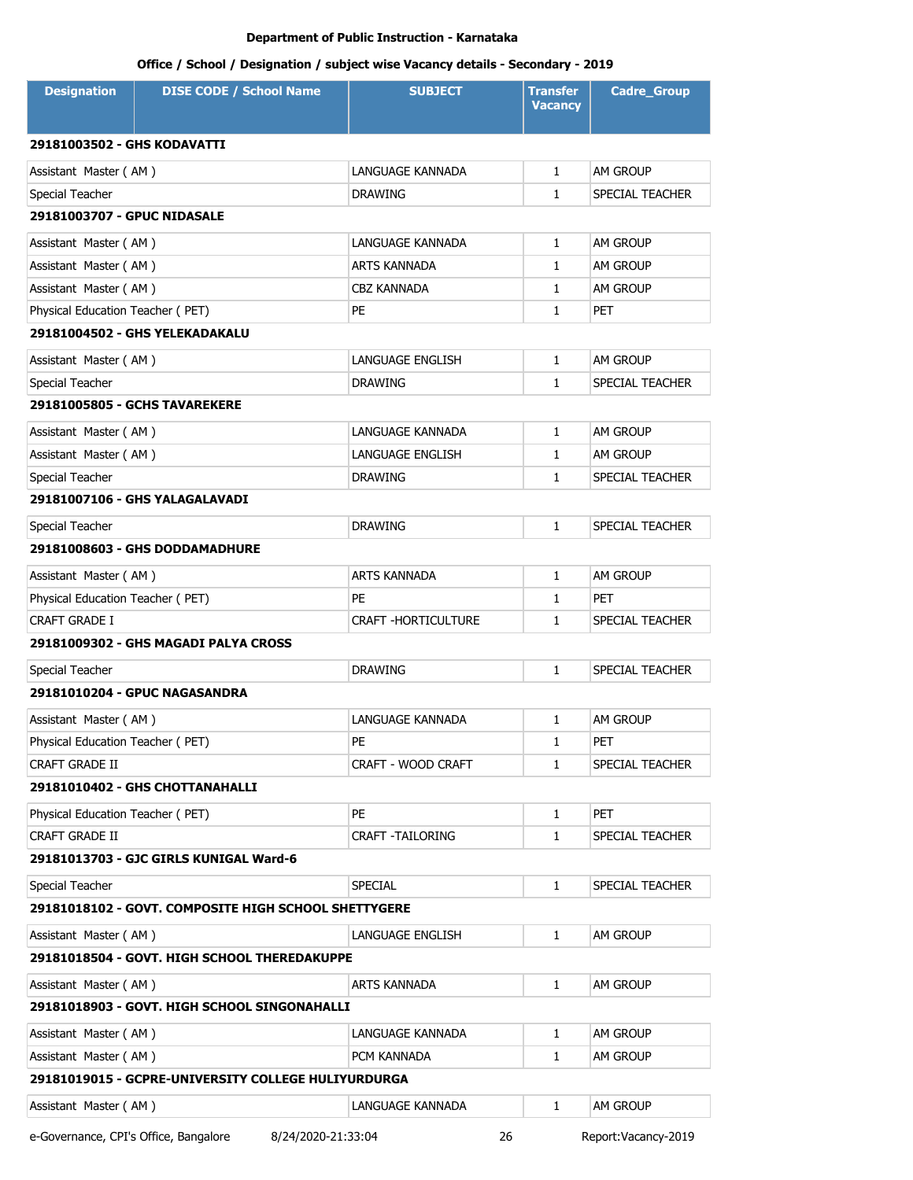**Department of Public Instruction - Karnataka**

**Office / School / Designation / subject wise Vacancy details - Secondary - 2019**

| Designation | DISE CODE / School Name | SUBJECT | Transfer Vacancy | Cadre_Group |
|---|---|---|---|---|
| **29181003502 - GHS KODAVATTI** | | | | |
| Assistant Master ( AM ) | | LANGUAGE KANNADA | 1 | AM GROUP |
| Special Teacher | | DRAWING | 1 | SPECIAL TEACHER |
| **29181003707 - GPUC NIDASALE** | | | | |
| Assistant Master ( AM ) | | LANGUAGE KANNADA | 1 | AM GROUP |
| Assistant Master ( AM ) | | ARTS KANNADA | 1 | AM GROUP |
| Assistant Master ( AM ) | | CBZ KANNADA | 1 | AM GROUP |
| Physical Education Teacher ( PET) | | PE | 1 | PET |
| **29181004502 - GHS YELEKADAKALU** | | | | |
| Assistant Master ( AM ) | | LANGUAGE ENGLISH | 1 | AM GROUP |
| Special Teacher | | DRAWING | 1 | SPECIAL TEACHER |
| **29181005805 - GCHS TAVAREKERE** | | | | |
| Assistant Master ( AM ) | | LANGUAGE KANNADA | 1 | AM GROUP |
| Assistant Master ( AM ) | | LANGUAGE ENGLISH | 1 | AM GROUP |
| Special Teacher | | DRAWING | 1 | SPECIAL TEACHER |
| **29181007106 - GHS YALAGALAVADI** | | | | |
| Special Teacher | | DRAWING | 1 | SPECIAL TEACHER |
| **29181008603 - GHS DODDAMADHURE** | | | | |
| Assistant Master ( AM ) | | ARTS KANNADA | 1 | AM GROUP |
| Physical Education Teacher ( PET) | | PE | 1 | PET |
| CRAFT GRADE I | | CRAFT -HORTICULTURE | 1 | SPECIAL TEACHER |
| **29181009302 - GHS MAGADI PALYA CROSS** | | | | |
| Special Teacher | | DRAWING | 1 | SPECIAL TEACHER |
| **29181010204 - GPUC NAGASANDRA** | | | | |
| Assistant Master ( AM ) | | LANGUAGE KANNADA | 1 | AM GROUP |
| Physical Education Teacher ( PET) | | PE | 1 | PET |
| CRAFT GRADE II | | CRAFT - WOOD CRAFT | 1 | SPECIAL TEACHER |
| **29181010402 - GHS CHOTTANAHALLI** | | | | |
| Physical Education Teacher ( PET) | | PE | 1 | PET |
| CRAFT GRADE II | | CRAFT -TAILORING | 1 | SPECIAL TEACHER |
| **29181013703 - GJC GIRLS KUNIGAL Ward-6** | | | | |
| Special Teacher | | SPECIAL | 1 | SPECIAL TEACHER |
| **29181018102 - GOVT. COMPOSITE HIGH SCHOOL SHETTYGERE** | | | | |
| Assistant Master ( AM ) | | LANGUAGE ENGLISH | 1 | AM GROUP |
| **29181018504 - GOVT. HIGH SCHOOL THEREDAKUPPE** | | | | |
| Assistant Master ( AM ) | | ARTS KANNADA | 1 | AM GROUP |
| **29181018903 - GOVT. HIGH SCHOOL SINGONAHALLI** | | | | |
| Assistant Master ( AM ) | | LANGUAGE KANNADA | 1 | AM GROUP |
| Assistant Master ( AM ) | | PCM KANNADA | 1 | AM GROUP |
| **29181019015 - GCPRE-UNIVERSITY COLLEGE HULIYURDURGA** | | | | |
| Assistant Master ( AM ) | | LANGUAGE KANNADA | 1 | AM GROUP |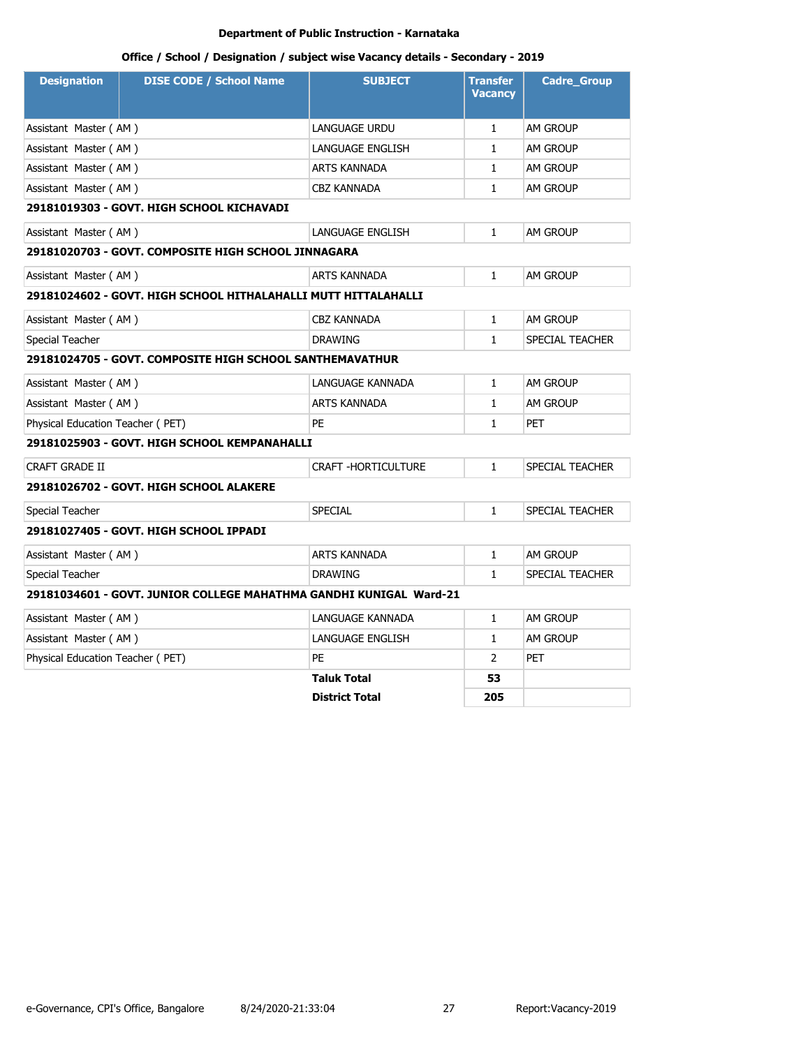**Department of Public Instruction - Karnataka**

**Office / School / Designation / subject wise Vacancy details - Secondary - 2019**

| Designation | DISE CODE / School Name | SUBJECT | Transfer Vacancy | Cadre_Group |
|---|---|---|---|---|
| Assistant Master ( AM ) | | LANGUAGE URDU | 1 | AM GROUP |
| Assistant Master ( AM ) | | LANGUAGE ENGLISH | 1 | AM GROUP |
| Assistant Master ( AM ) | | ARTS KANNADA | 1 | AM GROUP |
| Assistant Master ( AM ) | | CBZ KANNADA | 1 | AM GROUP |
| **29181019303 - GOVT. HIGH SCHOOL KICHAVADI** | | | | |
| Assistant Master ( AM ) | | LANGUAGE ENGLISH | 1 | AM GROUP |
| **29181020703 - GOVT. COMPOSITE HIGH SCHOOL JINNAGARA** | | | | |
| Assistant Master ( AM ) | | ARTS KANNADA | 1 | AM GROUP |
| **29181024602 - GOVT. HIGH SCHOOL HITHALAHALLI MUTT HITTALAHALLI** | | | | |
| Assistant Master ( AM ) | | CBZ KANNADA | 1 | AM GROUP |
| Special Teacher | | DRAWING | 1 | SPECIAL TEACHER |
| **29181024705 - GOVT. COMPOSITE HIGH SCHOOL SANTHEMAVATHUR** | | | | |
| Assistant Master ( AM ) | | LANGUAGE KANNADA | 1 | AM GROUP |
| Assistant Master ( AM ) | | ARTS KANNADA | 1 | AM GROUP |
| Physical Education Teacher ( PET) | | PE | 1 | PET |
| **29181025903 - GOVT. HIGH SCHOOL KEMPANAHALLI** | | | | |
| CRAFT GRADE II | | CRAFT -HORTICULTURE | 1 | SPECIAL TEACHER |
| **29181026702 - GOVT. HIGH SCHOOL ALAKERE** | | | | |
| Special Teacher | | SPECIAL | 1 | SPECIAL TEACHER |
| **29181027405 - GOVT. HIGH SCHOOL IPPADI** | | | | |
| Assistant Master ( AM ) | | ARTS KANNADA | 1 | AM GROUP |
| Special Teacher | | DRAWING | 1 | SPECIAL TEACHER |
| **29181034601 - GOVT. JUNIOR COLLEGE MAHATHMA GANDHI KUNIGAL Ward-21** | | | | |
| Assistant Master ( AM ) | | LANGUAGE KANNADA | 1 | AM GROUP |
| Assistant Master ( AM ) | | LANGUAGE ENGLISH | 1 | AM GROUP |
| Physical Education Teacher ( PET) | | PE | 2 | PET |
| | | **Taluk Total** | **53** | |
| | | **District Total** | **205** | |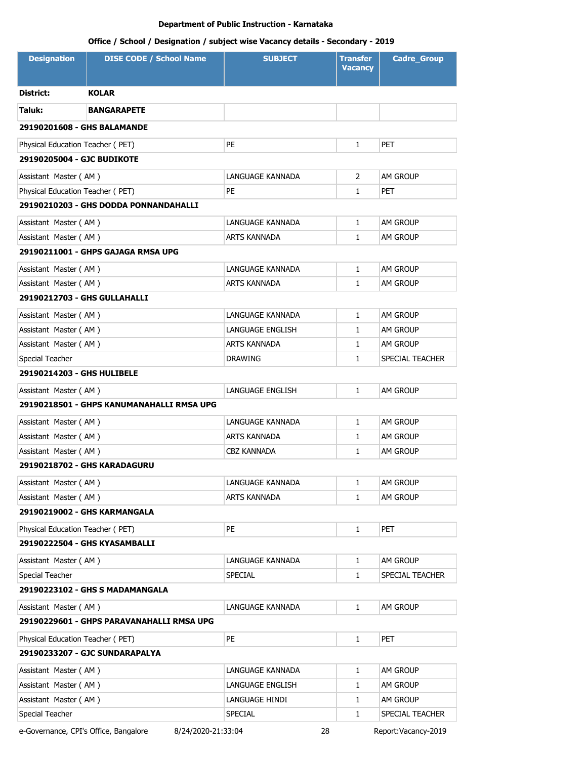**Department of Public Instruction - Karnataka**

**Office / School / Designation / subject wise Vacancy details - Secondary - 2019**

| Designation | DISE CODE / School Name | SUBJECT | Transfer Vacancy | Cadre_Group |
|---|---|---|---|---|
| **District:** | **KOLAR** | | | |
| **Taluk:** | **BANGARAPETE** | | | |
| **29190201608 - GHS BALAMANDE** | | | | |
| Physical Education Teacher ( PET) | | PE | 1 | PET |
| **29190205004 - GJC BUDIKOTE** | | | | |
| Assistant Master ( AM ) | | LANGUAGE KANNADA | 2 | AM GROUP |
| Physical Education Teacher ( PET) | | PE | 1 | PET |
| **29190210203 - GHS DODDA PONNANDAHALLI** | | | | |
| Assistant Master ( AM ) | | LANGUAGE KANNADA | 1 | AM GROUP |
| Assistant Master ( AM ) | | ARTS KANNADA | 1 | AM GROUP |
| **29190211001 - GHPS GAJAGA RMSA UPG** | | | | |
| Assistant Master ( AM ) | | LANGUAGE KANNADA | 1 | AM GROUP |
| Assistant Master ( AM ) | | ARTS KANNADA | 1 | AM GROUP |
| **29190212703 - GHS GULLAHALLI** | | | | |
| Assistant Master ( AM ) | | LANGUAGE KANNADA | 1 | AM GROUP |
| Assistant Master ( AM ) | | LANGUAGE ENGLISH | 1 | AM GROUP |
| Assistant Master ( AM ) | | ARTS KANNADA | 1 | AM GROUP |
| Special Teacher | | DRAWING | 1 | SPECIAL TEACHER |
| **29190214203 - GHS HULIBELE** | | | | |
| Assistant Master ( AM ) | | LANGUAGE ENGLISH | 1 | AM GROUP |
| **29190218501 - GHPS KANUMANAHALLI RMSA UPG** | | | | |
| Assistant Master ( AM ) | | LANGUAGE KANNADA | 1 | AM GROUP |
| Assistant Master ( AM ) | | ARTS KANNADA | 1 | AM GROUP |
| Assistant Master ( AM ) | | CBZ KANNADA | 1 | AM GROUP |
| **29190218702 - GHS KARADAGURU** | | | | |
| Assistant Master ( AM ) | | LANGUAGE KANNADA | 1 | AM GROUP |
| Assistant Master ( AM ) | | ARTS KANNADA | 1 | AM GROUP |
| **29190219002 - GHS KARMANGALA** | | | | |
| Physical Education Teacher ( PET) | | PE | 1 | PET |
| **29190222504 - GHS KYASAMBALLI** | | | | |
| Assistant Master ( AM ) | | LANGUAGE KANNADA | 1 | AM GROUP |
| Special Teacher | | SPECIAL | 1 | SPECIAL TEACHER |
| **29190223102 - GHS S MADAMANGALA** | | | | |
| Assistant Master ( AM ) | | LANGUAGE KANNADA | 1 | AM GROUP |
| **29190229601 - GHPS PARAVANAHALLI RMSA UPG** | | | | |
| Physical Education Teacher ( PET) | | PE | 1 | PET |
| **29190233207 - GJC SUNDARAPALYA** | | | | |
| Assistant Master ( AM ) | | LANGUAGE KANNADA | 1 | AM GROUP |
| Assistant Master ( AM ) | | LANGUAGE ENGLISH | 1 | AM GROUP |
| Assistant Master ( AM ) | | LANGUAGE HINDI | 1 | AM GROUP |
| Special Teacher | | SPECIAL | 1 | SPECIAL TEACHER |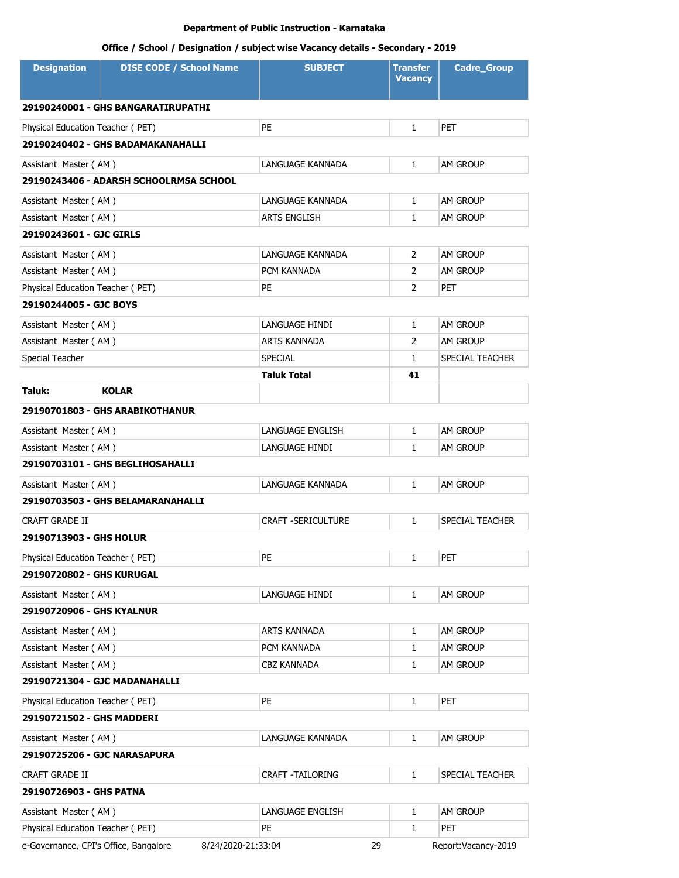**Department of Public Instruction - Karnataka**

**Office / School / Designation / subject wise Vacancy details - Secondary - 2019**

| Designation | DISE CODE / School Name | SUBJECT | Transfer Vacancy | Cadre_Group |
|---|---|---|---|---|
| **29190240001 - GHS BANGARATIRUPATHI** | | | | |
| Physical Education Teacher ( PET) | | PE | 1 | PET |
| **29190240402 - GHS BADAMAKANAHALLI** | | | | |
| Assistant Master ( AM ) | | LANGUAGE KANNADA | 1 | AM GROUP |
| **29190243406 - ADARSH SCHOOLRMSA SCHOOL** | | | | |
| Assistant Master ( AM ) | | LANGUAGE KANNADA | 1 | AM GROUP |
| Assistant Master ( AM ) | | ARTS ENGLISH | 1 | AM GROUP |
| **29190243601 - GJC GIRLS** | | | | |
| Assistant Master ( AM ) | | LANGUAGE KANNADA | 2 | AM GROUP |
| Assistant Master ( AM ) | | PCM KANNADA | 2 | AM GROUP |
| Physical Education Teacher ( PET) | | PE | 2 | PET |
| **29190244005 - GJC BOYS** | | | | |
| Assistant Master ( AM ) | | LANGUAGE HINDI | 1 | AM GROUP |
| Assistant Master ( AM ) | | ARTS KANNADA | 2 | AM GROUP |
| Special Teacher | | SPECIAL | 1 | SPECIAL TEACHER |
| | | **Taluk Total** | **41** | |
| **Taluk:** | **KOLAR** | | | |
| **29190701803 - GHS ARABIKOTHANUR** | | | | |
| Assistant Master ( AM ) | | LANGUAGE ENGLISH | 1 | AM GROUP |
| Assistant Master ( AM ) | | LANGUAGE HINDI | 1 | AM GROUP |
| **29190703101 - GHS BEGLIHOSAHALLI** | | | | |
| Assistant Master ( AM ) | | LANGUAGE KANNADA | 1 | AM GROUP |
| **29190703503 - GHS BELAMARANAHALLI** | | | | |
| CRAFT GRADE II | | CRAFT -SERICULTURE | 1 | SPECIAL TEACHER |
| **29190713903 - GHS HOLUR** | | | | |
| Physical Education Teacher ( PET) | | PE | 1 | PET |
| **29190720802 - GHS KURUGAL** | | | | |
| Assistant Master ( AM ) | | LANGUAGE HINDI | 1 | AM GROUP |
| **29190720906 - GHS KYALNUR** | | | | |
| Assistant Master ( AM ) | | ARTS KANNADA | 1 | AM GROUP |
| Assistant Master ( AM ) | | PCM KANNADA | 1 | AM GROUP |
| Assistant Master ( AM ) | | CBZ KANNADA | 1 | AM GROUP |
| **29190721304 - GJC MADANAHALLI** | | | | |
| Physical Education Teacher ( PET) | | PE | 1 | PET |
| **29190721502 - GHS MADDERI** | | | | |
| Assistant Master ( AM ) | | LANGUAGE KANNADA | 1 | AM GROUP |
| **29190725206 - GJC NARASAPURA** | | | | |
| CRAFT GRADE II | | CRAFT -TAILORING | 1 | SPECIAL TEACHER |
| **29190726903 - GHS PATNA** | | | | |
| Assistant Master ( AM ) | | LANGUAGE ENGLISH | 1 | AM GROUP |
| Physical Education Teacher ( PET) | | PE | 1 | PET |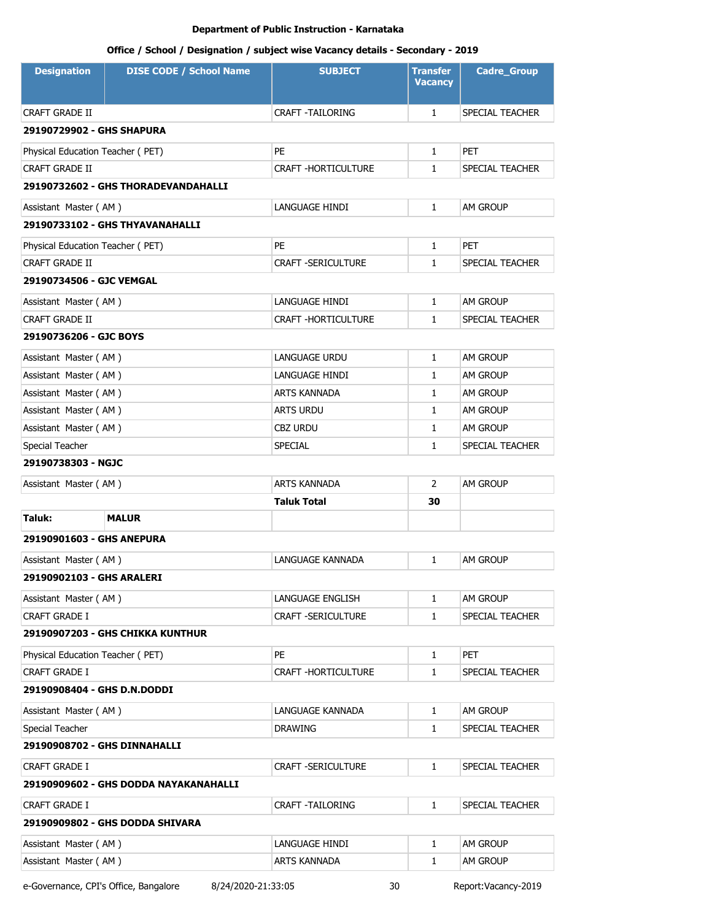**Department of Public Instruction - Karnataka**

**Office / School / Designation / subject wise Vacancy details - Secondary - 2019**

| Designation | DISE CODE / School Name | SUBJECT | Transfer Vacancy | Cadre_Group |
|---|---|---|---|---|
| CRAFT GRADE II | | CRAFT -TAILORING | 1 | SPECIAL TEACHER |
| **29190729902 - GHS SHAPURA** | | | | |
| Physical Education Teacher ( PET) | | PE | 1 | PET |
| CRAFT GRADE II | | CRAFT -HORTICULTURE | 1 | SPECIAL TEACHER |
| **29190732602 - GHS THORADEVANDAHALLI** | | | | |
| Assistant Master ( AM ) | | LANGUAGE HINDI | 1 | AM GROUP |
| **29190733102 - GHS THYAVANAHALLI** | | | | |
| Physical Education Teacher ( PET) | | PE | 1 | PET |
| CRAFT GRADE II | | CRAFT -SERICULTURE | 1 | SPECIAL TEACHER |
| **29190734506 - GJC VEMGAL** | | | | |
| Assistant Master ( AM ) | | LANGUAGE HINDI | 1 | AM GROUP |
| CRAFT GRADE II | | CRAFT -HORTICULTURE | 1 | SPECIAL TEACHER |
| **29190736206 - GJC BOYS** | | | | |
| Assistant Master ( AM ) | | LANGUAGE URDU | 1 | AM GROUP |
| Assistant Master ( AM ) | | LANGUAGE HINDI | 1 | AM GROUP |
| Assistant Master ( AM ) | | ARTS KANNADA | 1 | AM GROUP |
| Assistant Master ( AM ) | | ARTS URDU | 1 | AM GROUP |
| Assistant Master ( AM ) | | CBZ URDU | 1 | AM GROUP |
| Special Teacher | | SPECIAL | 1 | SPECIAL TEACHER |
| **29190738303 - NGJC** | | | | |
| Assistant Master ( AM ) | | ARTS KANNADA | 2 | AM GROUP |
| | | **Taluk Total** | **30** | |
| **Taluk:** | **MALUR** | | | |
| **29190901603 - GHS ANEPURA** | | | | |
| Assistant Master ( AM ) | | LANGUAGE KANNADA | 1 | AM GROUP |
| **29190902103 - GHS ARALERI** | | | | |
| Assistant Master ( AM ) | | LANGUAGE ENGLISH | 1 | AM GROUP |
| CRAFT GRADE I | | CRAFT -SERICULTURE | 1 | SPECIAL TEACHER |
| **29190907203 - GHS CHIKKA KUNTHUR** | | | | |
| Physical Education Teacher ( PET) | | PE | 1 | PET |
| CRAFT GRADE I | | CRAFT -HORTICULTURE | 1 | SPECIAL TEACHER |
| **29190908404 - GHS D.N.DODDI** | | | | |
| Assistant Master ( AM ) | | LANGUAGE KANNADA | 1 | AM GROUP |
| Special Teacher | | DRAWING | 1 | SPECIAL TEACHER |
| **29190908702 - GHS DINNAHALLI** | | | | |
| CRAFT GRADE I | | CRAFT -SERICULTURE | 1 | SPECIAL TEACHER |
| **29190909602 - GHS DODDA NAYAKANAHALLI** | | | | |
| CRAFT GRADE I | | CRAFT -TAILORING | 1 | SPECIAL TEACHER |
| **29190909802 - GHS DODDA SHIVARA** | | | | |
| Assistant Master ( AM ) | | LANGUAGE HINDI | 1 | AM GROUP |
| Assistant Master ( AM ) | | ARTS KANNADA | 1 | AM GROUP |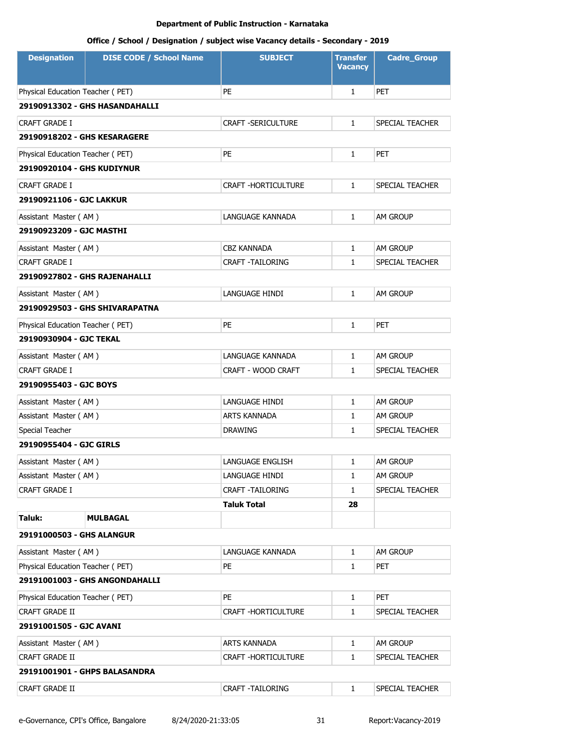**Department of Public Instruction - Karnataka**

**Office / School / Designation / subject wise Vacancy details - Secondary - 2019**

| Designation | DISE CODE / School Name | SUBJECT | Transfer Vacancy | Cadre_Group |
|---|---|---|---|---|
| Physical Education Teacher ( PET) | | PE | 1 | PET |
| **29190913302 - GHS HASANDAHALLI** | | | | |
| CRAFT GRADE I | | CRAFT -SERICULTURE | 1 | SPECIAL TEACHER |
| **29190918202 - GHS KESARAGERE** | | | | |
| Physical Education Teacher ( PET) | | PE | 1 | PET |
| **29190920104 - GHS KUDIYNUR** | | | | |
| CRAFT GRADE I | | CRAFT -HORTICULTURE | 1 | SPECIAL TEACHER |
| **29190921106 - GJC LAKKUR** | | | | |
| Assistant Master ( AM ) | | LANGUAGE KANNADA | 1 | AM GROUP |
| **29190923209 - GJC MASTHI** | | | | |
| Assistant Master ( AM ) | | CBZ KANNADA | 1 | AM GROUP |
| CRAFT GRADE I | | CRAFT -TAILORING | 1 | SPECIAL TEACHER |
| **29190927802 - GHS RAJENAHALLI** | | | | |
| Assistant Master ( AM ) | | LANGUAGE HINDI | 1 | AM GROUP |
| **29190929503 - GHS SHIVARAPATNA** | | | | |
| Physical Education Teacher ( PET) | | PE | 1 | PET |
| **29190930904 - GJC TEKAL** | | | | |
| Assistant Master ( AM ) | | LANGUAGE KANNADA | 1 | AM GROUP |
| CRAFT GRADE I | | CRAFT - WOOD CRAFT | 1 | SPECIAL TEACHER |
| **29190955403 - GJC BOYS** | | | | |
| Assistant Master ( AM ) | | LANGUAGE HINDI | 1 | AM GROUP |
| Assistant Master ( AM ) | | ARTS KANNADA | 1 | AM GROUP |
| Special Teacher | | DRAWING | 1 | SPECIAL TEACHER |
| **29190955404 - GJC GIRLS** | | | | |
| Assistant Master ( AM ) | | LANGUAGE ENGLISH | 1 | AM GROUP |
| Assistant Master ( AM ) | | LANGUAGE HINDI | 1 | AM GROUP |
| CRAFT GRADE I | | CRAFT -TAILORING | 1 | SPECIAL TEACHER |
| | | **Taluk Total** | **28** | |
| **Taluk:** | **MULBAGAL** | | | |
| **29191000503 - GHS ALANGUR** | | | | |
| Assistant Master ( AM ) | | LANGUAGE KANNADA | 1 | AM GROUP |
| Physical Education Teacher ( PET) | | PE | 1 | PET |
| **29191001003 - GHS ANGONDAHALLI** | | | | |
| Physical Education Teacher ( PET) | | PE | 1 | PET |
| CRAFT GRADE II | | CRAFT -HORTICULTURE | 1 | SPECIAL TEACHER |
| **29191001505 - GJC AVANI** | | | | |
| Assistant Master ( AM ) | | ARTS KANNADA | 1 | AM GROUP |
| CRAFT GRADE II | | CRAFT -HORTICULTURE | 1 | SPECIAL TEACHER |
| **29191001901 - GHPS BALASANDRA** | | | | |
| CRAFT GRADE II | | CRAFT -TAILORING | 1 | SPECIAL TEACHER |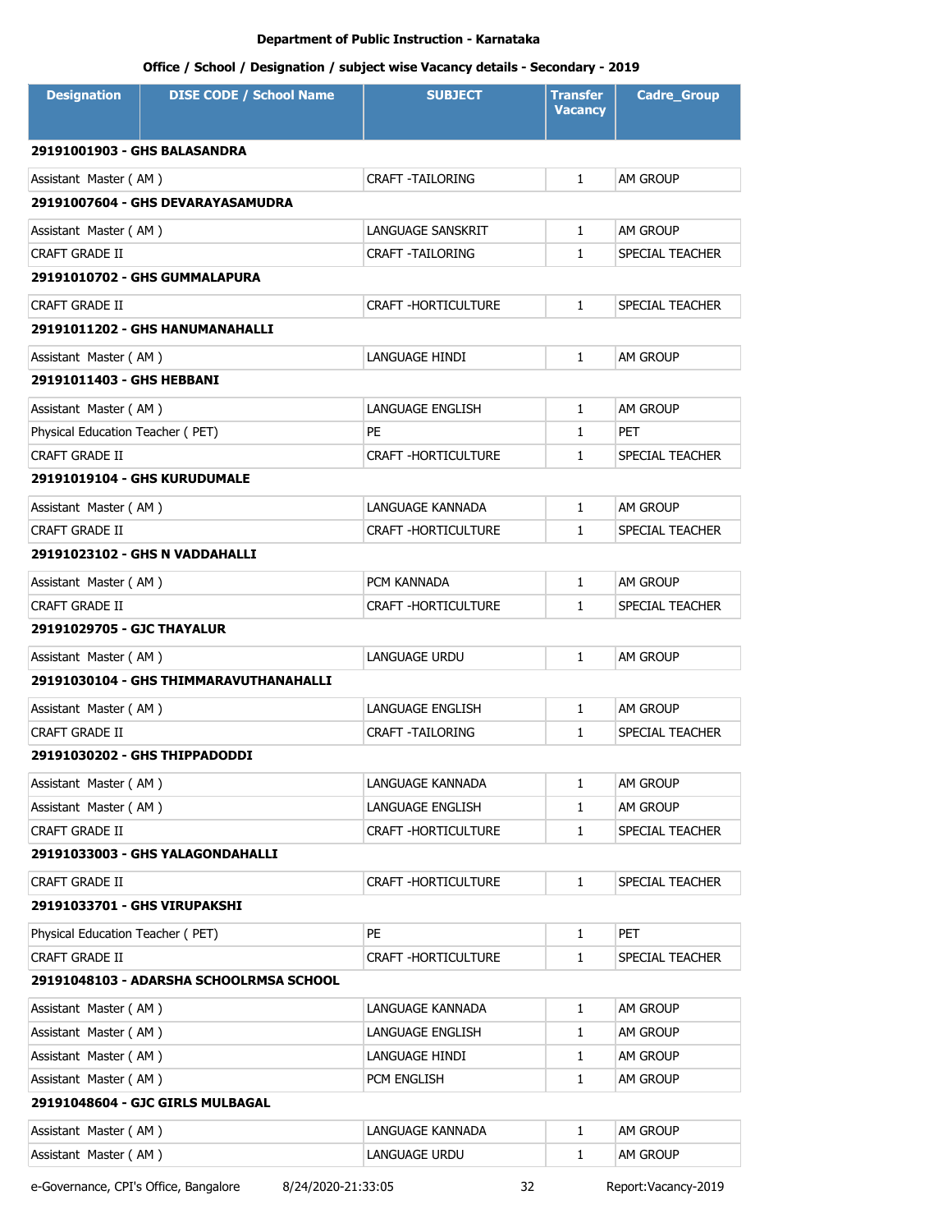**Department of Public Instruction - Karnataka**

**Office / School / Designation / subject wise Vacancy details - Secondary - 2019**

| Designation | DISE CODE / School Name | SUBJECT | Transfer Vacancy | Cadre_Group |
|---|---|---|---|---|
| **29191001903 - GHS BALASANDRA** | | | | |
| Assistant Master ( AM ) | | CRAFT -TAILORING | 1 | AM GROUP |
| **29191007604 - GHS DEVARAYASAMUDRA** | | | | |
| Assistant Master ( AM ) | | LANGUAGE SANSKRIT | 1 | AM GROUP |
| CRAFT GRADE II | | CRAFT -TAILORING | 1 | SPECIAL TEACHER |
| **29191010702 - GHS GUMMALAPURA** | | | | |
| CRAFT GRADE II | | CRAFT -HORTICULTURE | 1 | SPECIAL TEACHER |
| **29191011202 - GHS HANUMANAHALLI** | | | | |
| Assistant Master ( AM ) | | LANGUAGE HINDI | 1 | AM GROUP |
| **29191011403 - GHS HEBBANI** | | | | |
| Assistant Master ( AM ) | | LANGUAGE ENGLISH | 1 | AM GROUP |
| Physical Education Teacher ( PET) | | PE | 1 | PET |
| CRAFT GRADE II | | CRAFT -HORTICULTURE | 1 | SPECIAL TEACHER |
| **29191019104 - GHS KURUDUMALE** | | | | |
| Assistant Master ( AM ) | | LANGUAGE KANNADA | 1 | AM GROUP |
| CRAFT GRADE II | | CRAFT -HORTICULTURE | 1 | SPECIAL TEACHER |
| **29191023102 - GHS N VADDAHALLI** | | | | |
| Assistant Master ( AM ) | | PCM KANNADA | 1 | AM GROUP |
| CRAFT GRADE II | | CRAFT -HORTICULTURE | 1 | SPECIAL TEACHER |
| **29191029705 - GJC THAYALUR** | | | | |
| Assistant Master ( AM ) | | LANGUAGE URDU | 1 | AM GROUP |
| **29191030104 - GHS THIMMARAVUTHANAHALLI** | | | | |
| Assistant Master ( AM ) | | LANGUAGE ENGLISH | 1 | AM GROUP |
| CRAFT GRADE II | | CRAFT -TAILORING | 1 | SPECIAL TEACHER |
| **29191030202 - GHS THIPPADODDI** | | | | |
| Assistant Master ( AM ) | | LANGUAGE KANNADA | 1 | AM GROUP |
| Assistant Master ( AM ) | | LANGUAGE ENGLISH | 1 | AM GROUP |
| CRAFT GRADE II | | CRAFT -HORTICULTURE | 1 | SPECIAL TEACHER |
| **29191033003 - GHS YALAGONDAHALLI** | | | | |
| CRAFT GRADE II | | CRAFT -HORTICULTURE | 1 | SPECIAL TEACHER |
| **29191033701 - GHS VIRUPAKSHI** | | | | |
| Physical Education Teacher ( PET) | | PE | 1 | PET |
| CRAFT GRADE II | | CRAFT -HORTICULTURE | 1 | SPECIAL TEACHER |
| **29191048103 - ADARSHA SCHOOLRMSA SCHOOL** | | | | |
| Assistant Master ( AM ) | | LANGUAGE KANNADA | 1 | AM GROUP |
| Assistant Master ( AM ) | | LANGUAGE ENGLISH | 1 | AM GROUP |
| Assistant Master ( AM ) | | LANGUAGE HINDI | 1 | AM GROUP |
| Assistant Master ( AM ) | | PCM ENGLISH | 1 | AM GROUP |
| **29191048604 - GJC GIRLS MULBAGAL** | | | | |
| Assistant Master ( AM ) | | LANGUAGE KANNADA | 1 | AM GROUP |
| Assistant Master ( AM ) | | LANGUAGE URDU | 1 | AM GROUP |

e-Governance, CPI's Office, Bangalore 8/24/2020-21:33:05 Report:Vacancy-2019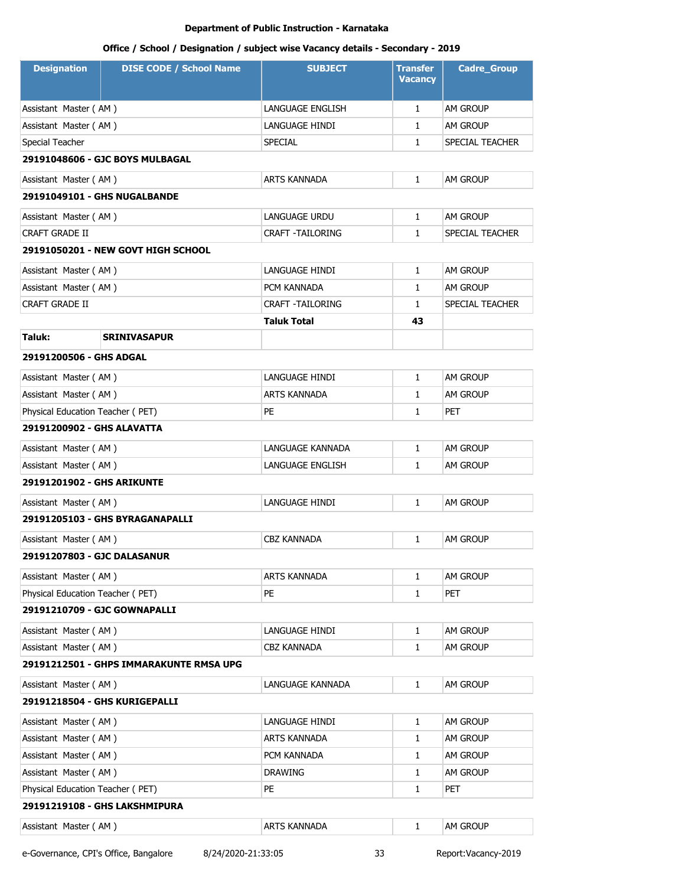**Department of Public Instruction - Karnataka**

**Office / School / Designation / subject wise Vacancy details - Secondary - 2019**

| Designation | DISE CODE / School Name | SUBJECT | Transfer Vacancy | Cadre_Group |
|---|---|---|---|---|
| Assistant Master ( AM ) | | LANGUAGE ENGLISH | 1 | AM GROUP |
| Assistant Master ( AM ) | | LANGUAGE HINDI | 1 | AM GROUP |
| Special Teacher | | SPECIAL | 1 | SPECIAL TEACHER |
| **29191048606 - GJC BOYS MULBAGAL** | | | | |
| Assistant Master ( AM ) | | ARTS KANNADA | 1 | AM GROUP |
| **29191049101 - GHS NUGALBANDE** | | | | |
| Assistant Master ( AM ) | | LANGUAGE URDU | 1 | AM GROUP |
| CRAFT GRADE II | | CRAFT -TAILORING | 1 | SPECIAL TEACHER |
| **29191050201 - NEW GOVT HIGH SCHOOL** | | | | |
| Assistant Master ( AM ) | | LANGUAGE HINDI | 1 | AM GROUP |
| Assistant Master ( AM ) | | PCM KANNADA | 1 | AM GROUP |
| CRAFT GRADE II | | CRAFT -TAILORING | 1 | SPECIAL TEACHER |
| | | **Taluk Total** | **43** | |
| **Taluk:** | **SRINIVASAPUR** | | | |
| **29191200506 - GHS ADGAL** | | | | |
| Assistant Master ( AM ) | | LANGUAGE HINDI | 1 | AM GROUP |
| Assistant Master ( AM ) | | ARTS KANNADA | 1 | AM GROUP |
| Physical Education Teacher ( PET) | | PE | 1 | PET |
| **29191200902 - GHS ALAVATTA** | | | | |
| Assistant Master ( AM ) | | LANGUAGE KANNADA | 1 | AM GROUP |
| Assistant Master ( AM ) | | LANGUAGE ENGLISH | 1 | AM GROUP |
| **29191201902 - GHS ARIKUNTE** | | | | |
| Assistant Master ( AM ) | | LANGUAGE HINDI | 1 | AM GROUP |
| **29191205103 - GHS BYRAGANAPALLI** | | | | |
| Assistant Master ( AM ) | | CBZ KANNADA | 1 | AM GROUP |
| **29191207803 - GJC DALASANUR** | | | | |
| Assistant Master ( AM ) | | ARTS KANNADA | 1 | AM GROUP |
| Physical Education Teacher ( PET) | | PE | 1 | PET |
| **29191210709 - GJC GOWNAPALLI** | | | | |
| Assistant Master ( AM ) | | LANGUAGE HINDI | 1 | AM GROUP |
| Assistant Master ( AM ) | | CBZ KANNADA | 1 | AM GROUP |
| **29191212501 - GHPS IMMARAKUNTE RMSA UPG** | | | | |
| Assistant Master ( AM ) | | LANGUAGE KANNADA | 1 | AM GROUP |
| **29191218504 - GHS KURIGEPALLI** | | | | |
| Assistant Master ( AM ) | | LANGUAGE HINDI | 1 | AM GROUP |
| Assistant Master ( AM ) | | ARTS KANNADA | 1 | AM GROUP |
| Assistant Master ( AM ) | | PCM KANNADA | 1 | AM GROUP |
| Assistant Master ( AM ) | | DRAWING | 1 | AM GROUP |
| Physical Education Teacher ( PET) | | PE | 1 | PET |
| **29191219108 - GHS LAKSHMIPURA** | | | | |
| Assistant Master ( AM ) | | ARTS KANNADA | 1 | AM GROUP |

e-Governance, CPI's Office, Bangalore 8/24/2020-21:33:05 Report:Vacancy-2019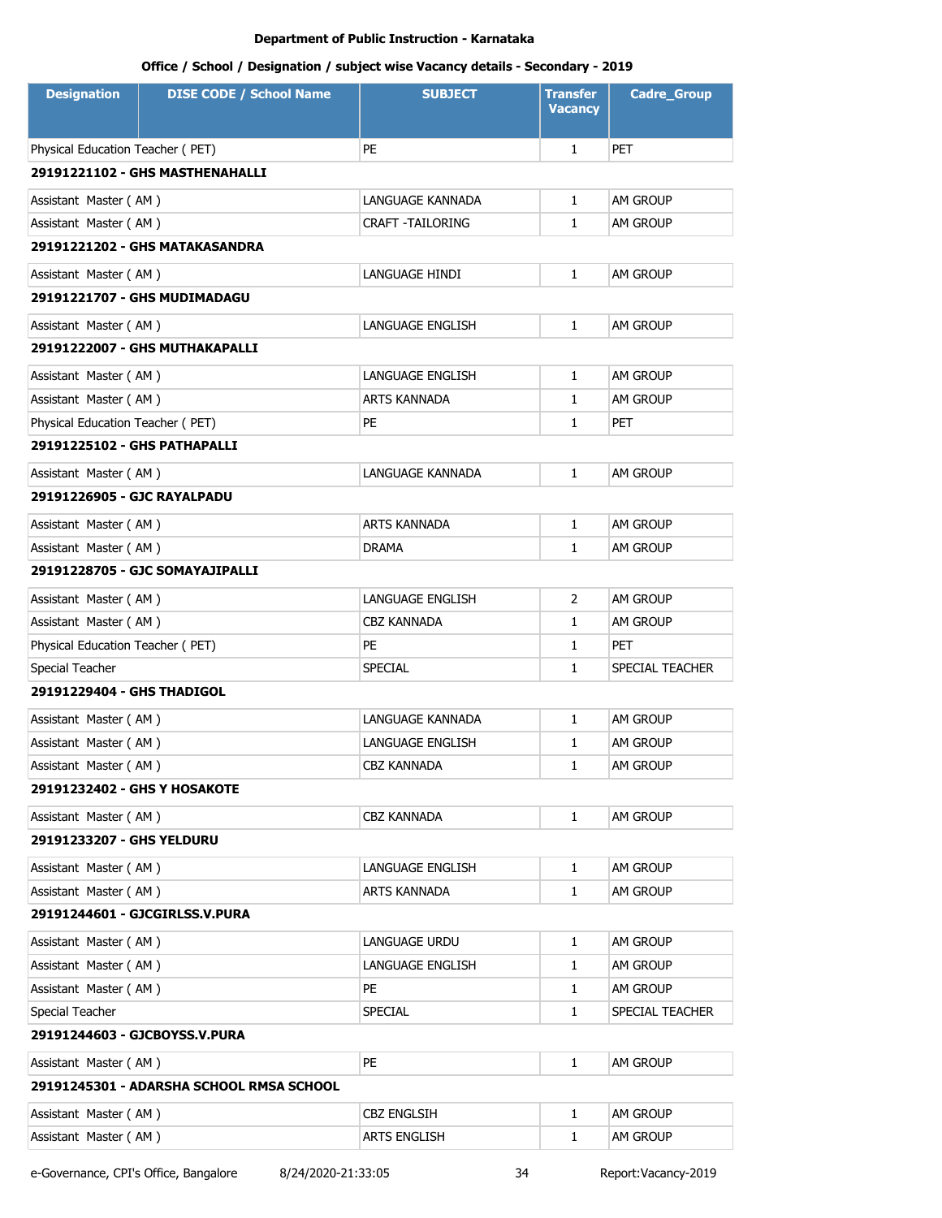**Department of Public Instruction - Karnataka**

**Office / School / Designation / subject wise Vacancy details - Secondary - 2019**

| Designation | DISE CODE / School Name | SUBJECT | Transfer Vacancy | Cadre_Group |
|---|---|---|---|---|
| Physical Education Teacher ( PET) | | PE | 1 | PET |
| **29191221102 - GHS MASTHENAHALLI** | | | | |
| Assistant Master ( AM ) | | LANGUAGE KANNADA | 1 | AM GROUP |
| Assistant Master ( AM ) | | CRAFT -TAILORING | 1 | AM GROUP |
| **29191221202 - GHS MATAKASANDRA** | | | | |
| Assistant Master ( AM ) | | LANGUAGE HINDI | 1 | AM GROUP |
| **29191221707 - GHS MUDIMADAGU** | | | | |
| Assistant Master ( AM ) | | LANGUAGE ENGLISH | 1 | AM GROUP |
| **29191222007 - GHS MUTHAKAPALLI** | | | | |
| Assistant Master ( AM ) | | LANGUAGE ENGLISH | 1 | AM GROUP |
| Assistant Master ( AM ) | | ARTS KANNADA | 1 | AM GROUP |
| Physical Education Teacher ( PET) | | PE | 1 | PET |
| **29191225102 - GHS PATHAPALLI** | | | | |
| Assistant Master ( AM ) | | LANGUAGE KANNADA | 1 | AM GROUP |
| **29191226905 - GJC RAYALPADU** | | | | |
| Assistant Master ( AM ) | | ARTS KANNADA | 1 | AM GROUP |
| Assistant Master ( AM ) | | DRAMA | 1 | AM GROUP |
| **29191228705 - GJC SOMAYAJIPALLI** | | | | |
| Assistant Master ( AM ) | | LANGUAGE ENGLISH | 2 | AM GROUP |
| Assistant Master ( AM ) | | CBZ KANNADA | 1 | AM GROUP |
| Physical Education Teacher ( PET) | | PE | 1 | PET |
| Special Teacher | | SPECIAL | 1 | SPECIAL TEACHER |
| **29191229404 - GHS THADIGOL** | | | | |
| Assistant Master ( AM ) | | LANGUAGE KANNADA | 1 | AM GROUP |
| Assistant Master ( AM ) | | LANGUAGE ENGLISH | 1 | AM GROUP |
| Assistant Master ( AM ) | | CBZ KANNADA | 1 | AM GROUP |
| **29191232402 - GHS Y HOSAKOTE** | | | | |
| Assistant Master ( AM ) | | CBZ KANNADA | 1 | AM GROUP |
| **29191233207 - GHS YELDURU** | | | | |
| Assistant Master ( AM ) | | LANGUAGE ENGLISH | 1 | AM GROUP |
| Assistant Master ( AM ) | | ARTS KANNADA | 1 | AM GROUP |
| **29191244601 - GJCGIRLSS.V.PURA** | | | | |
| Assistant Master ( AM ) | | LANGUAGE URDU | 1 | AM GROUP |
| Assistant Master ( AM ) | | LANGUAGE ENGLISH | 1 | AM GROUP |
| Assistant Master ( AM ) | | PE | 1 | AM GROUP |
| Special Teacher | | SPECIAL | 1 | SPECIAL TEACHER |
| **29191244603 - GJCBOYSS.V.PURA** | | | | |
| Assistant Master ( AM ) | | PE | 1 | AM GROUP |
| **29191245301 - ADARSHA SCHOOL RMSA SCHOOL** | | | | |
| Assistant Master ( AM ) | | CBZ ENGLSIH | 1 | AM GROUP |
| Assistant Master ( AM ) | | ARTS ENGLISH | 1 | AM GROUP |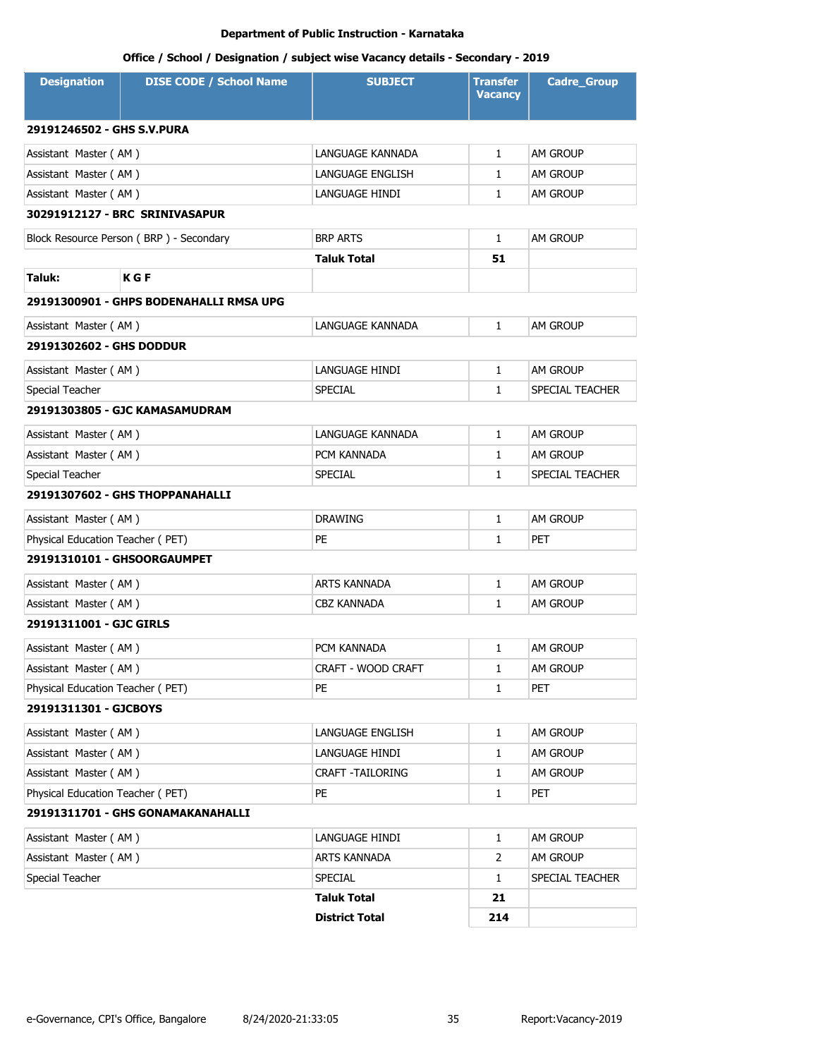**Department of Public Instruction - Karnataka**

**Office / School / Designation / subject wise Vacancy details - Secondary - 2019**

| Designation | DISE CODE / School Name | SUBJECT | Transfer Vacancy | Cadre_Group |
|---|---|---|---|---|
| **29191246502 - GHS S.V.PURA** | | | | |
| Assistant Master ( AM ) | | LANGUAGE KANNADA | 1 | AM GROUP |
| Assistant Master ( AM ) | | LANGUAGE ENGLISH | 1 | AM GROUP |
| Assistant Master ( AM ) | | LANGUAGE HINDI | 1 | AM GROUP |
| **30291912127 - BRC SRINIVASAPUR** | | | | |
| Block Resource Person ( BRP ) - Secondary | | BRP ARTS | 1 | AM GROUP |
| | | **Taluk Total** | **51** | |
| **Taluk:** | **K G F** | | | |
| **29191300901 - GHPS BODENAHALLI RMSA UPG** | | | | |
| Assistant Master ( AM ) | | LANGUAGE KANNADA | 1 | AM GROUP |
| **29191302602 - GHS DODDUR** | | | | |
| Assistant Master ( AM ) | | LANGUAGE HINDI | 1 | AM GROUP |
| Special Teacher | | SPECIAL | 1 | SPECIAL TEACHER |
| **29191303805 - GJC KAMASAMUDRAM** | | | | |
| Assistant Master ( AM ) | | LANGUAGE KANNADA | 1 | AM GROUP |
| Assistant Master ( AM ) | | PCM KANNADA | 1 | AM GROUP |
| Special Teacher | | SPECIAL | 1 | SPECIAL TEACHER |
| **29191307602 - GHS THOPPANAHALLI** | | | | |
| Assistant Master ( AM ) | | DRAWING | 1 | AM GROUP |
| Physical Education Teacher ( PET) | | PE | 1 | PET |
| **29191310101 - GHSOORGAUMPET** | | | | |
| Assistant Master ( AM ) | | ARTS KANNADA | 1 | AM GROUP |
| Assistant Master ( AM ) | | CBZ KANNADA | 1 | AM GROUP |
| **29191311001 - GJC GIRLS** | | | | |
| Assistant Master ( AM ) | | PCM KANNADA | 1 | AM GROUP |
| Assistant Master ( AM ) | | CRAFT - WOOD CRAFT | 1 | AM GROUP |
| Physical Education Teacher ( PET) | | PE | 1 | PET |
| **29191311301 - GJCBOYS** | | | | |
| Assistant Master ( AM ) | | LANGUAGE ENGLISH | 1 | AM GROUP |
| Assistant Master ( AM ) | | LANGUAGE HINDI | 1 | AM GROUP |
| Assistant Master ( AM ) | | CRAFT -TAILORING | 1 | AM GROUP |
| Physical Education Teacher ( PET) | | PE | 1 | PET |
| **29191311701 - GHS GONAMAKANAHALLI** | | | | |
| Assistant Master ( AM ) | | LANGUAGE HINDI | 1 | AM GROUP |
| Assistant Master ( AM ) | | ARTS KANNADA | 2 | AM GROUP |
| Special Teacher | | SPECIAL | 1 | SPECIAL TEACHER |
| | | **Taluk Total** | **21** | |
| | | **District Total** | **214** | |

e-Governance, CPI's Office, Bangalore 8/24/2020-21:33:05 Report:Vacancy-2019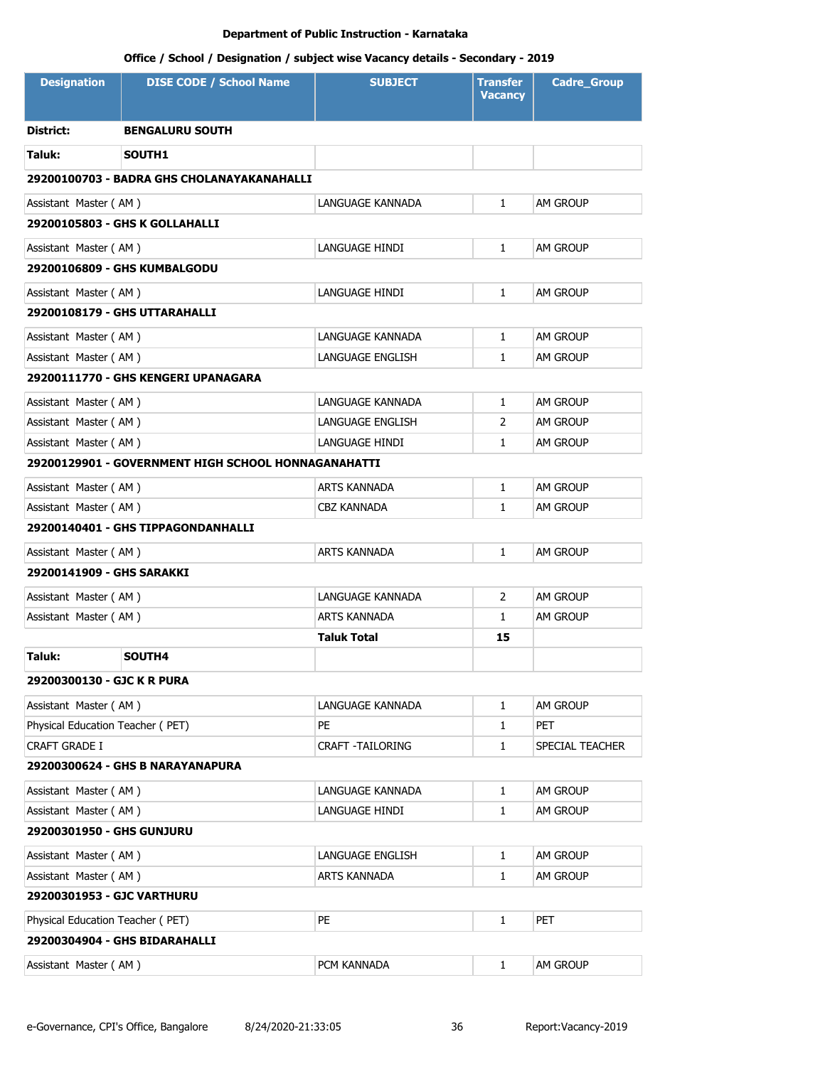**Department of Public Instruction - Karnataka**

**Office / School / Designation / subject wise Vacancy details - Secondary - 2019**

| Designation | DISE CODE / School Name | SUBJECT | Transfer Vacancy | Cadre_Group |
|---|---|---|---|---|
| **District:** | **BENGALURU SOUTH** | | | |
| **Taluk:** | **SOUTH1** | | | |
| **29200100703 - BADRA GHS CHOLANAYAKANAHALLI** | | | | |
| Assistant Master ( AM ) | | LANGUAGE KANNADA | 1 | AM GROUP |
| **29200105803 - GHS K GOLLAHALLI** | | | | |
| Assistant Master ( AM ) | | LANGUAGE HINDI | 1 | AM GROUP |
| **29200106809 - GHS KUMBALGODU** | | | | |
| Assistant Master ( AM ) | | LANGUAGE HINDI | 1 | AM GROUP |
| **29200108179 - GHS UTTARAHALLI** | | | | |
| Assistant Master ( AM ) | | LANGUAGE KANNADA | 1 | AM GROUP |
| Assistant Master ( AM ) | | LANGUAGE ENGLISH | 1 | AM GROUP |
| **29200111770 - GHS KENGERI UPANAGARA** | | | | |
| Assistant Master ( AM ) | | LANGUAGE KANNADA | 1 | AM GROUP |
| Assistant Master ( AM ) | | LANGUAGE ENGLISH | 2 | AM GROUP |
| Assistant Master ( AM ) | | LANGUAGE HINDI | 1 | AM GROUP |
| **29200129901 - GOVERNMENT HIGH SCHOOL HONNAGANAHATTI** | | | | |
| Assistant Master ( AM ) | | ARTS KANNADA | 1 | AM GROUP |
| Assistant Master ( AM ) | | CBZ KANNADA | 1 | AM GROUP |
| **29200140401 - GHS TIPPAGONDANHALLI** | | | | |
| Assistant Master ( AM ) | | ARTS KANNADA | 1 | AM GROUP |
| **29200141909 - GHS SARAKKI** | | | | |
| Assistant Master ( AM ) | | LANGUAGE KANNADA | 2 | AM GROUP |
| Assistant Master ( AM ) | | ARTS KANNADA | 1 | AM GROUP |
| | | **Taluk Total** | **15** | |
| **Taluk:** | **SOUTH4** | | | |
| **29200300130 - GJC K R PURA** | | | | |
| Assistant Master ( AM ) | | LANGUAGE KANNADA | 1 | AM GROUP |
| Physical Education Teacher ( PET) | | PE | 1 | PET |
| CRAFT GRADE I | | CRAFT -TAILORING | 1 | SPECIAL TEACHER |
| **29200300624 - GHS B NARAYANAPURA** | | | | |
| Assistant Master ( AM ) | | LANGUAGE KANNADA | 1 | AM GROUP |
| Assistant Master ( AM ) | | LANGUAGE HINDI | 1 | AM GROUP |
| **29200301950 - GHS GUNJURU** | | | | |
| Assistant Master ( AM ) | | LANGUAGE ENGLISH | 1 | AM GROUP |
| Assistant Master ( AM ) | | ARTS KANNADA | 1 | AM GROUP |
| **29200301953 - GJC VARTHURU** | | | | |
| Physical Education Teacher ( PET) | | PE | 1 | PET |
| **29200304904 - GHS BIDARAHALLI** | | | | |
| Assistant Master ( AM ) | | PCM KANNADA | 1 | AM GROUP |

e-Governance, CPI's Office, Bangalore 8/24/2020-21:33:05 Report:Vacancy-2019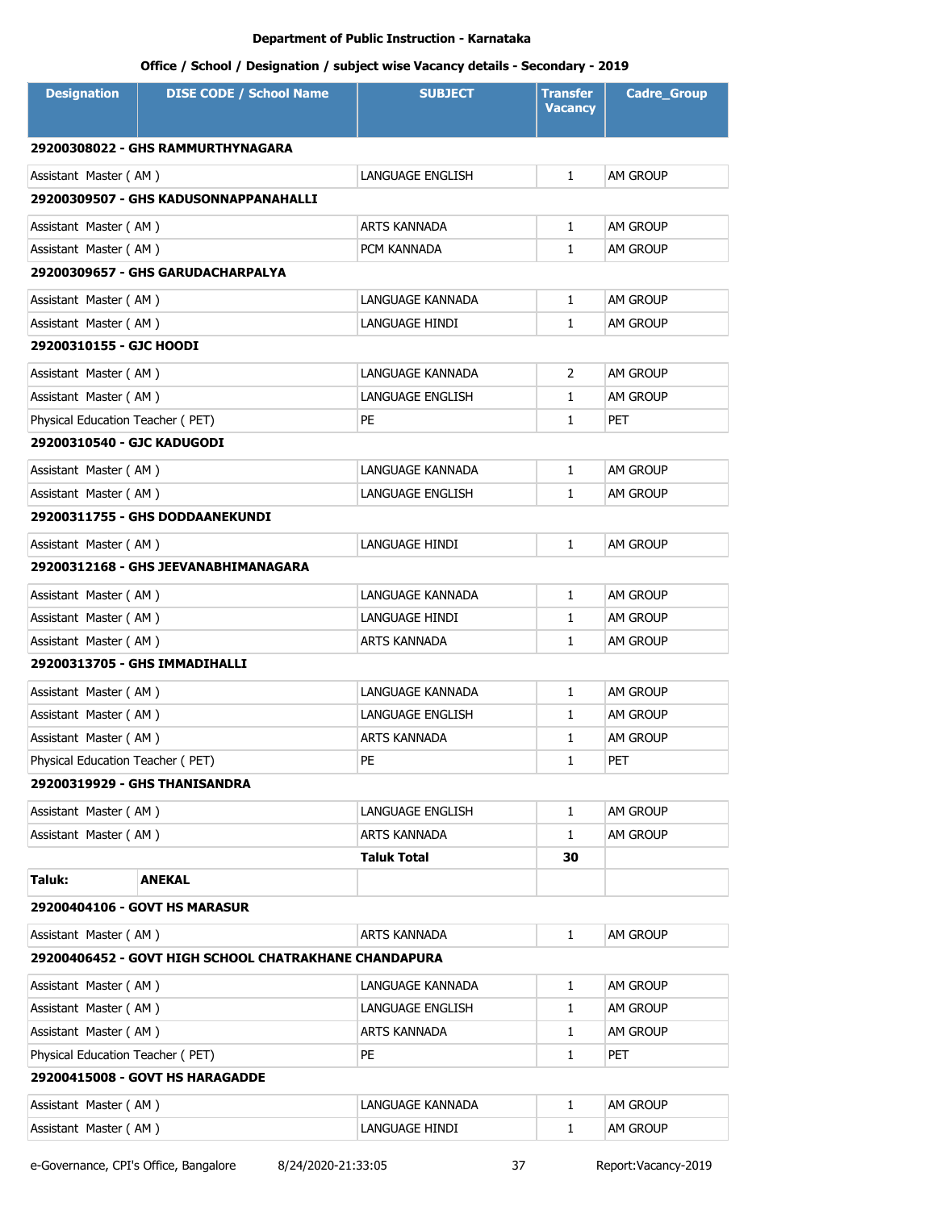**Department of Public Instruction - Karnataka**

**Office / School / Designation / subject wise Vacancy details - Secondary - 2019**

| Designation | DISE CODE / School Name | SUBJECT | Transfer Vacancy | Cadre_Group |
|---|---|---|---|---|
| **29200308022 - GHS RAMMURTHYNAGARA** | | | | |
| Assistant Master ( AM ) | | LANGUAGE ENGLISH | 1 | AM GROUP |
| **29200309507 - GHS KADUSONNAPPANAHALLI** | | | | |
| Assistant Master ( AM ) | | ARTS KANNADA | 1 | AM GROUP |
| Assistant Master ( AM ) | | PCM KANNADA | 1 | AM GROUP |
| **29200309657 - GHS GARUDACHARPALYA** | | | | |
| Assistant Master ( AM ) | | LANGUAGE KANNADA | 1 | AM GROUP |
| Assistant Master ( AM ) | | LANGUAGE HINDI | 1 | AM GROUP |
| **29200310155 - GJC HOODI** | | | | |
| Assistant Master ( AM ) | | LANGUAGE KANNADA | 2 | AM GROUP |
| Assistant Master ( AM ) | | LANGUAGE ENGLISH | 1 | AM GROUP |
| Physical Education Teacher ( PET) | | PE | 1 | PET |
| **29200310540 - GJC KADUGODI** | | | | |
| Assistant Master ( AM ) | | LANGUAGE KANNADA | 1 | AM GROUP |
| Assistant Master ( AM ) | | LANGUAGE ENGLISH | 1 | AM GROUP |
| **29200311755 - GHS DODDAANEKUNDI** | | | | |
| Assistant Master ( AM ) | | LANGUAGE HINDI | 1 | AM GROUP |
| **29200312168 - GHS JEEVANABHIMANAGARA** | | | | |
| Assistant Master ( AM ) | | LANGUAGE KANNADA | 1 | AM GROUP |
| Assistant Master ( AM ) | | LANGUAGE HINDI | 1 | AM GROUP |
| Assistant Master ( AM ) | | ARTS KANNADA | 1 | AM GROUP |
| **29200313705 - GHS IMMADIHALLI** | | | | |
| Assistant Master ( AM ) | | LANGUAGE KANNADA | 1 | AM GROUP |
| Assistant Master ( AM ) | | LANGUAGE ENGLISH | 1 | AM GROUP |
| Assistant Master ( AM ) | | ARTS KANNADA | 1 | AM GROUP |
| Physical Education Teacher ( PET) | | PE | 1 | PET |
| **29200319929 - GHS THANISANDRA** | | | | |
| Assistant Master ( AM ) | | LANGUAGE ENGLISH | 1 | AM GROUP |
| Assistant Master ( AM ) | | ARTS KANNADA | 1 | AM GROUP |
| | | **Taluk Total** | **30** | |
| **Taluk:** | **ANEKAL** | | | |
| **29200404106 - GOVT HS MARASUR** | | | | |
| Assistant Master ( AM ) | | ARTS KANNADA | 1 | AM GROUP |
| **29200406452 - GOVT HIGH SCHOOL CHATRAKHANE CHANDAPURA** | | | | |
| Assistant Master ( AM ) | | LANGUAGE KANNADA | 1 | AM GROUP |
| Assistant Master ( AM ) | | LANGUAGE ENGLISH | 1 | AM GROUP |
| Assistant Master ( AM ) | | ARTS KANNADA | 1 | AM GROUP |
| Physical Education Teacher ( PET) | | PE | 1 | PET |
| **29200415008 - GOVT HS HARAGADDE** | | | | |
| Assistant Master ( AM ) | | LANGUAGE KANNADA | 1 | AM GROUP |
| Assistant Master ( AM ) | | LANGUAGE HINDI | 1 | AM GROUP |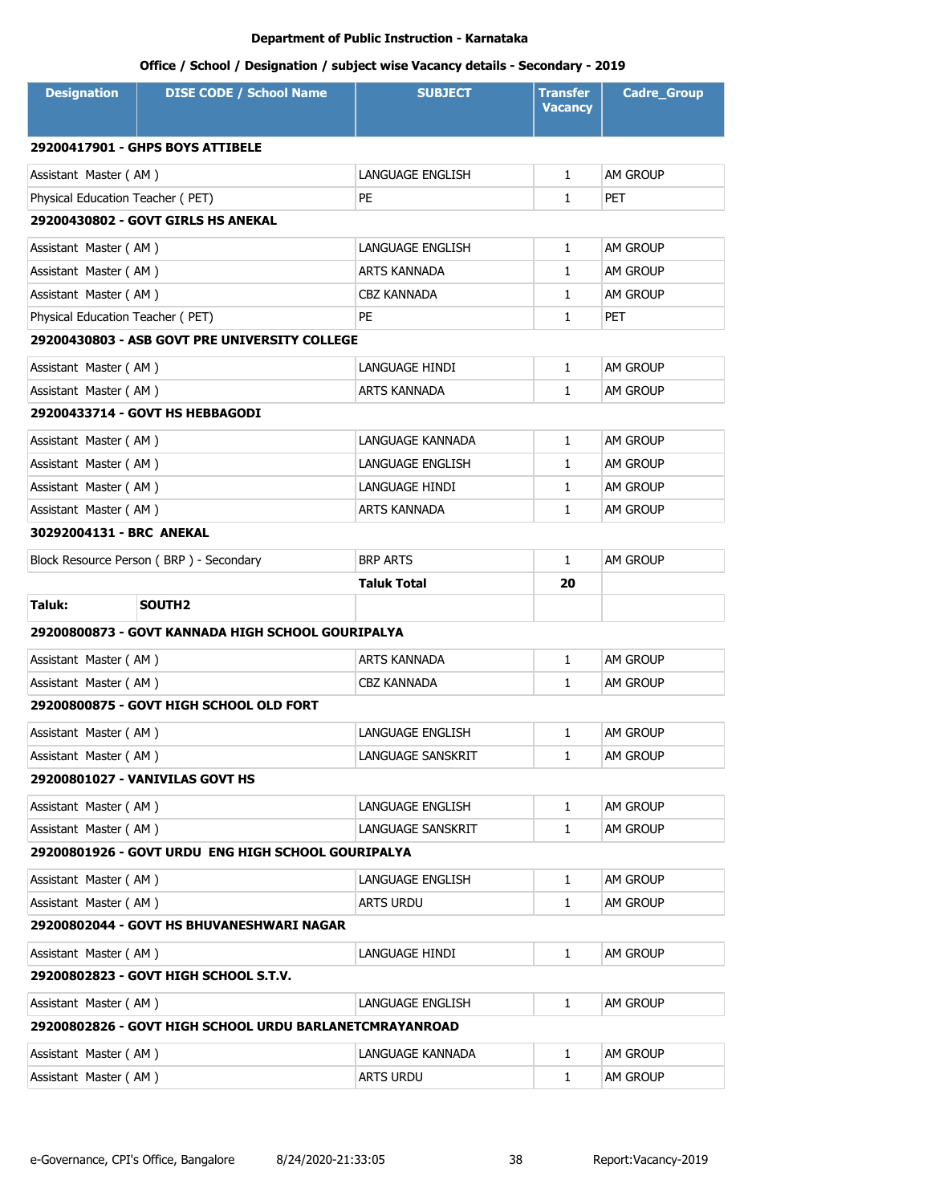**Department of Public Instruction - Karnataka**

**Office / School / Designation / subject wise Vacancy details - Secondary - 2019**

| Designation | DISE CODE / School Name | SUBJECT | Transfer Vacancy | Cadre_Group |
|---|---|---|---|---|
| **29200417901 - GHPS BOYS ATTIBELE** | | | | |
| Assistant Master ( AM ) | | LANGUAGE ENGLISH | 1 | AM GROUP |
| Physical Education Teacher ( PET) | | PE | 1 | PET |
| **29200430802 - GOVT GIRLS HS ANEKAL** | | | | |
| Assistant Master ( AM ) | | LANGUAGE ENGLISH | 1 | AM GROUP |
| Assistant Master ( AM ) | | ARTS KANNADA | 1 | AM GROUP |
| Assistant Master ( AM ) | | CBZ KANNADA | 1 | AM GROUP |
| Physical Education Teacher ( PET) | | PE | 1 | PET |
| **29200430803 - ASB GOVT PRE UNIVERSITY COLLEGE** | | | | |
| Assistant Master ( AM ) | | LANGUAGE HINDI | 1 | AM GROUP |
| Assistant Master ( AM ) | | ARTS KANNADA | 1 | AM GROUP |
| **29200433714 - GOVT HS HEBBAGODI** | | | | |
| Assistant Master ( AM ) | | LANGUAGE KANNADA | 1 | AM GROUP |
| Assistant Master ( AM ) | | LANGUAGE ENGLISH | 1 | AM GROUP |
| Assistant Master ( AM ) | | LANGUAGE HINDI | 1 | AM GROUP |
| Assistant Master ( AM ) | | ARTS KANNADA | 1 | AM GROUP |
| **30292004131 - BRC ANEKAL** | | | | |
| Block Resource Person ( BRP ) - Secondary | | BRP ARTS | 1 | AM GROUP |
| | | **Taluk Total** | **20** | |
| **Taluk:** | **SOUTH2** | | | |
| **29200800873 - GOVT KANNADA HIGH SCHOOL GOURIPALYA** | | | | |
| Assistant Master ( AM ) | | ARTS KANNADA | 1 | AM GROUP |
| Assistant Master ( AM ) | | CBZ KANNADA | 1 | AM GROUP |
| **29200800875 - GOVT HIGH SCHOOL OLD FORT** | | | | |
| Assistant Master ( AM ) | | LANGUAGE ENGLISH | 1 | AM GROUP |
| Assistant Master ( AM ) | | LANGUAGE SANSKRIT | 1 | AM GROUP |
| **29200801027 - VANIVILAS GOVT HS** | | | | |
| Assistant Master ( AM ) | | LANGUAGE ENGLISH | 1 | AM GROUP |
| Assistant Master ( AM ) | | LANGUAGE SANSKRIT | 1 | AM GROUP |
| **29200801926 - GOVT URDU ENG HIGH SCHOOL GOURIPALYA** | | | | |
| Assistant Master ( AM ) | | LANGUAGE ENGLISH | 1 | AM GROUP |
| Assistant Master ( AM ) | | ARTS URDU | 1 | AM GROUP |
| **29200802044 - GOVT HS BHUVANESHWARI NAGAR** | | | | |
| Assistant Master ( AM ) | | LANGUAGE HINDI | 1 | AM GROUP |
| **29200802823 - GOVT HIGH SCHOOL S.T.V.** | | | | |
| Assistant Master ( AM ) | | LANGUAGE ENGLISH | 1 | AM GROUP |
| **29200802826 - GOVT HIGH SCHOOL URDU BARLANETCMRAYANROAD** | | | | |
| Assistant Master ( AM ) | | LANGUAGE KANNADA | 1 | AM GROUP |
| Assistant Master ( AM ) | | ARTS URDU | 1 | AM GROUP |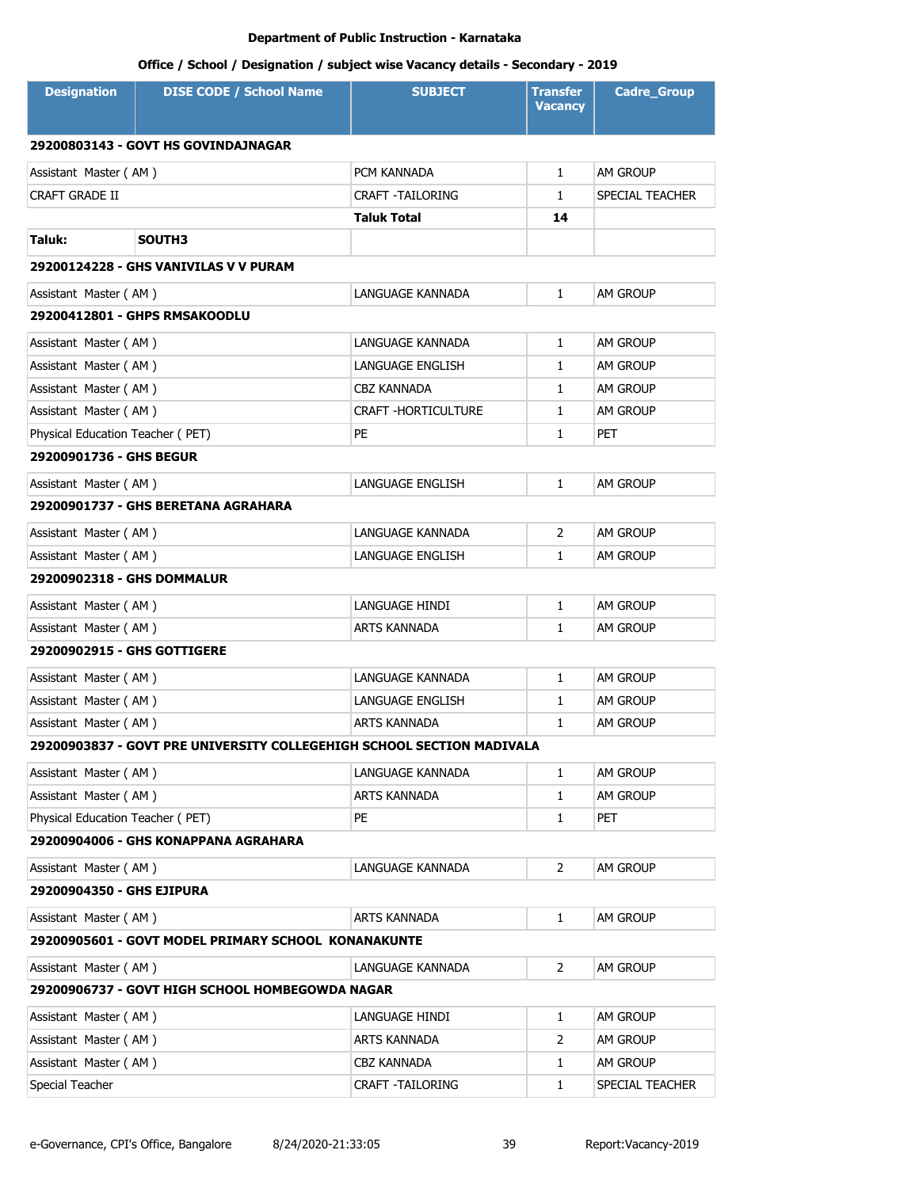**Department of Public Instruction - Karnataka**

**Office / School / Designation / subject wise Vacancy details - Secondary - 2019**

| Designation | DISE CODE / School Name | SUBJECT | Transfer Vacancy | Cadre_Group |
|---|---|---|---|---|
| **29200803143 - GOVT HS GOVINDAJNAGAR** | | | | |
| Assistant Master ( AM ) | | PCM KANNADA | 1 | AM GROUP |
| CRAFT GRADE II | | CRAFT -TAILORING | 1 | SPECIAL TEACHER |
| | | **Taluk Total** | **14** | |
| **Taluk:** | **SOUTH3** | | | |
| **29200124228 - GHS VANIVILAS V V PURAM** | | | | |
| Assistant Master ( AM ) | | LANGUAGE KANNADA | 1 | AM GROUP |
| **29200412801 - GHPS RMSAKOODLU** | | | | |
| Assistant Master ( AM ) | | LANGUAGE KANNADA | 1 | AM GROUP |
| Assistant Master ( AM ) | | LANGUAGE ENGLISH | 1 | AM GROUP |
| Assistant Master ( AM ) | | CBZ KANNADA | 1 | AM GROUP |
| Assistant Master ( AM ) | | CRAFT -HORTICULTURE | 1 | AM GROUP |
| Physical Education Teacher ( PET) | | PE | 1 | PET |
| **29200901736 - GHS BEGUR** | | | | |
| Assistant Master ( AM ) | | LANGUAGE ENGLISH | 1 | AM GROUP |
| **29200901737 - GHS BERETANA AGRAHARA** | | | | |
| Assistant Master ( AM ) | | LANGUAGE KANNADA | 2 | AM GROUP |
| Assistant Master ( AM ) | | LANGUAGE ENGLISH | 1 | AM GROUP |
| **29200902318 - GHS DOMMALUR** | | | | |
| Assistant Master ( AM ) | | LANGUAGE HINDI | 1 | AM GROUP |
| Assistant Master ( AM ) | | ARTS KANNADA | 1 | AM GROUP |
| **29200902915 - GHS GOTTIGERE** | | | | |
| Assistant Master ( AM ) | | LANGUAGE KANNADA | 1 | AM GROUP |
| Assistant Master ( AM ) | | LANGUAGE ENGLISH | 1 | AM GROUP |
| Assistant Master ( AM ) | | ARTS KANNADA | 1 | AM GROUP |
| **29200903837 - GOVT PRE UNIVERSITY COLLEGEHIGH SCHOOL SECTION MADIVALA** | | | | |
| Assistant Master ( AM ) | | LANGUAGE KANNADA | 1 | AM GROUP |
| Assistant Master ( AM ) | | ARTS KANNADA | 1 | AM GROUP |
| Physical Education Teacher ( PET) | | PE | 1 | PET |
| **29200904006 - GHS KONAPPANA AGRAHARA** | | | | |
| Assistant Master ( AM ) | | LANGUAGE KANNADA | 2 | AM GROUP |
| **29200904350 - GHS EJIPURA** | | | | |
| Assistant Master ( AM ) | | ARTS KANNADA | 1 | AM GROUP |
| **29200905601 - GOVT MODEL PRIMARY SCHOOL KONANAKUNTE** | | | | |
| Assistant Master ( AM ) | | LANGUAGE KANNADA | 2 | AM GROUP |
| **29200906737 - GOVT HIGH SCHOOL HOMBEGOWDA NAGAR** | | | | |
| Assistant Master ( AM ) | | LANGUAGE HINDI | 1 | AM GROUP |
| Assistant Master ( AM ) | | ARTS KANNADA | 2 | AM GROUP |
| Assistant Master ( AM ) | | CBZ KANNADA | 1 | AM GROUP |
| Special Teacher | | CRAFT -TAILORING | 1 | SPECIAL TEACHER |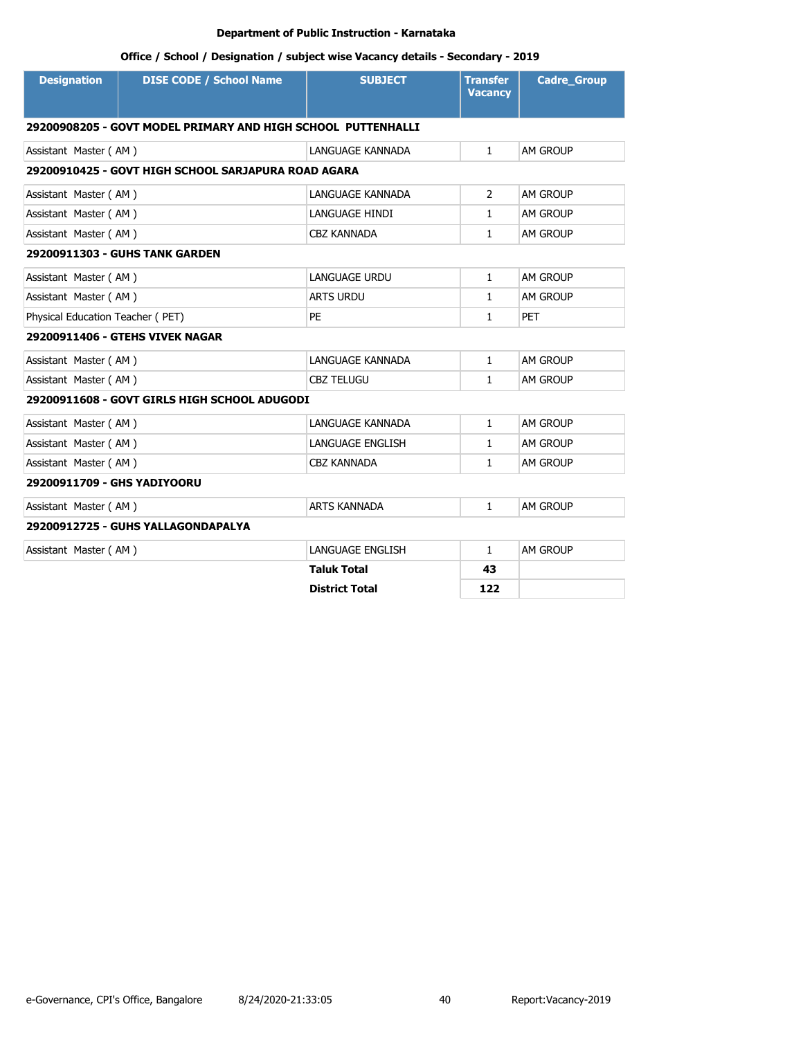**Department of Public Instruction - Karnataka**

**Office / School / Designation / subject wise Vacancy details - Secondary - 2019**

| Designation | DISE CODE / School Name | SUBJECT | Transfer Vacancy | Cadre_Group |
|---|---|---|---|---|
| **29200908205 - GOVT MODEL PRIMARY AND HIGH SCHOOL PUTTENHALLI** | | | | |
| Assistant Master ( AM ) | | LANGUAGE KANNADA | 1 | AM GROUP |
| **29200910425 - GOVT HIGH SCHOOL SARJAPURA ROAD AGARA** | | | | |
| Assistant Master ( AM ) | | LANGUAGE KANNADA | 2 | AM GROUP |
| Assistant Master ( AM ) | | LANGUAGE HINDI | 1 | AM GROUP |
| Assistant Master ( AM ) | | CBZ KANNADA | 1 | AM GROUP |
| **29200911303 - GUHS TANK GARDEN** | | | | |
| Assistant Master ( AM ) | | LANGUAGE URDU | 1 | AM GROUP |
| Assistant Master ( AM ) | | ARTS URDU | 1 | AM GROUP |
| Physical Education Teacher ( PET) | | PE | 1 | PET |
| **29200911406 - GTEHS VIVEK NAGAR** | | | | |
| Assistant Master ( AM ) | | LANGUAGE KANNADA | 1 | AM GROUP |
| Assistant Master ( AM ) | | CBZ TELUGU | 1 | AM GROUP |
| **29200911608 - GOVT GIRLS HIGH SCHOOL ADUGODI** | | | | |
| Assistant Master ( AM ) | | LANGUAGE KANNADA | 1 | AM GROUP |
| Assistant Master ( AM ) | | LANGUAGE ENGLISH | 1 | AM GROUP |
| Assistant Master ( AM ) | | CBZ KANNADA | 1 | AM GROUP |
| **29200911709 - GHS YADIYOORU** | | | | |
| Assistant Master ( AM ) | | ARTS KANNADA | 1 | AM GROUP |
| **29200912725 - GUHS YALLAGONDAPALYA** | | | | |
| Assistant Master ( AM ) | | LANGUAGE ENGLISH | 1 | AM GROUP |
| | | **Taluk Total** | **43** | |
| | | **District Total** | **122** | |

e-Governance, CPI's Office, Bangalore 8/24/2020-21:33:05 Report:Vacancy-2019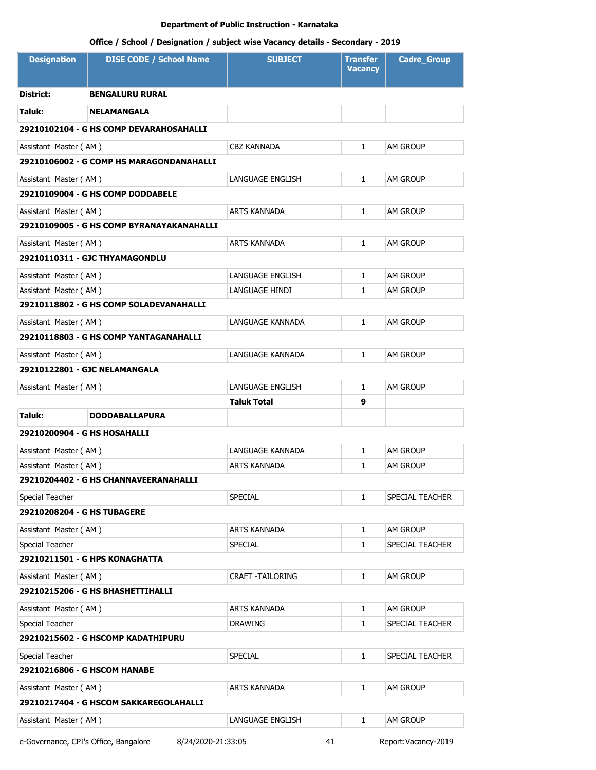**Department of Public Instruction - Karnataka**

**Office / School / Designation / subject wise Vacancy details - Secondary - 2019**

| Designation | DISE CODE / School Name | SUBJECT | Transfer Vacancy | Cadre_Group |
|---|---|---|---|---|
| **District:** | **BENGALURU RURAL** | | | |
| **Taluk:** | **NELAMANGALA** | | | |
| **29210102104 - G HS COMP DEVARAHOSAHALLI** | | | | |
| Assistant Master ( AM ) | | CBZ KANNADA | 1 | AM GROUP |
| **29210106002 - G COMP HS MARAGONDANAHALLI** | | | | |
| Assistant Master ( AM ) | | LANGUAGE ENGLISH | 1 | AM GROUP |
| **29210109004 - G HS COMP DODDABELE** | | | | |
| Assistant Master ( AM ) | | ARTS KANNADA | 1 | AM GROUP |
| **29210109005 - G HS COMP BYRANAYAKANAHALLI** | | | | |
| Assistant Master ( AM ) | | ARTS KANNADA | 1 | AM GROUP |
| **29210110311 - GJC THYAMAGONDLU** | | | | |
| Assistant Master ( AM ) | | LANGUAGE ENGLISH | 1 | AM GROUP |
| Assistant Master ( AM ) | | LANGUAGE HINDI | 1 | AM GROUP |
| **29210118802 - G HS COMP SOLADEVANAHALLI** | | | | |
| Assistant Master ( AM ) | | LANGUAGE KANNADA | 1 | AM GROUP |
| **29210118803 - G HS COMP YANTAGANAHALLI** | | | | |
| Assistant Master ( AM ) | | LANGUAGE KANNADA | 1 | AM GROUP |
| **29210122801 - GJC NELAMANGALA** | | | | |
| Assistant Master ( AM ) | | LANGUAGE ENGLISH | 1 | AM GROUP |
| | | **Taluk Total** | **9** | |
| **Taluk:** | **DODDABALLAPURA** | | | |
| **29210200904 - G HS HOSAHALLI** | | | | |
| Assistant Master ( AM ) | | LANGUAGE KANNADA | 1 | AM GROUP |
| Assistant Master ( AM ) | | ARTS KANNADA | 1 | AM GROUP |
| **29210204402 - G HS CHANNAVEERANAHALLI** | | | | |
| Special Teacher | | SPECIAL | 1 | SPECIAL TEACHER |
| **29210208204 - G HS TUBAGERE** | | | | |
| Assistant Master ( AM ) | | ARTS KANNADA | 1 | AM GROUP |
| Special Teacher | | SPECIAL | 1 | SPECIAL TEACHER |
| **29210211501 - G HPS KONAGHATTA** | | | | |
| Assistant Master ( AM ) | | CRAFT -TAILORING | 1 | AM GROUP |
| **29210215206 - G HS BHASHETTIHALLI** | | | | |
| Assistant Master ( AM ) | | ARTS KANNADA | 1 | AM GROUP |
| Special Teacher | | DRAWING | 1 | SPECIAL TEACHER |
| **29210215602 - G HSCOMP KADATHIPURU** | | | | |
| Special Teacher | | SPECIAL | 1 | SPECIAL TEACHER |
| **29210216806 - G HSCOM HANABE** | | | | |
| Assistant Master ( AM ) | | ARTS KANNADA | 1 | AM GROUP |
| **29210217404 - G HSCOM SAKKAREGOLAHALLI** | | | | |
| Assistant Master ( AM ) | | LANGUAGE ENGLISH | 1 | AM GROUP |

e-Governance, CPI's Office, Bangalore 8/24/2020-21:33:05 Report:Vacancy-2019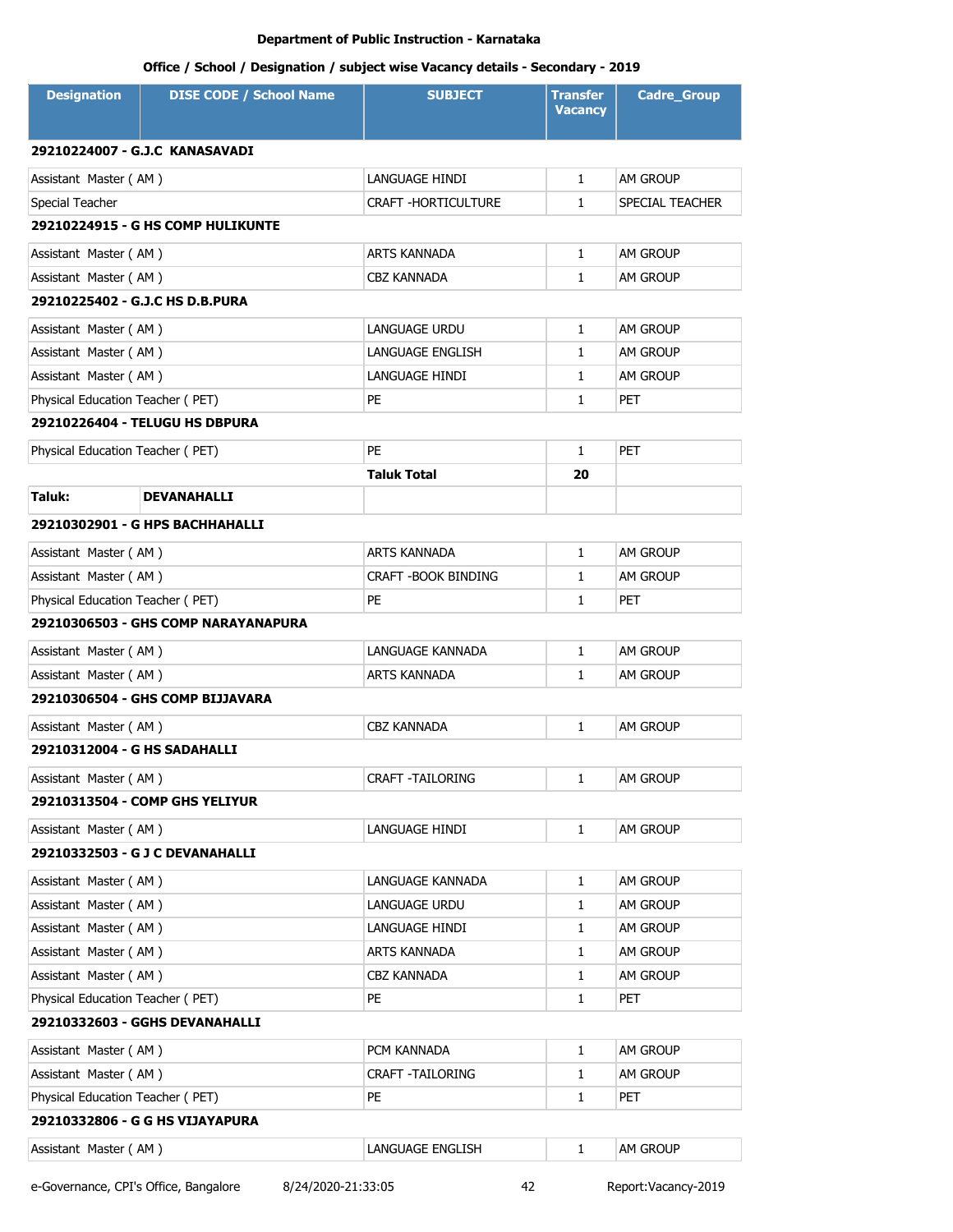Department of Public Instruction - Karnataka

Office / School / Designation / subject wise Vacancy details - Secondary - 2019

| Designation | DISE CODE / School Name | SUBJECT | Transfer Vacancy | Cadre_Group |
|---|---|---|---|---|
| **29210224007 - G.J.C KANASAVADI** | | | | |
| Assistant Master ( AM ) | | LANGUAGE HINDI | 1 | AM GROUP |
| Special Teacher | | CRAFT -HORTICULTURE | 1 | SPECIAL TEACHER |
| **29210224915 - G HS COMP HULIKUNTE** | | | | |
| Assistant Master ( AM ) | | ARTS KANNADA | 1 | AM GROUP |
| Assistant Master ( AM ) | | CBZ KANNADA | 1 | AM GROUP |
| **29210225402 - G.J.C HS D.B.PURA** | | | | |
| Assistant Master ( AM ) | | LANGUAGE URDU | 1 | AM GROUP |
| Assistant Master ( AM ) | | LANGUAGE ENGLISH | 1 | AM GROUP |
| Assistant Master ( AM ) | | LANGUAGE HINDI | 1 | AM GROUP |
| Physical Education Teacher ( PET) | | PE | 1 | PET |
| **29210226404 - TELUGU HS DBPURA** | | | | |
| Physical Education Teacher ( PET) | | PE | 1 | PET |
| | | **Taluk Total** | **20** | |
| **Taluk:** | **DEVANAHALLI** | | | |
| **29210302901 - G HPS BACHHAHALLI** | | | | |
| Assistant Master ( AM ) | | ARTS KANNADA | 1 | AM GROUP |
| Assistant Master ( AM ) | | CRAFT -BOOK BINDING | 1 | AM GROUP |
| Physical Education Teacher ( PET) | | PE | 1 | PET |
| **29210306503 - GHS COMP NARAYANAPURA** | | | | |
| Assistant Master ( AM ) | | LANGUAGE KANNADA | 1 | AM GROUP |
| Assistant Master ( AM ) | | ARTS KANNADA | 1 | AM GROUP |
| **29210306504 - GHS COMP BIJJAVARA** | | | | |
| Assistant Master ( AM ) | | CBZ KANNADA | 1 | AM GROUP |
| **29210312004 - G HS SADAHALLI** | | | | |
| Assistant Master ( AM ) | | CRAFT -TAILORING | 1 | AM GROUP |
| **29210313504 - COMP GHS YELIYUR** | | | | |
| Assistant Master ( AM ) | | LANGUAGE HINDI | 1 | AM GROUP |
| **29210332503 - G J C DEVANAHALLI** | | | | |
| Assistant Master ( AM ) | | LANGUAGE KANNADA | 1 | AM GROUP |
| Assistant Master ( AM ) | | LANGUAGE URDU | 1 | AM GROUP |
| Assistant Master ( AM ) | | LANGUAGE HINDI | 1 | AM GROUP |
| Assistant Master ( AM ) | | ARTS KANNADA | 1 | AM GROUP |
| Assistant Master ( AM ) | | CBZ KANNADA | 1 | AM GROUP |
| Physical Education Teacher ( PET) | | PE | 1 | PET |
| **29210332603 - GGHS DEVANAHALLI** | | | | |
| Assistant Master ( AM ) | | PCM KANNADA | 1 | AM GROUP |
| Assistant Master ( AM ) | | CRAFT -TAILORING | 1 | AM GROUP |
| Physical Education Teacher ( PET) | | PE | 1 | PET |
| **29210332806 - G G HS VIJAYAPURA** | | | | |
| Assistant Master ( AM ) | | LANGUAGE ENGLISH | 1 | AM GROUP |

e-Governance, CPI's Office, Bangalore 8/24/2020-21:33:05 Report:Vacancy-2019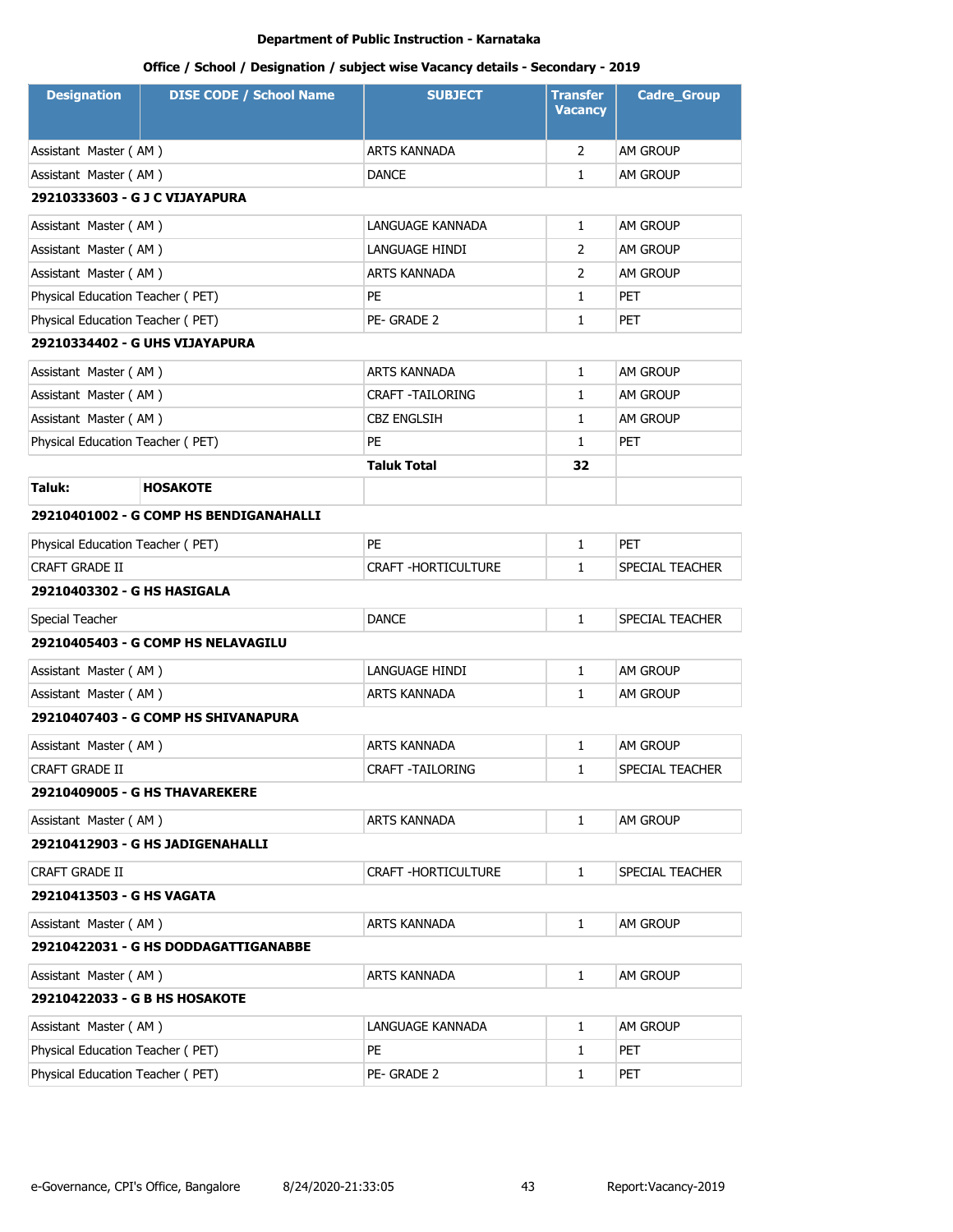Department of Public Instruction - Karnataka

Office / School / Designation / subject wise Vacancy details - Secondary - 2019

| Designation | DISE CODE / School Name | SUBJECT | Transfer Vacancy | Cadre_Group |
|---|---|---|---|---|
| Assistant Master ( AM ) | | ARTS KANNADA | 2 | AM GROUP |
| Assistant Master ( AM ) | | DANCE | 1 | AM GROUP |
| **29210333603 - G J C VIJAYAPURA** | | | | |
| Assistant Master ( AM ) | | LANGUAGE KANNADA | 1 | AM GROUP |
| Assistant Master ( AM ) | | LANGUAGE HINDI | 2 | AM GROUP |
| Assistant Master ( AM ) | | ARTS KANNADA | 2 | AM GROUP |
| Physical Education Teacher ( PET) | | PE | 1 | PET |
| Physical Education Teacher ( PET) | | PE- GRADE 2 | 1 | PET |
| **29210334402 - G UHS VIJAYAPURA** | | | | |
| Assistant Master ( AM ) | | ARTS KANNADA | 1 | AM GROUP |
| Assistant Master ( AM ) | | CRAFT -TAILORING | 1 | AM GROUP |
| Assistant Master ( AM ) | | CBZ ENGLSIH | 1 | AM GROUP |
| Physical Education Teacher ( PET) | | PE | 1 | PET |
| | | **Taluk Total** | **32** | |
| **Taluk:** | **HOSAKOTE** | | | |
| **29210401002 - G COMP HS BENDIGANAHALLI** | | | | |
| Physical Education Teacher ( PET) | | PE | 1 | PET |
| CRAFT GRADE II | | CRAFT -HORTICULTURE | 1 | SPECIAL TEACHER |
| **29210403302 - G HS HASIGALA** | | | | |
| Special Teacher | | DANCE | 1 | SPECIAL TEACHER |
| **29210405403 - G COMP HS NELAVAGILU** | | | | |
| Assistant Master ( AM ) | | LANGUAGE HINDI | 1 | AM GROUP |
| Assistant Master ( AM ) | | ARTS KANNADA | 1 | AM GROUP |
| **29210407403 - G COMP HS SHIVANAPURA** | | | | |
| Assistant Master ( AM ) | | ARTS KANNADA | 1 | AM GROUP |
| CRAFT GRADE II | | CRAFT -TAILORING | 1 | SPECIAL TEACHER |
| **29210409005 - G HS THAVAREKERE** | | | | |
| Assistant Master ( AM ) | | ARTS KANNADA | 1 | AM GROUP |
| **29210412903 - G HS JADIGENAHALLI** | | | | |
| CRAFT GRADE II | | CRAFT -HORTICULTURE | 1 | SPECIAL TEACHER |
| **29210413503 - G HS VAGATA** | | | | |
| Assistant Master ( AM ) | | ARTS KANNADA | 1 | AM GROUP |
| **29210422031 - G HS DODDAGATTIGANABBE** | | | | |
| Assistant Master ( AM ) | | ARTS KANNADA | 1 | AM GROUP |
| **29210422033 - G B HS HOSAKOTE** | | | | |
| Assistant Master ( AM ) | | LANGUAGE KANNADA | 1 | AM GROUP |
| Physical Education Teacher ( PET) | | PE | 1 | PET |
| Physical Education Teacher ( PET) | | PE- GRADE 2 | 1 | PET |

e-Governance, CPI's Office, Bangalore 8/24/2020-21:33:05 Report:Vacancy-2019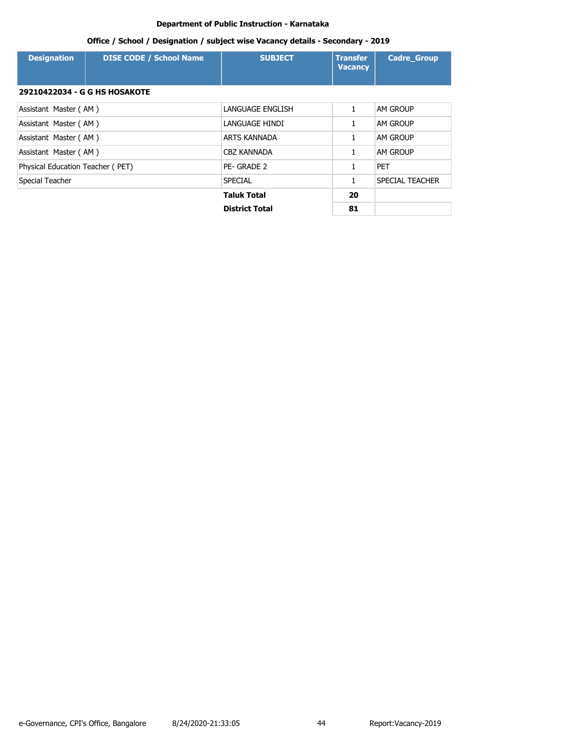**Department of Public Instruction - Karnataka**

**Office / School / Designation / subject wise Vacancy details - Secondary - 2019**

| Designation | DISE CODE / School Name | SUBJECT | Transfer Vacancy | Cadre_Group |
|---|---|---|---|---|
| **29210422034 - G G HS HOSAKOTE** | | | | |
| Assistant Master ( AM ) | | LANGUAGE ENGLISH | 1 | AM GROUP |
| Assistant Master ( AM ) | | LANGUAGE HINDI | 1 | AM GROUP |
| Assistant Master ( AM ) | | ARTS KANNADA | 1 | AM GROUP |
| Assistant Master ( AM ) | | CBZ KANNADA | 1 | AM GROUP |
| Physical Education Teacher ( PET) | | PE- GRADE 2 | 1 | PET |
| Special Teacher | | SPECIAL | 1 | SPECIAL TEACHER |
| | | **Taluk Total** | **20** | |
| | | **District Total** | **81** | |

e-Governance, CPI's Office, Bangalore 8/24/2020-21:33:05 Report:Vacancy-2019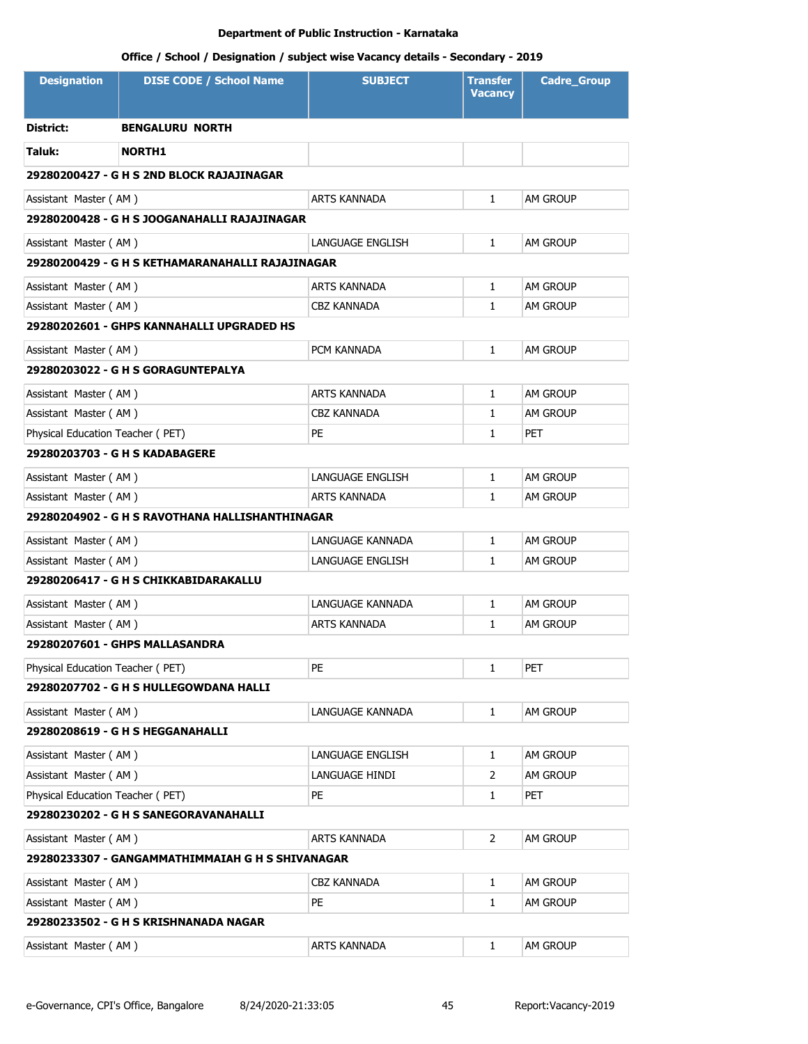**Department of Public Instruction - Karnataka**

**Office / School / Designation / subject wise Vacancy details - Secondary - 2019**

| Designation | DISE CODE / School Name | SUBJECT | Transfer Vacancy | Cadre_Group |
|---|---|---|---|---|
| **District:** | **BENGALURU NORTH** | | | |
| **Taluk:** | **NORTH1** | | | |
| **29280200427 - G H S 2ND BLOCK RAJAJINAGAR** | | | | |
| Assistant Master ( AM ) | | ARTS KANNADA | 1 | AM GROUP |
| **29280200428 - G H S JOOGANAHALLI RAJAJINAGAR** | | | | |
| Assistant Master ( AM ) | | LANGUAGE ENGLISH | 1 | AM GROUP |
| **29280200429 - G H S KETHAMARANAHALLI RAJAJINAGAR** | | | | |
| Assistant Master ( AM ) | | ARTS KANNADA | 1 | AM GROUP |
| Assistant Master ( AM ) | | CBZ KANNADA | 1 | AM GROUP |
| **29280202601 - GHPS KANNAHALLI UPGRADED HS** | | | | |
| Assistant Master ( AM ) | | PCM KANNADA | 1 | AM GROUP |
| **29280203022 - G H S GORAGUNTEPALYA** | | | | |
| Assistant Master ( AM ) | | ARTS KANNADA | 1 | AM GROUP |
| Assistant Master ( AM ) | | CBZ KANNADA | 1 | AM GROUP |
| Physical Education Teacher ( PET) | | PE | 1 | PET |
| **29280203703 - G H S KADABAGERE** | | | | |
| Assistant Master ( AM ) | | LANGUAGE ENGLISH | 1 | AM GROUP |
| Assistant Master ( AM ) | | ARTS KANNADA | 1 | AM GROUP |
| **29280204902 - G H S RAVOTHANA HALLISHANTHINAGAR** | | | | |
| Assistant Master ( AM ) | | LANGUAGE KANNADA | 1 | AM GROUP |
| Assistant Master ( AM ) | | LANGUAGE ENGLISH | 1 | AM GROUP |
| **29280206417 - G H S CHIKKABIDARAKALLU** | | | | |
| Assistant Master ( AM ) | | LANGUAGE KANNADA | 1 | AM GROUP |
| Assistant Master ( AM ) | | ARTS KANNADA | 1 | AM GROUP |
| **29280207601 - GHPS MALLASANDRA** | | | | |
| Physical Education Teacher ( PET) | | PE | 1 | PET |
| **29280207702 - G H S HULLEGOWDANA HALLI** | | | | |
| Assistant Master ( AM ) | | LANGUAGE KANNADA | 1 | AM GROUP |
| **29280208619 - G H S HEGGANAHALLI** | | | | |
| Assistant Master ( AM ) | | LANGUAGE ENGLISH | 1 | AM GROUP |
| Assistant Master ( AM ) | | LANGUAGE HINDI | 2 | AM GROUP |
| Physical Education Teacher ( PET) | | PE | 1 | PET |
| **29280230202 - G H S SANEGORAVANAHALLI** | | | | |
| Assistant Master ( AM ) | | ARTS KANNADA | 2 | AM GROUP |
| **29280233307 - GANGAMMATHIMMAIAH G H S SHIVANAGAR** | | | | |
| Assistant Master ( AM ) | | CBZ KANNADA | 1 | AM GROUP |
| Assistant Master ( AM ) | | PE | 1 | AM GROUP |
| **29280233502 - G H S KRISHNANADA NAGAR** | | | | |
| Assistant Master ( AM ) | | ARTS KANNADA | 1 | AM GROUP |

e-Governance, CPI's Office, Bangalore 8/24/2020-21:33:05 Report:Vacancy-2019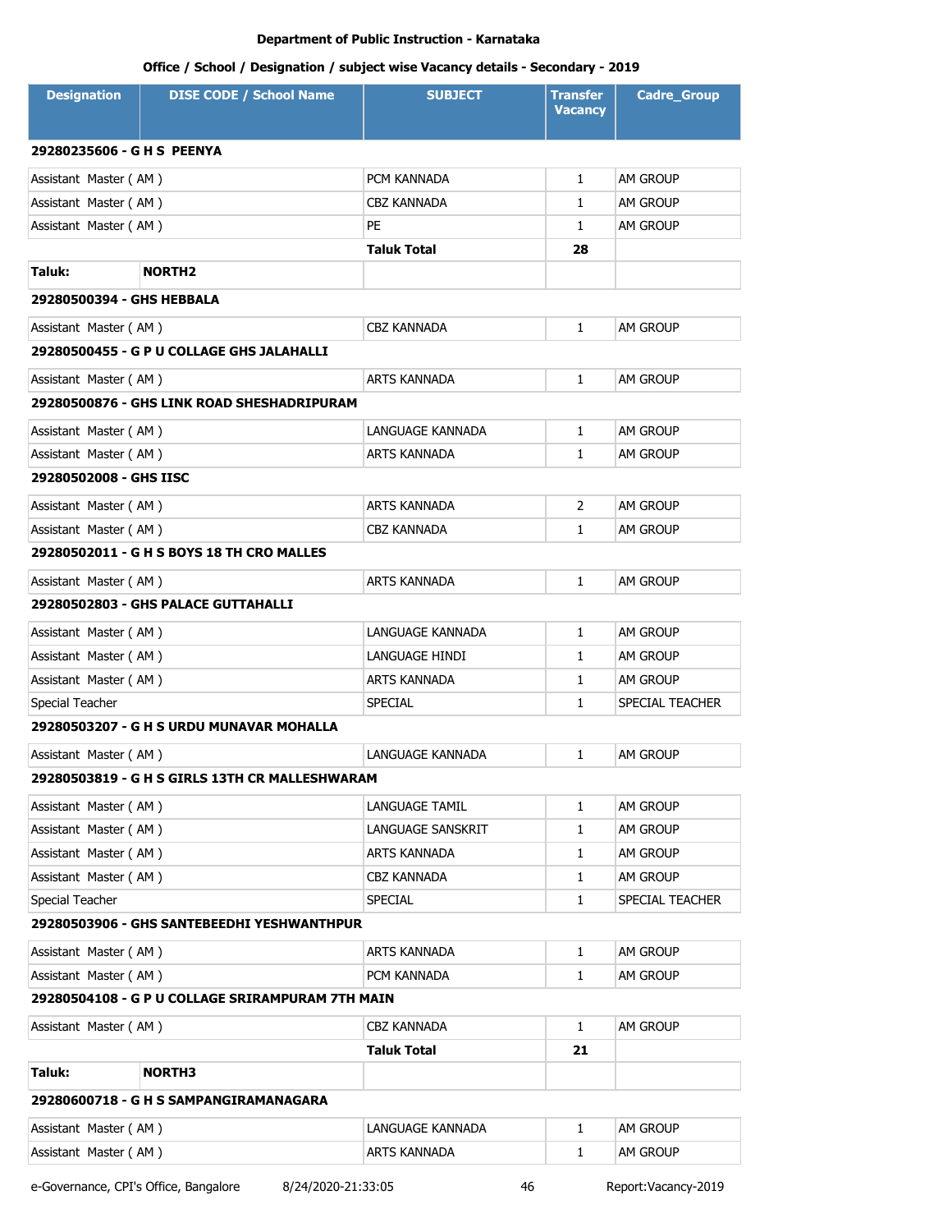**Department of Public Instruction - Karnataka**

**Office / School / Designation / subject wise Vacancy details - Secondary - 2019**

| Designation | DISE CODE / School Name | SUBJECT | Transfer Vacancy | Cadre_Group |
|---|---|---|---|---|
| **29280235606 - G H S PEENYA** | | | | |
| Assistant Master ( AM ) | | PCM KANNADA | 1 | AM GROUP |
| Assistant Master ( AM ) | | CBZ KANNADA | 1 | AM GROUP |
| Assistant Master ( AM ) | | PE | 1 | AM GROUP |
| | | **Taluk Total** | **28** | |
| **Taluk:** | **NORTH2** | | | |
| **29280500394 - GHS HEBBALA** | | | | |
| Assistant Master ( AM ) | | CBZ KANNADA | 1 | AM GROUP |
| **29280500455 - G P U COLLAGE GHS JALAHALLI** | | | | |
| Assistant Master ( AM ) | | ARTS KANNADA | 1 | AM GROUP |
| **29280500876 - GHS LINK ROAD SHESHADRIPURAM** | | | | |
| Assistant Master ( AM ) | | LANGUAGE KANNADA | 1 | AM GROUP |
| Assistant Master ( AM ) | | ARTS KANNADA | 1 | AM GROUP |
| **29280502008 - GHS IISC** | | | | |
| Assistant Master ( AM ) | | ARTS KANNADA | 2 | AM GROUP |
| Assistant Master ( AM ) | | CBZ KANNADA | 1 | AM GROUP |
| **29280502011 - G H S BOYS 18 TH CRO MALLES** | | | | |
| Assistant Master ( AM ) | | ARTS KANNADA | 1 | AM GROUP |
| **29280502803 - GHS PALACE GUTTAHALLI** | | | | |
| Assistant Master ( AM ) | | LANGUAGE KANNADA | 1 | AM GROUP |
| Assistant Master ( AM ) | | LANGUAGE HINDI | 1 | AM GROUP |
| Assistant Master ( AM ) | | ARTS KANNADA | 1 | AM GROUP |
| Special Teacher | | SPECIAL | 1 | SPECIAL TEACHER |
| **29280503207 - G H S URDU MUNAVAR MOHALLA** | | | | |
| Assistant Master ( AM ) | | LANGUAGE KANNADA | 1 | AM GROUP |
| **29280503819 - G H S GIRLS 13TH CR MALLESHWARAM** | | | | |
| Assistant Master ( AM ) | | LANGUAGE TAMIL | 1 | AM GROUP |
| Assistant Master ( AM ) | | LANGUAGE SANSKRIT | 1 | AM GROUP |
| Assistant Master ( AM ) | | ARTS KANNADA | 1 | AM GROUP |
| Assistant Master ( AM ) | | CBZ KANNADA | 1 | AM GROUP |
| Special Teacher | | SPECIAL | 1 | SPECIAL TEACHER |
| **29280503906 - GHS SANTEBEEDHI YESHWANTHPUR** | | | | |
| Assistant Master ( AM ) | | ARTS KANNADA | 1 | AM GROUP |
| Assistant Master ( AM ) | | PCM KANNADA | 1 | AM GROUP |
| **29280504108 - G P U COLLAGE SRIRAMPURAM 7TH MAIN** | | | | |
| Assistant Master ( AM ) | | CBZ KANNADA | 1 | AM GROUP |
| | | **Taluk Total** | **21** | |
| **Taluk:** | **NORTH3** | | | |
| **29280600718 - G H S SAMPANGIRAMANAGARA** | | | | |
| Assistant Master ( AM ) | | LANGUAGE KANNADA | 1 | AM GROUP |
| Assistant Master ( AM ) | | ARTS KANNADA | 1 | AM GROUP |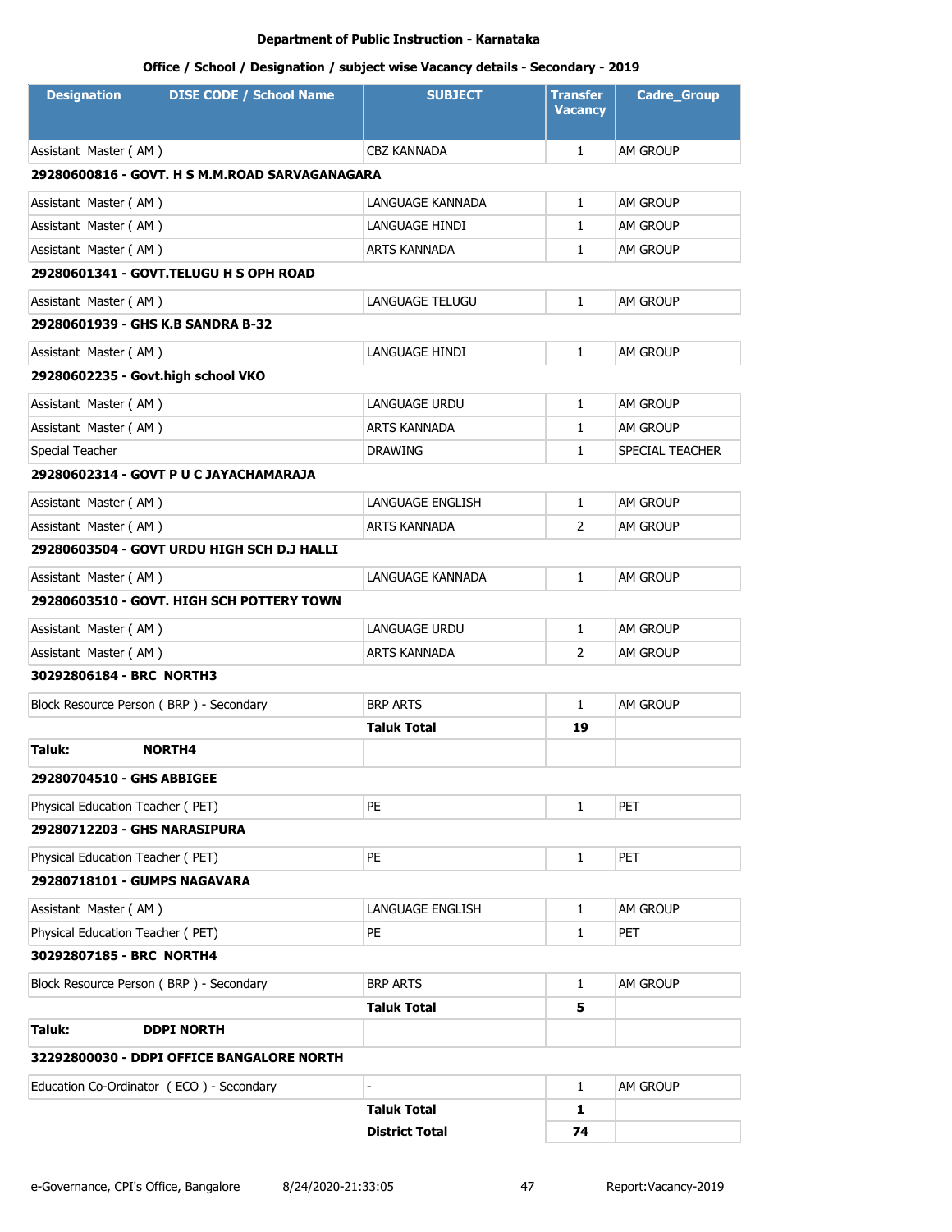**Department of Public Instruction - Karnataka**

**Office / School / Designation / subject wise Vacancy details - Secondary - 2019**

| Designation | DISE CODE / School Name | SUBJECT | Transfer Vacancy | Cadre_Group |
|---|---|---|---|---|
| Assistant Master ( AM ) | | CBZ KANNADA | 1 | AM GROUP |
| **29280600816 - GOVT. H S M.M.ROAD SARVAGANAGARA** | | | | |
| Assistant Master ( AM ) | | LANGUAGE KANNADA | 1 | AM GROUP |
| Assistant Master ( AM ) | | LANGUAGE HINDI | 1 | AM GROUP |
| Assistant Master ( AM ) | | ARTS KANNADA | 1 | AM GROUP |
| **29280601341 - GOVT.TELUGU H S OPH ROAD** | | | | |
| Assistant Master ( AM ) | | LANGUAGE TELUGU | 1 | AM GROUP |
| **29280601939 - GHS K.B SANDRA B-32** | | | | |
| Assistant Master ( AM ) | | LANGUAGE HINDI | 1 | AM GROUP |
| **29280602235 - Govt.high school VKO** | | | | |
| Assistant Master ( AM ) | | LANGUAGE URDU | 1 | AM GROUP |
| Assistant Master ( AM ) | | ARTS KANNADA | 1 | AM GROUP |
| Special Teacher | | DRAWING | 1 | SPECIAL TEACHER |
| **29280602314 - GOVT P U C JAYACHAMARAJA** | | | | |
| Assistant Master ( AM ) | | LANGUAGE ENGLISH | 1 | AM GROUP |
| Assistant Master ( AM ) | | ARTS KANNADA | 2 | AM GROUP |
| **29280603504 - GOVT URDU HIGH SCH D.J HALLI** | | | | |
| Assistant Master ( AM ) | | LANGUAGE KANNADA | 1 | AM GROUP |
| **29280603510 - GOVT. HIGH SCH POTTERY TOWN** | | | | |
| Assistant Master ( AM ) | | LANGUAGE URDU | 1 | AM GROUP |
| Assistant Master ( AM ) | | ARTS KANNADA | 2 | AM GROUP |
| **30292806184 - BRC NORTH3** | | | | |
| Block Resource Person ( BRP ) - Secondary | | BRP ARTS | 1 | AM GROUP |
| | | **Taluk Total** | **19** | |
| **Taluk:** | **NORTH4** | | | |
| **29280704510 - GHS ABBIGEE** | | | | |
| Physical Education Teacher ( PET) | | PE | 1 | PET |
| **29280712203 - GHS NARASIPURA** | | | | |
| Physical Education Teacher ( PET) | | PE | 1 | PET |
| **29280718101 - GUMPS NAGAVARA** | | | | |
| Assistant Master ( AM ) | | LANGUAGE ENGLISH | 1 | AM GROUP |
| Physical Education Teacher ( PET) | | PE | 1 | PET |
| **30292807185 - BRC NORTH4** | | | | |
| Block Resource Person ( BRP ) - Secondary | | BRP ARTS | 1 | AM GROUP |
| | | **Taluk Total** | **5** | |
| **Taluk:** | **DDPI NORTH** | | | |
| **32292800030 - DDPI OFFICE BANGALORE NORTH** | | | | |
| Education Co-Ordinator ( ECO ) - Secondary | | - | 1 | AM GROUP |
| | | **Taluk Total** | **1** | |
| | | **District Total** | **74** | |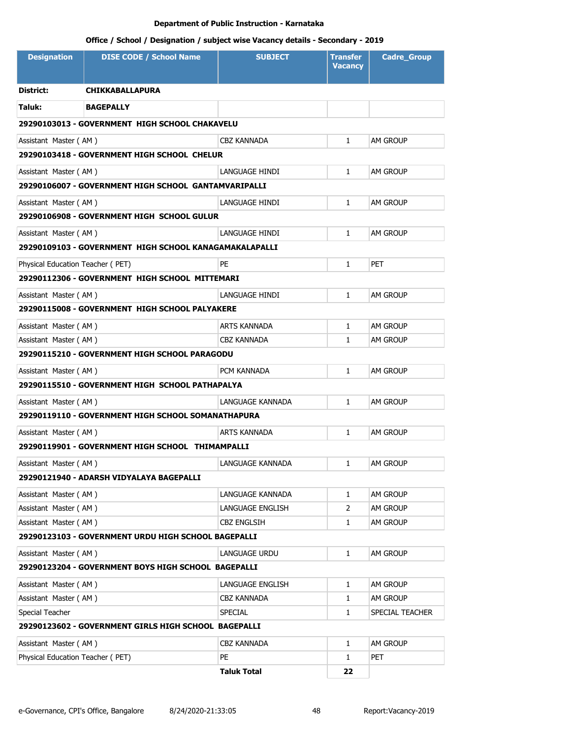**Department of Public Instruction - Karnataka**

**Office / School / Designation / subject wise Vacancy details - Secondary - 2019**

| Designation | DISE CODE / School Name | SUBJECT | Transfer Vacancy | Cadre_Group |
|---|---|---|---|---|
| **District:** | **CHIKKABALLAPURA** | | | |
| **Taluk:** | **BAGEPALLY** | | | |
| **29290103013 - GOVERNMENT HIGH SCHOOL CHAKAVELU** | | | | |
| Assistant Master ( AM ) | | CBZ KANNADA | 1 | AM GROUP |
| **29290103418 - GOVERNMENT HIGH SCHOOL CHELUR** | | | | |
| Assistant Master ( AM ) | | LANGUAGE HINDI | 1 | AM GROUP |
| **29290106007 - GOVERNMENT HIGH SCHOOL GANTAMVARIPALLI** | | | | |
| Assistant Master ( AM ) | | LANGUAGE HINDI | 1 | AM GROUP |
| **29290106908 - GOVERNMENT HIGH SCHOOL GULUR** | | | | |
| Assistant Master ( AM ) | | LANGUAGE HINDI | 1 | AM GROUP |
| **29290109103 - GOVERNMENT HIGH SCHOOL KANAGAMAKALAPALLI** | | | | |
| Physical Education Teacher ( PET) | | PE | 1 | PET |
| **29290112306 - GOVERNMENT HIGH SCHOOL MITTEMARI** | | | | |
| Assistant Master ( AM ) | | LANGUAGE HINDI | 1 | AM GROUP |
| **29290115008 - GOVERNMENT HIGH SCHOOL PALYAKERE** | | | | |
| Assistant Master ( AM ) | | ARTS KANNADA | 1 | AM GROUP |
| Assistant Master ( AM ) | | CBZ KANNADA | 1 | AM GROUP |
| **29290115210 - GOVERNMENT HIGH SCHOOL PARAGODU** | | | | |
| Assistant Master ( AM ) | | PCM KANNADA | 1 | AM GROUP |
| **29290115510 - GOVERNMENT HIGH SCHOOL PATHAPALYA** | | | | |
| Assistant Master ( AM ) | | LANGUAGE KANNADA | 1 | AM GROUP |
| **29290119110 - GOVERNMENT HIGH SCHOOL SOMANATHAPURA** | | | | |
| Assistant Master ( AM ) | | ARTS KANNADA | 1 | AM GROUP |
| **29290119901 - GOVERNMENT HIGH SCHOOL THIMAMPALLI** | | | | |
| Assistant Master ( AM ) | | LANGUAGE KANNADA | 1 | AM GROUP |
| **29290121940 - ADARSH VIDYALAYA BAGEPALLI** | | | | |
| Assistant Master ( AM ) | | LANGUAGE KANNADA | 1 | AM GROUP |
| Assistant Master ( AM ) | | LANGUAGE ENGLISH | 2 | AM GROUP |
| Assistant Master ( AM ) | | CBZ ENGLSIH | 1 | AM GROUP |
| **29290123103 - GOVERNMENT URDU HIGH SCHOOL BAGEPALLI** | | | | |
| Assistant Master ( AM ) | | LANGUAGE URDU | 1 | AM GROUP |
| **29290123204 - GOVERNMENT BOYS HIGH SCHOOL BAGEPALLI** | | | | |
| Assistant Master ( AM ) | | LANGUAGE ENGLISH | 1 | AM GROUP |
| Assistant Master ( AM ) | | CBZ KANNADA | 1 | AM GROUP |
| Special Teacher | | SPECIAL | 1 | SPECIAL TEACHER |
| **29290123602 - GOVERNMENT GIRLS HIGH SCHOOL BAGEPALLI** | | | | |
| Assistant Master ( AM ) | | CBZ KANNADA | 1 | AM GROUP |
| Physical Education Teacher ( PET) | | PE | 1 | PET |
| | | **Taluk Total** | **22** | |

e-Governance, CPI's Office, Bangalore 8/24/2020-21:33:05 Report:Vacancy-2019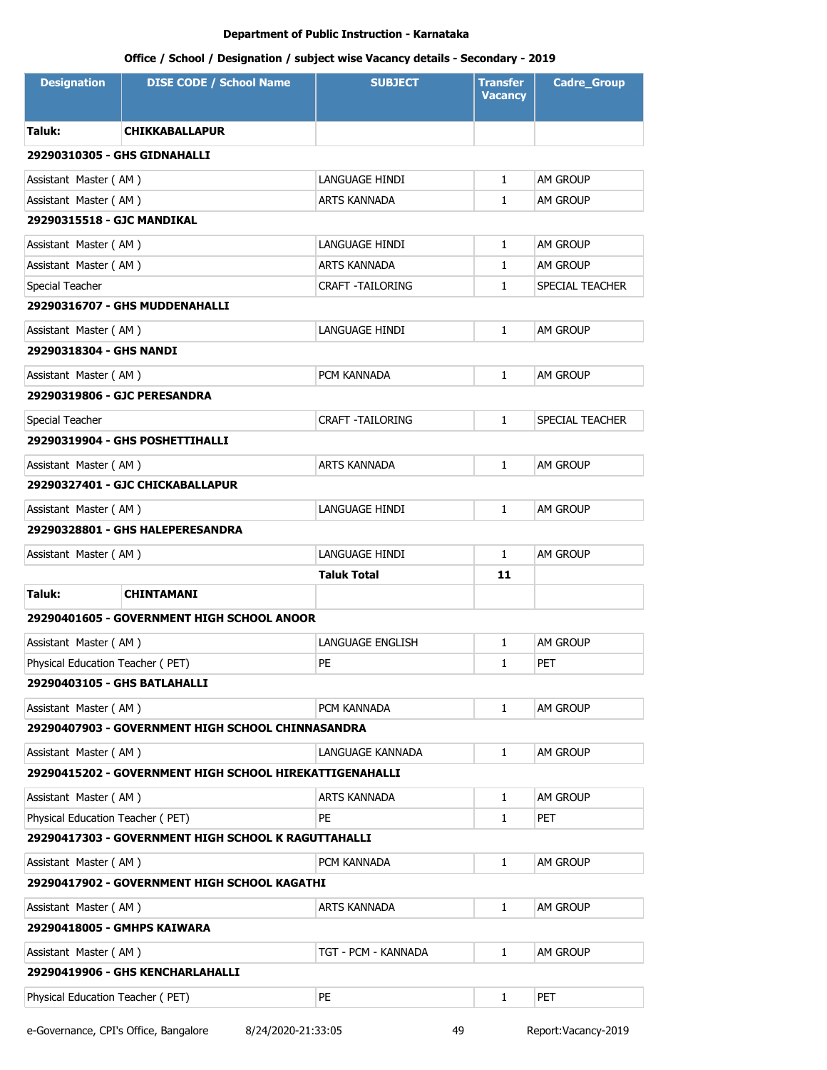**Department of Public Instruction - Karnataka**

**Office / School / Designation / subject wise Vacancy details - Secondary - 2019**

| Designation | DISE CODE / School Name | SUBJECT | Transfer Vacancy | Cadre_Group |
|---|---|---|---|---|
| **Taluk:** | **CHIKKABALLAPUR** | | | |
| **29290310305 - GHS GIDNAHALLI** | | | | |
| Assistant Master ( AM ) | | LANGUAGE HINDI | 1 | AM GROUP |
| Assistant Master ( AM ) | | ARTS KANNADA | 1 | AM GROUP |
| **29290315518 - GJC MANDIKAL** | | | | |
| Assistant Master ( AM ) | | LANGUAGE HINDI | 1 | AM GROUP |
| Assistant Master ( AM ) | | ARTS KANNADA | 1 | AM GROUP |
| Special Teacher | | CRAFT -TAILORING | 1 | SPECIAL TEACHER |
| **29290316707 - GHS MUDDENAHALLI** | | | | |
| Assistant Master ( AM ) | | LANGUAGE HINDI | 1 | AM GROUP |
| **29290318304 - GHS NANDI** | | | | |
| Assistant Master ( AM ) | | PCM KANNADA | 1 | AM GROUP |
| **29290319806 - GJC PERESANDRA** | | | | |
| Special Teacher | | CRAFT -TAILORING | 1 | SPECIAL TEACHER |
| **29290319904 - GHS POSHETTIHALLI** | | | | |
| Assistant Master ( AM ) | | ARTS KANNADA | 1 | AM GROUP |
| **29290327401 - GJC CHICKABALLAPUR** | | | | |
| Assistant Master ( AM ) | | LANGUAGE HINDI | 1 | AM GROUP |
| **29290328801 - GHS HALEPERESANDRA** | | | | |
| Assistant Master ( AM ) | | LANGUAGE HINDI | 1 | AM GROUP |
| | | **Taluk Total** | **11** | |
| **Taluk:** | **CHINTAMANI** | | | |
| **29290401605 - GOVERNMENT HIGH SCHOOL ANOOR** | | | | |
| Assistant Master ( AM ) | | LANGUAGE ENGLISH | 1 | AM GROUP |
| Physical Education Teacher ( PET) | | PE | 1 | PET |
| **29290403105 - GHS BATLAHALLI** | | | | |
| Assistant Master ( AM ) | | PCM KANNADA | 1 | AM GROUP |
| **29290407903 - GOVERNMENT HIGH SCHOOL CHINNASANDRA** | | | | |
| Assistant Master ( AM ) | | LANGUAGE KANNADA | 1 | AM GROUP |
| **29290415202 - GOVERNMENT HIGH SCHOOL HIREKATTIGENAHALLI** | | | | |
| Assistant Master ( AM ) | | ARTS KANNADA | 1 | AM GROUP |
| Physical Education Teacher ( PET) | | PE | 1 | PET |
| **29290417303 - GOVERNMENT HIGH SCHOOL K RAGUTTAHALLI** | | | | |
| Assistant Master ( AM ) | | PCM KANNADA | 1 | AM GROUP |
| **29290417902 - GOVERNMENT HIGH SCHOOL KAGATHI** | | | | |
| Assistant Master ( AM ) | | ARTS KANNADA | 1 | AM GROUP |
| **29290418005 - GMHPS KAIWARA** | | | | |
| Assistant Master ( AM ) | | TGT - PCM - KANNADA | 1 | AM GROUP |
| **29290419906 - GHS KENCHARLAHALLI** | | | | |
| Physical Education Teacher ( PET) | | PE | 1 | PET |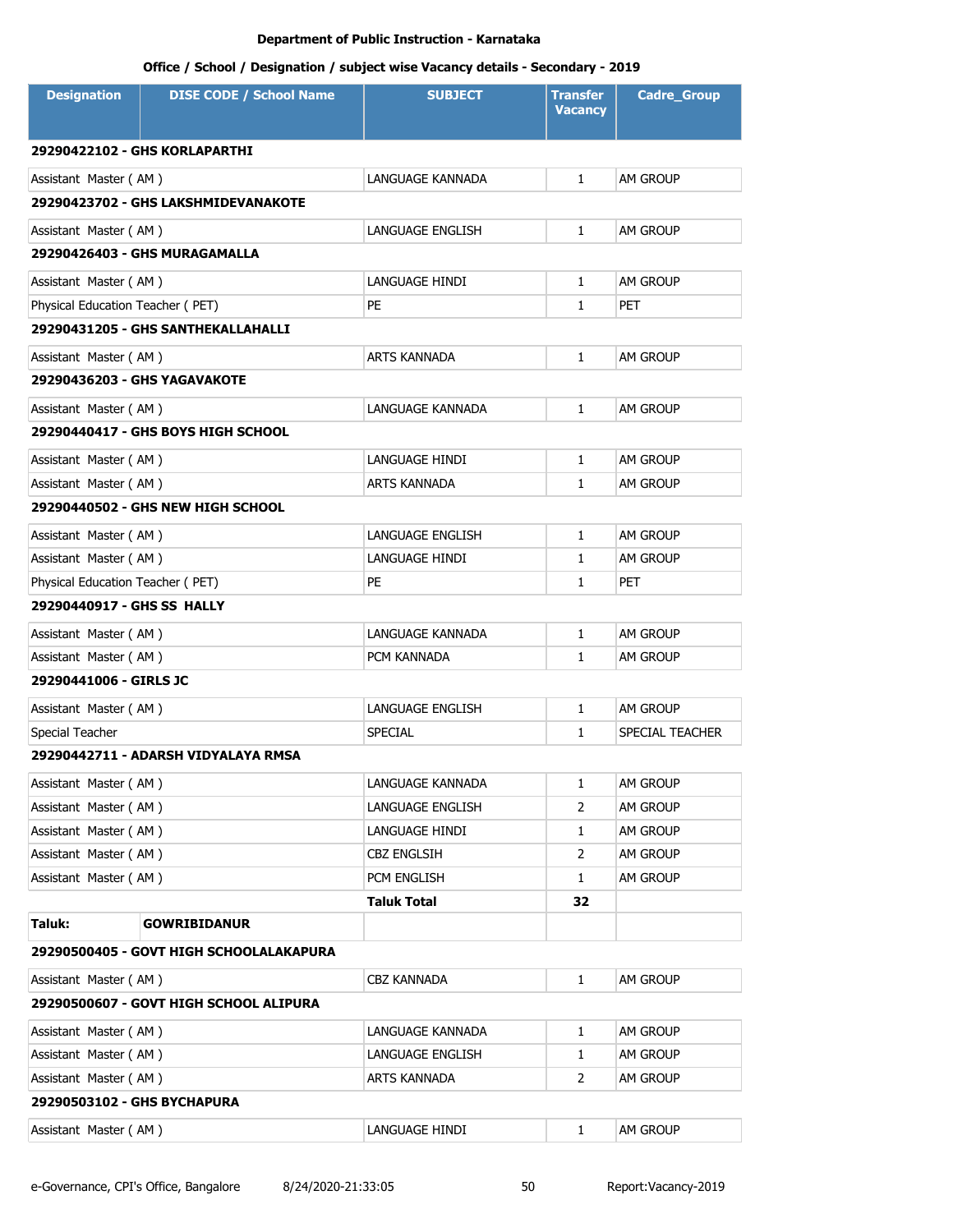**Department of Public Instruction - Karnataka**

**Office / School / Designation / subject wise Vacancy details - Secondary - 2019**

| Designation | DISE CODE / School Name | SUBJECT | Transfer Vacancy | Cadre_Group |
|---|---|---|---|---|
| **29290422102 - GHS KORLAPARTHI** | | | | |
| Assistant Master ( AM ) | | LANGUAGE KANNADA | 1 | AM GROUP |
| **29290423702 - GHS LAKSHMIDEVANAKOTE** | | | | |
| Assistant Master ( AM ) | | LANGUAGE ENGLISH | 1 | AM GROUP |
| **29290426403 - GHS MURAGAMALLA** | | | | |
| Assistant Master ( AM ) | | LANGUAGE HINDI | 1 | AM GROUP |
| Physical Education Teacher ( PET) | | PE | 1 | PET |
| **29290431205 - GHS SANTHEKALLAHALLI** | | | | |
| Assistant Master ( AM ) | | ARTS KANNADA | 1 | AM GROUP |
| **29290436203 - GHS YAGAVAKOTE** | | | | |
| Assistant Master ( AM ) | | LANGUAGE KANNADA | 1 | AM GROUP |
| **29290440417 - GHS BOYS HIGH SCHOOL** | | | | |
| Assistant Master ( AM ) | | LANGUAGE HINDI | 1 | AM GROUP |
| Assistant Master ( AM ) | | ARTS KANNADA | 1 | AM GROUP |
| **29290440502 - GHS NEW HIGH SCHOOL** | | | | |
| Assistant Master ( AM ) | | LANGUAGE ENGLISH | 1 | AM GROUP |
| Assistant Master ( AM ) | | LANGUAGE HINDI | 1 | AM GROUP |
| Physical Education Teacher ( PET) | | PE | 1 | PET |
| **29290440917 - GHS SS HALLY** | | | | |
| Assistant Master ( AM ) | | LANGUAGE KANNADA | 1 | AM GROUP |
| Assistant Master ( AM ) | | PCM KANNADA | 1 | AM GROUP |
| **29290441006 - GIRLS JC** | | | | |
| Assistant Master ( AM ) | | LANGUAGE ENGLISH | 1 | AM GROUP |
| Special Teacher | | SPECIAL | 1 | SPECIAL TEACHER |
| **29290442711 - ADARSH VIDYALAYA RMSA** | | | | |
| Assistant Master ( AM ) | | LANGUAGE KANNADA | 1 | AM GROUP |
| Assistant Master ( AM ) | | LANGUAGE ENGLISH | 2 | AM GROUP |
| Assistant Master ( AM ) | | LANGUAGE HINDI | 1 | AM GROUP |
| Assistant Master ( AM ) | | CBZ ENGLSIH | 2 | AM GROUP |
| Assistant Master ( AM ) | | PCM ENGLISH | 1 | AM GROUP |
| | | **Taluk Total** | **32** | |
| **Taluk:** | **GOWRIBIDANUR** | | | |
| **29290500405 - GOVT HIGH SCHOOLALAKAPURA** | | | | |
| Assistant Master ( AM ) | | CBZ KANNADA | 1 | AM GROUP |
| **29290500607 - GOVT HIGH SCHOOL ALIPURA** | | | | |
| Assistant Master ( AM ) | | LANGUAGE KANNADA | 1 | AM GROUP |
| Assistant Master ( AM ) | | LANGUAGE ENGLISH | 1 | AM GROUP |
| Assistant Master ( AM ) | | ARTS KANNADA | 2 | AM GROUP |
| **29290503102 - GHS BYCHAPURA** | | | | |
| Assistant Master ( AM ) | | LANGUAGE HINDI | 1 | AM GROUP |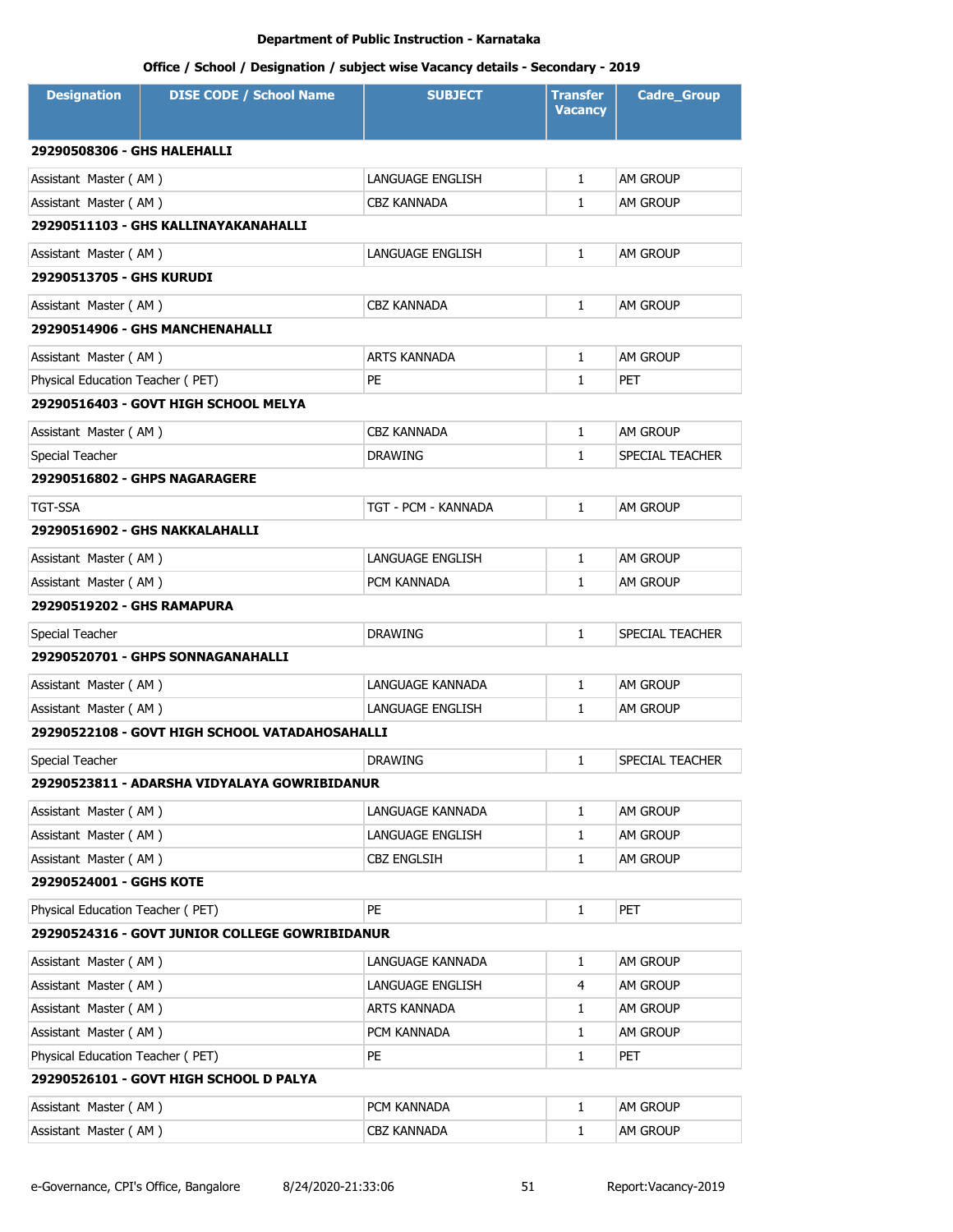**Department of Public Instruction - Karnataka**

**Office / School / Designation / subject wise Vacancy details - Secondary - 2019**

| Designation | DISE CODE / School Name | SUBJECT | Transfer Vacancy | Cadre_Group |
|---|---|---|---|---|
| **29290508306 - GHS HALEHALLI** | | | | |
| Assistant Master ( AM ) | | LANGUAGE ENGLISH | 1 | AM GROUP |
| Assistant Master ( AM ) | | CBZ KANNADA | 1 | AM GROUP |
| **29290511103 - GHS KALLINAYAKANAHALLI** | | | | |
| Assistant Master ( AM ) | | LANGUAGE ENGLISH | 1 | AM GROUP |
| **29290513705 - GHS KURUDI** | | | | |
| Assistant Master ( AM ) | | CBZ KANNADA | 1 | AM GROUP |
| **29290514906 - GHS MANCHENAHALLI** | | | | |
| Assistant Master ( AM ) | | ARTS KANNADA | 1 | AM GROUP |
| Physical Education Teacher ( PET) | | PE | 1 | PET |
| **29290516403 - GOVT HIGH SCHOOL MELYA** | | | | |
| Assistant Master ( AM ) | | CBZ KANNADA | 1 | AM GROUP |
| Special Teacher | | DRAWING | 1 | SPECIAL TEACHER |
| **29290516802 - GHPS NAGARAGERE** | | | | |
| TGT-SSA | | TGT - PCM - KANNADA | 1 | AM GROUP |
| **29290516902 - GHS NAKKALAHALLI** | | | | |
| Assistant Master ( AM ) | | LANGUAGE ENGLISH | 1 | AM GROUP |
| Assistant Master ( AM ) | | PCM KANNADA | 1 | AM GROUP |
| **29290519202 - GHS RAMAPURA** | | | | |
| Special Teacher | | DRAWING | 1 | SPECIAL TEACHER |
| **29290520701 - GHPS SONNAGANAHALLI** | | | | |
| Assistant Master ( AM ) | | LANGUAGE KANNADA | 1 | AM GROUP |
| Assistant Master ( AM ) | | LANGUAGE ENGLISH | 1 | AM GROUP |
| **29290522108 - GOVT HIGH SCHOOL VATADAHOSAHALLI** | | | | |
| Special Teacher | | DRAWING | 1 | SPECIAL TEACHER |
| **29290523811 - ADARSHA VIDYALAYA GOWRIBIDANUR** | | | | |
| Assistant Master ( AM ) | | LANGUAGE KANNADA | 1 | AM GROUP |
| Assistant Master ( AM ) | | LANGUAGE ENGLISH | 1 | AM GROUP |
| Assistant Master ( AM ) | | CBZ ENGLSIH | 1 | AM GROUP |
| **29290524001 - GGHS KOTE** | | | | |
| Physical Education Teacher ( PET) | | PE | 1 | PET |
| **29290524316 - GOVT JUNIOR COLLEGE GOWRIBIDANUR** | | | | |
| Assistant Master ( AM ) | | LANGUAGE KANNADA | 1 | AM GROUP |
| Assistant Master ( AM ) | | LANGUAGE ENGLISH | 4 | AM GROUP |
| Assistant Master ( AM ) | | ARTS KANNADA | 1 | AM GROUP |
| Assistant Master ( AM ) | | PCM KANNADA | 1 | AM GROUP |
| Physical Education Teacher ( PET) | | PE | 1 | PET |
| **29290526101 - GOVT HIGH SCHOOL D PALYA** | | | | |
| Assistant Master ( AM ) | | PCM KANNADA | 1 | AM GROUP |
| Assistant Master ( AM ) | | CBZ KANNADA | 1 | AM GROUP |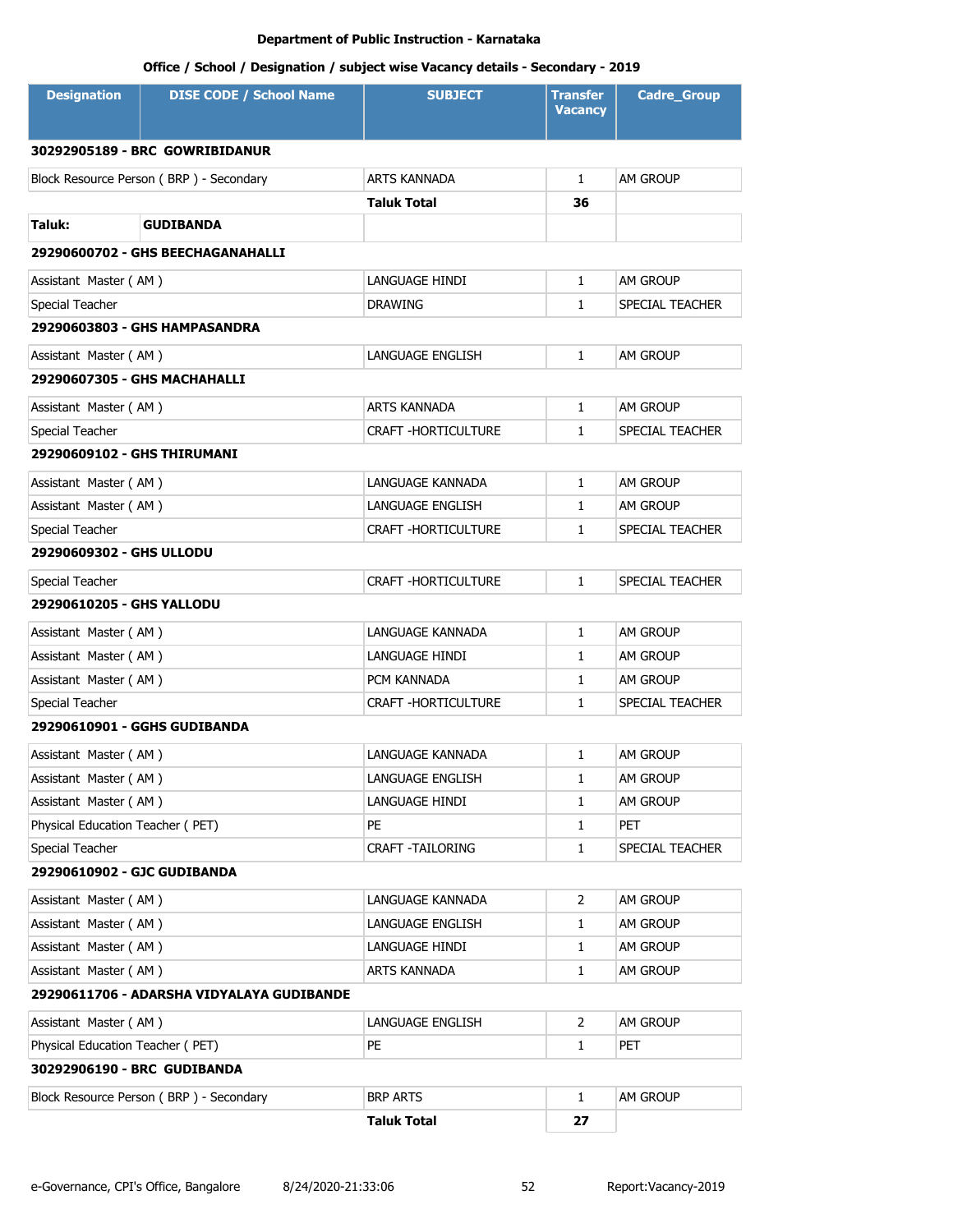**Department of Public Instruction - Karnataka**

**Office / School / Designation / subject wise Vacancy details - Secondary - 2019**

| Designation | DISE CODE / School Name | SUBJECT | Transfer Vacancy | Cadre_Group |
|---|---|---|---|---|
| **30292905189 - BRC GOWRIBIDANUR** | | | | |
| Block Resource Person ( BRP ) - Secondary | | ARTS KANNADA | 1 | AM GROUP |
| | | **Taluk Total** | **36** | |
| **Taluk:** | **GUDIBANDA** | | | |
| **29290600702 - GHS BEECHAGANAHALLI** | | | | |
| Assistant Master ( AM ) | | LANGUAGE HINDI | 1 | AM GROUP |
| Special Teacher | | DRAWING | 1 | SPECIAL TEACHER |
| **29290603803 - GHS HAMPASANDRA** | | | | |
| Assistant Master ( AM ) | | LANGUAGE ENGLISH | 1 | AM GROUP |
| **29290607305 - GHS MACHAHALLI** | | | | |
| Assistant Master ( AM ) | | ARTS KANNADA | 1 | AM GROUP |
| Special Teacher | | CRAFT -HORTICULTURE | 1 | SPECIAL TEACHER |
| **29290609102 - GHS THIRUMANI** | | | | |
| Assistant Master ( AM ) | | LANGUAGE KANNADA | 1 | AM GROUP |
| Assistant Master ( AM ) | | LANGUAGE ENGLISH | 1 | AM GROUP |
| Special Teacher | | CRAFT -HORTICULTURE | 1 | SPECIAL TEACHER |
| **29290609302 - GHS ULLODU** | | | | |
| Special Teacher | | CRAFT -HORTICULTURE | 1 | SPECIAL TEACHER |
| **29290610205 - GHS YALLODU** | | | | |
| Assistant Master ( AM ) | | LANGUAGE KANNADA | 1 | AM GROUP |
| Assistant Master ( AM ) | | LANGUAGE HINDI | 1 | AM GROUP |
| Assistant Master ( AM ) | | PCM KANNADA | 1 | AM GROUP |
| Special Teacher | | CRAFT -HORTICULTURE | 1 | SPECIAL TEACHER |
| **29290610901 - GGHS GUDIBANDA** | | | | |
| Assistant Master ( AM ) | | LANGUAGE KANNADA | 1 | AM GROUP |
| Assistant Master ( AM ) | | LANGUAGE ENGLISH | 1 | AM GROUP |
| Assistant Master ( AM ) | | LANGUAGE HINDI | 1 | AM GROUP |
| Physical Education Teacher ( PET) | | PE | 1 | PET |
| Special Teacher | | CRAFT -TAILORING | 1 | SPECIAL TEACHER |
| **29290610902 - GJC GUDIBANDA** | | | | |
| Assistant Master ( AM ) | | LANGUAGE KANNADA | 2 | AM GROUP |
| Assistant Master ( AM ) | | LANGUAGE ENGLISH | 1 | AM GROUP |
| Assistant Master ( AM ) | | LANGUAGE HINDI | 1 | AM GROUP |
| Assistant Master ( AM ) | | ARTS KANNADA | 1 | AM GROUP |
| **29290611706 - ADARSHA VIDYALAYA GUDIBANDE** | | | | |
| Assistant Master ( AM ) | | LANGUAGE ENGLISH | 2 | AM GROUP |
| Physical Education Teacher ( PET) | | PE | 1 | PET |
| **30292906190 - BRC GUDIBANDA** | | | | |
| Block Resource Person ( BRP ) - Secondary | | BRP ARTS | 1 | AM GROUP |
| | | **Taluk Total** | **27** | |

e-Governance, CPI's Office, Bangalore 8/24/2020-21:33:06 Report:Vacancy-2019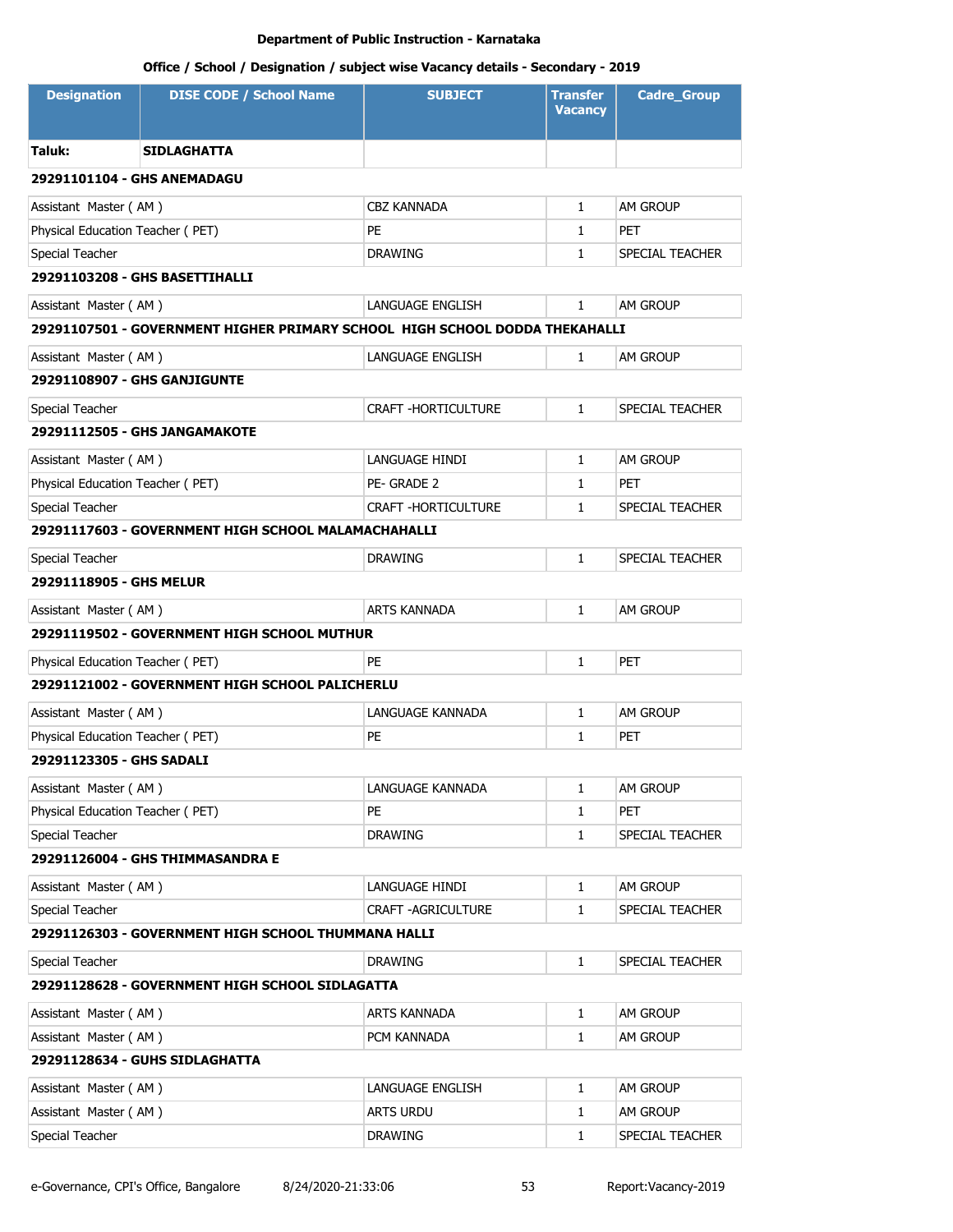**Department of Public Instruction - Karnataka**

**Office / School / Designation / subject wise Vacancy details - Secondary - 2019**

| Designation | DISE CODE / School Name | SUBJECT | Transfer Vacancy | Cadre_Group |
|---|---|---|---|---|
| **Taluk:** | **SIDLAGHATTA** | | | |
| **29291101104 - GHS ANEMADAGU** | | | | |
| Assistant Master ( AM ) | | CBZ KANNADA | 1 | AM GROUP |
| Physical Education Teacher ( PET) | | PE | 1 | PET |
| Special Teacher | | DRAWING | 1 | SPECIAL TEACHER |
| **29291103208 - GHS BASETTIHALLI** | | | | |
| Assistant Master ( AM ) | | LANGUAGE ENGLISH | 1 | AM GROUP |
| **29291107501 - GOVERNMENT HIGHER PRIMARY SCHOOL HIGH SCHOOL DODDA THEKAHALLI** | | | | |
| Assistant Master ( AM ) | | LANGUAGE ENGLISH | 1 | AM GROUP |
| **29291108907 - GHS GANJIGUNTE** | | | | |
| Special Teacher | | CRAFT -HORTICULTURE | 1 | SPECIAL TEACHER |
| **29291112505 - GHS JANGAMAKOTE** | | | | |
| Assistant Master ( AM ) | | LANGUAGE HINDI | 1 | AM GROUP |
| Physical Education Teacher ( PET) | | PE- GRADE 2 | 1 | PET |
| Special Teacher | | CRAFT -HORTICULTURE | 1 | SPECIAL TEACHER |
| **29291117603 - GOVERNMENT HIGH SCHOOL MALAMACHAHALLI** | | | | |
| Special Teacher | | DRAWING | 1 | SPECIAL TEACHER |
| **29291118905 - GHS MELUR** | | | | |
| Assistant Master ( AM ) | | ARTS KANNADA | 1 | AM GROUP |
| **29291119502 - GOVERNMENT HIGH SCHOOL MUTHUR** | | | | |
| Physical Education Teacher ( PET) | | PE | 1 | PET |
| **29291121002 - GOVERNMENT HIGH SCHOOL PALICHERLU** | | | | |
| Assistant Master ( AM ) | | LANGUAGE KANNADA | 1 | AM GROUP |
| Physical Education Teacher ( PET) | | PE | 1 | PET |
| **29291123305 - GHS SADALI** | | | | |
| Assistant Master ( AM ) | | LANGUAGE KANNADA | 1 | AM GROUP |
| Physical Education Teacher ( PET) | | PE | 1 | PET |
| Special Teacher | | DRAWING | 1 | SPECIAL TEACHER |
| **29291126004 - GHS THIMMASANDRA E** | | | | |
| Assistant Master ( AM ) | | LANGUAGE HINDI | 1 | AM GROUP |
| Special Teacher | | CRAFT -AGRICULTURE | 1 | SPECIAL TEACHER |
| **29291126303 - GOVERNMENT HIGH SCHOOL THUMMANA HALLI** | | | | |
| Special Teacher | | DRAWING | 1 | SPECIAL TEACHER |
| **29291128628 - GOVERNMENT HIGH SCHOOL SIDLAGATTA** | | | | |
| Assistant Master ( AM ) | | ARTS KANNADA | 1 | AM GROUP |
| Assistant Master ( AM ) | | PCM KANNADA | 1 | AM GROUP |
| **29291128634 - GUHS SIDLAGHATTA** | | | | |
| Assistant Master ( AM ) | | LANGUAGE ENGLISH | 1 | AM GROUP |
| Assistant Master ( AM ) | | ARTS URDU | 1 | AM GROUP |
| Special Teacher | | DRAWING | 1 | SPECIAL TEACHER |

e-Governance, CPI's Office, Bangalore 8/24/2020-21:33:06 Report:Vacancy-2019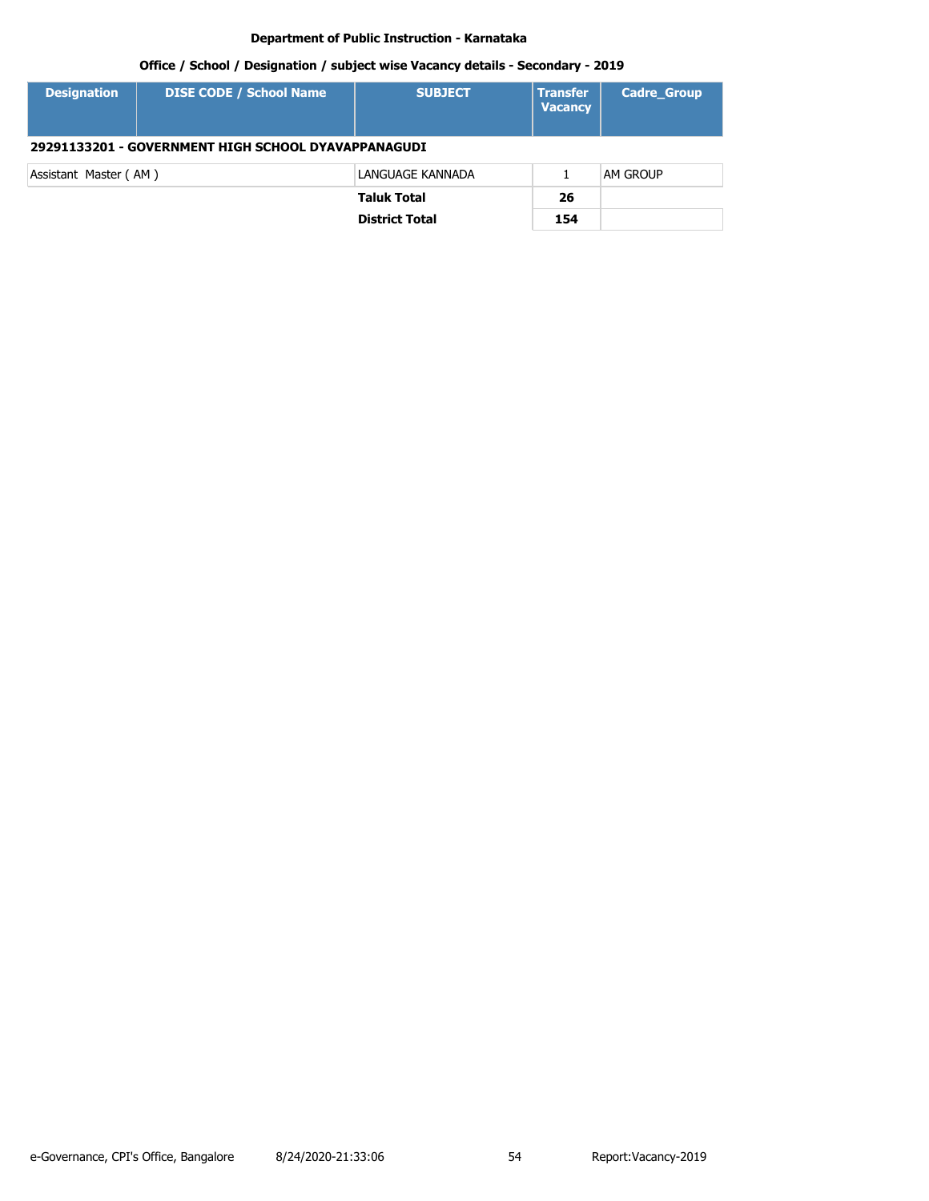**Department of Public Instruction - Karnataka**

**Office / School / Designation / subject wise Vacancy details - Secondary - 2019**

| Designation | DISE CODE / School Name | SUBJECT | Transfer Vacancy | Cadre_Group |
|---|---|---|---|---|
| **29291133201 - GOVERNMENT HIGH SCHOOL DYAVAPPANAGUDI** | | | | |
| Assistant Master ( AM ) | | LANGUAGE KANNADA | 1 | AM GROUP |
| | | **Taluk Total** | **26** | |
| | | **District Total** | **154** | |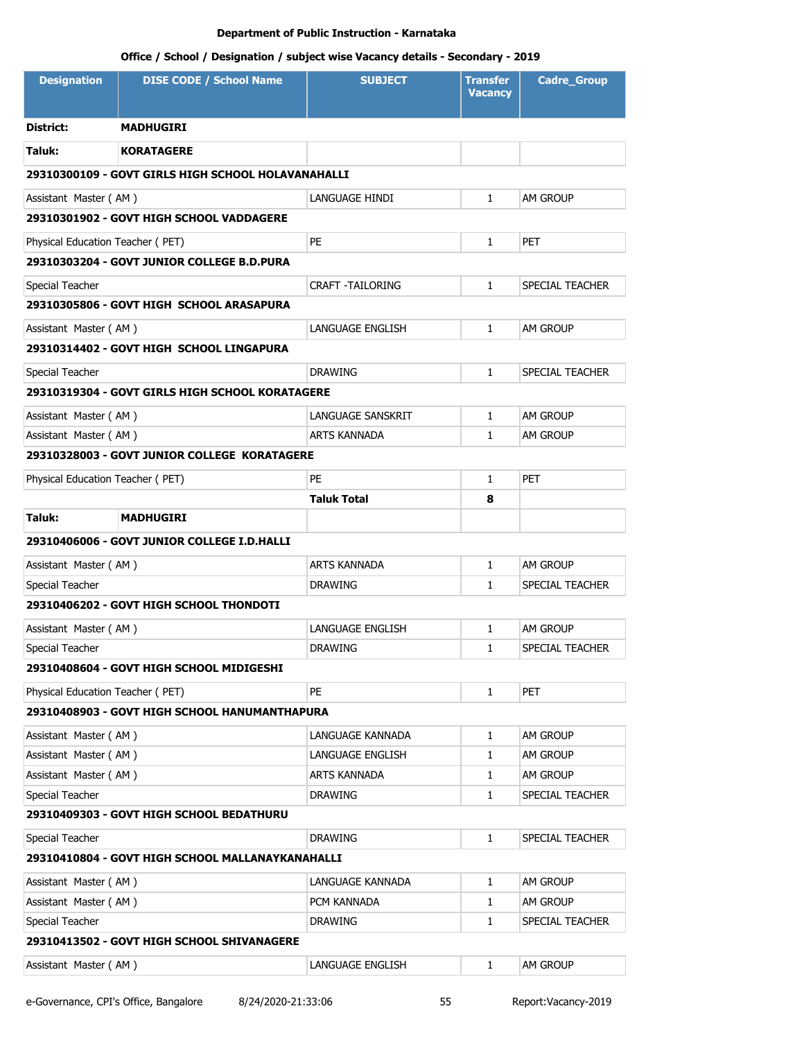**Department of Public Instruction - Karnataka**

**Office / School / Designation / subject wise Vacancy details - Secondary - 2019**

| Designation | DISE CODE / School Name | SUBJECT | Transfer Vacancy | Cadre_Group |
|---|---|---|---|---|
| **District:** | **MADHUGIRI** | | | |
| **Taluk:** | **KORATAGERE** | | | |
| **29310300109 - GOVT GIRLS HIGH SCHOOL HOLAVANAHALLI** | | | | |
| Assistant Master ( AM ) | | LANGUAGE HINDI | 1 | AM GROUP |
| **29310301902 - GOVT HIGH SCHOOL VADDAGERE** | | | | |
| Physical Education Teacher ( PET) | | PE | 1 | PET |
| **29310303204 - GOVT JUNIOR COLLEGE B.D.PURA** | | | | |
| Special Teacher | | CRAFT -TAILORING | 1 | SPECIAL TEACHER |
| **29310305806 - GOVT HIGH SCHOOL ARASAPURA** | | | | |
| Assistant Master ( AM ) | | LANGUAGE ENGLISH | 1 | AM GROUP |
| **29310314402 - GOVT HIGH SCHOOL LINGAPURA** | | | | |
| Special Teacher | | DRAWING | 1 | SPECIAL TEACHER |
| **29310319304 - GOVT GIRLS HIGH SCHOOL KORATAGERE** | | | | |
| Assistant Master ( AM ) | | LANGUAGE SANSKRIT | 1 | AM GROUP |
| Assistant Master ( AM ) | | ARTS KANNADA | 1 | AM GROUP |
| **29310328003 - GOVT JUNIOR COLLEGE KORATAGERE** | | | | |
| Physical Education Teacher ( PET) | | PE | 1 | PET |
| | | **Taluk Total** | **8** | |
| **Taluk:** | **MADHUGIRI** | | | |
| **29310406006 - GOVT JUNIOR COLLEGE I.D.HALLI** | | | | |
| Assistant Master ( AM ) | | ARTS KANNADA | 1 | AM GROUP |
| Special Teacher | | DRAWING | 1 | SPECIAL TEACHER |
| **29310406202 - GOVT HIGH SCHOOL THONDOTI** | | | | |
| Assistant Master ( AM ) | | LANGUAGE ENGLISH | 1 | AM GROUP |
| Special Teacher | | DRAWING | 1 | SPECIAL TEACHER |
| **29310408604 - GOVT HIGH SCHOOL MIDIGESHI** | | | | |
| Physical Education Teacher ( PET) | | PE | 1 | PET |
| **29310408903 - GOVT HIGH SCHOOL HANUMANTHAPURA** | | | | |
| Assistant Master ( AM ) | | LANGUAGE KANNADA | 1 | AM GROUP |
| Assistant Master ( AM ) | | LANGUAGE ENGLISH | 1 | AM GROUP |
| Assistant Master ( AM ) | | ARTS KANNADA | 1 | AM GROUP |
| Special Teacher | | DRAWING | 1 | SPECIAL TEACHER |
| **29310409303 - GOVT HIGH SCHOOL BEDATHURU** | | | | |
| Special Teacher | | DRAWING | 1 | SPECIAL TEACHER |
| **29310410804 - GOVT HIGH SCHOOL MALLANAYKANAHALLI** | | | | |
| Assistant Master ( AM ) | | LANGUAGE KANNADA | 1 | AM GROUP |
| Assistant Master ( AM ) | | PCM KANNADA | 1 | AM GROUP |
| Special Teacher | | DRAWING | 1 | SPECIAL TEACHER |
| **29310413502 - GOVT HIGH SCHOOL SHIVANAGERE** | | | | |
| Assistant Master ( AM ) | | LANGUAGE ENGLISH | 1 | AM GROUP |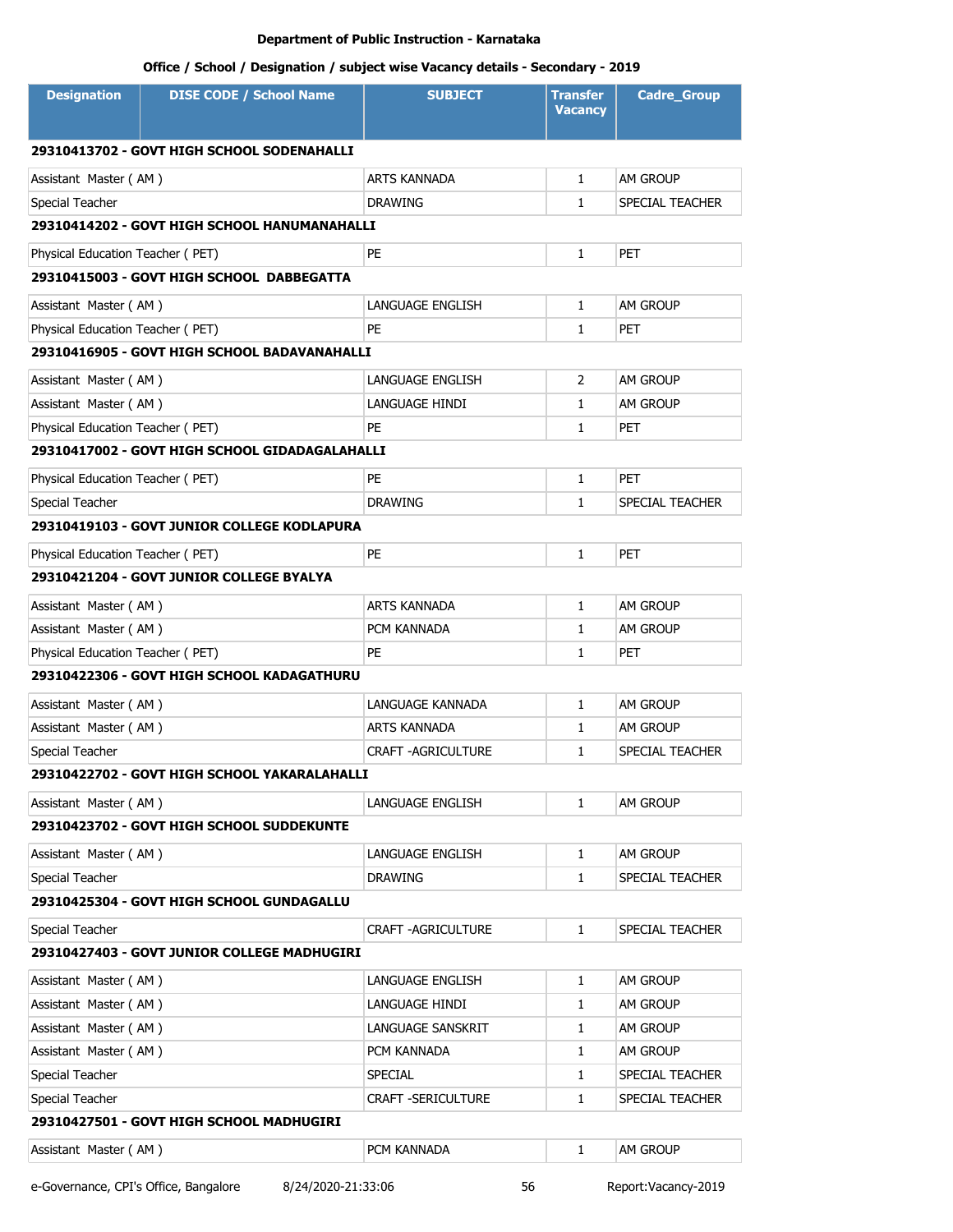Department of Public Instruction - Karnataka

Office / School / Designation / subject wise Vacancy details - Secondary - 2019

| Designation | DISE CODE / School Name | SUBJECT | Transfer Vacancy | Cadre_Group |
|---|---|---|---|---|
| **29310413702 - GOVT HIGH SCHOOL SODENAHALLI** | | | | |
| Assistant Master ( AM ) | | ARTS KANNADA | 1 | AM GROUP |
| Special Teacher | | DRAWING | 1 | SPECIAL TEACHER |
| **29310414202 - GOVT HIGH SCHOOL HANUMANAHALLI** | | | | |
| Physical Education Teacher ( PET) | | PE | 1 | PET |
| **29310415003 - GOVT HIGH SCHOOL DABBEGATTA** | | | | |
| Assistant Master ( AM ) | | LANGUAGE ENGLISH | 1 | AM GROUP |
| Physical Education Teacher ( PET) | | PE | 1 | PET |
| **29310416905 - GOVT HIGH SCHOOL BADAVANAHALLI** | | | | |
| Assistant Master ( AM ) | | LANGUAGE ENGLISH | 2 | AM GROUP |
| Assistant Master ( AM ) | | LANGUAGE HINDI | 1 | AM GROUP |
| Physical Education Teacher ( PET) | | PE | 1 | PET |
| **29310417002 - GOVT HIGH SCHOOL GIDADAGALAHALLI** | | | | |
| Physical Education Teacher ( PET) | | PE | 1 | PET |
| Special Teacher | | DRAWING | 1 | SPECIAL TEACHER |
| **29310419103 - GOVT JUNIOR COLLEGE KODLAPURA** | | | | |
| Physical Education Teacher ( PET) | | PE | 1 | PET |
| **29310421204 - GOVT JUNIOR COLLEGE BYALYA** | | | | |
| Assistant Master ( AM ) | | ARTS KANNADA | 1 | AM GROUP |
| Assistant Master ( AM ) | | PCM KANNADA | 1 | AM GROUP |
| Physical Education Teacher ( PET) | | PE | 1 | PET |
| **29310422306 - GOVT HIGH SCHOOL KADAGATHURU** | | | | |
| Assistant Master ( AM ) | | LANGUAGE KANNADA | 1 | AM GROUP |
| Assistant Master ( AM ) | | ARTS KANNADA | 1 | AM GROUP |
| Special Teacher | | CRAFT -AGRICULTURE | 1 | SPECIAL TEACHER |
| **29310422702 - GOVT HIGH SCHOOL YAKARALAHALLI** | | | | |
| Assistant Master ( AM ) | | LANGUAGE ENGLISH | 1 | AM GROUP |
| **29310423702 - GOVT HIGH SCHOOL SUDDEKUNTE** | | | | |
| Assistant Master ( AM ) | | LANGUAGE ENGLISH | 1 | AM GROUP |
| Special Teacher | | DRAWING | 1 | SPECIAL TEACHER |
| **29310425304 - GOVT HIGH SCHOOL GUNDAGALLU** | | | | |
| Special Teacher | | CRAFT -AGRICULTURE | 1 | SPECIAL TEACHER |
| **29310427403 - GOVT JUNIOR COLLEGE MADHUGIRI** | | | | |
| Assistant Master ( AM ) | | LANGUAGE ENGLISH | 1 | AM GROUP |
| Assistant Master ( AM ) | | LANGUAGE HINDI | 1 | AM GROUP |
| Assistant Master ( AM ) | | LANGUAGE SANSKRIT | 1 | AM GROUP |
| Assistant Master ( AM ) | | PCM KANNADA | 1 | AM GROUP |
| Special Teacher | | SPECIAL | 1 | SPECIAL TEACHER |
| Special Teacher | | CRAFT -SERICULTURE | 1 | SPECIAL TEACHER |
| **29310427501 - GOVT HIGH SCHOOL MADHUGIRI** | | | | |
| Assistant Master ( AM ) | | PCM KANNADA | 1 | AM GROUP |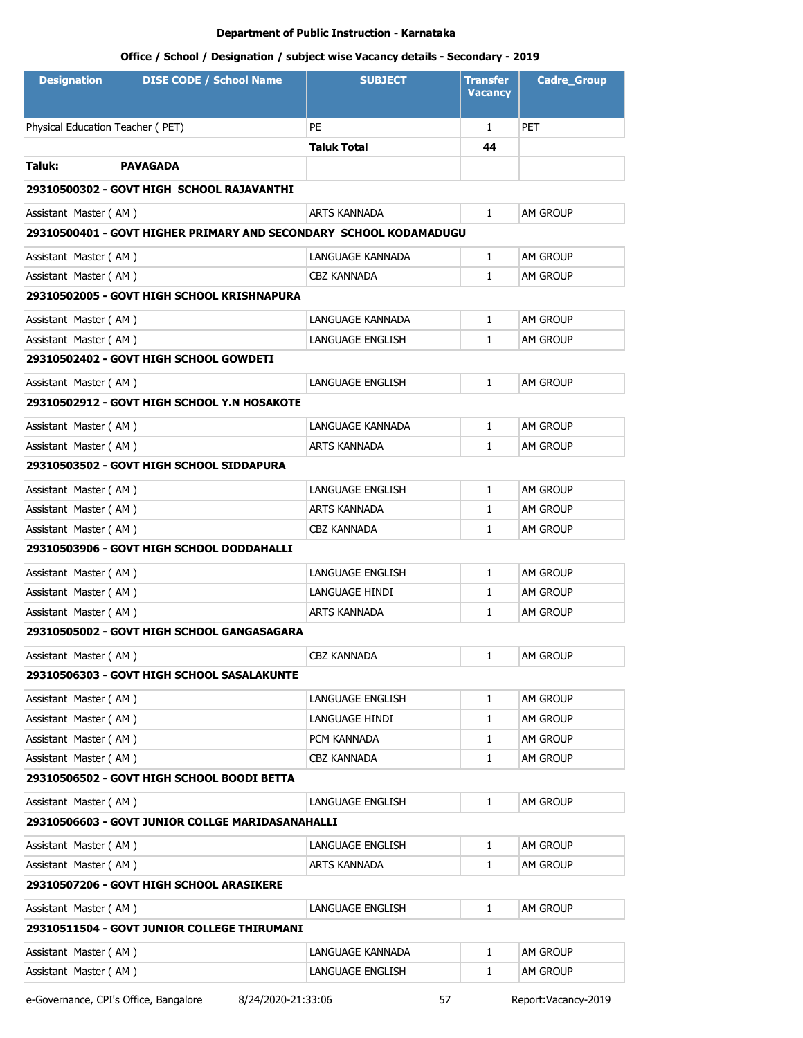Department of Public Instruction - Karnataka

Office / School / Designation / subject wise Vacancy details - Secondary - 2019

| Designation | DISE CODE / School Name | SUBJECT | Transfer Vacancy | Cadre_Group |
|---|---|---|---|---|
| Physical Education Teacher ( PET) | | PE | 1 | PET |
| | | **Taluk Total** | **44** | |
| **Taluk:** | **PAVAGADA** | | | |
| **29310500302 - GOVT HIGH SCHOOL RAJAVANTHI** | | | | |
| Assistant Master ( AM ) | | ARTS KANNADA | 1 | AM GROUP |
| **29310500401 - GOVT HIGHER PRIMARY AND SECONDARY SCHOOL KODAMADUGU** | | | | |
| Assistant Master ( AM ) | | LANGUAGE KANNADA | 1 | AM GROUP |
| Assistant Master ( AM ) | | CBZ KANNADA | 1 | AM GROUP |
| **29310502005 - GOVT HIGH SCHOOL KRISHNAPURA** | | | | |
| Assistant Master ( AM ) | | LANGUAGE KANNADA | 1 | AM GROUP |
| Assistant Master ( AM ) | | LANGUAGE ENGLISH | 1 | AM GROUP |
| **29310502402 - GOVT HIGH SCHOOL GOWDETI** | | | | |
| Assistant Master ( AM ) | | LANGUAGE ENGLISH | 1 | AM GROUP |
| **29310502912 - GOVT HIGH SCHOOL Y.N HOSAKOTE** | | | | |
| Assistant Master ( AM ) | | LANGUAGE KANNADA | 1 | AM GROUP |
| Assistant Master ( AM ) | | ARTS KANNADA | 1 | AM GROUP |
| **29310503502 - GOVT HIGH SCHOOL SIDDAPURA** | | | | |
| Assistant Master ( AM ) | | LANGUAGE ENGLISH | 1 | AM GROUP |
| Assistant Master ( AM ) | | ARTS KANNADA | 1 | AM GROUP |
| Assistant Master ( AM ) | | CBZ KANNADA | 1 | AM GROUP |
| **29310503906 - GOVT HIGH SCHOOL DODDAHALLI** | | | | |
| Assistant Master ( AM ) | | LANGUAGE ENGLISH | 1 | AM GROUP |
| Assistant Master ( AM ) | | LANGUAGE HINDI | 1 | AM GROUP |
| Assistant Master ( AM ) | | ARTS KANNADA | 1 | AM GROUP |
| **29310505002 - GOVT HIGH SCHOOL GANGASAGARA** | | | | |
| Assistant Master ( AM ) | | CBZ KANNADA | 1 | AM GROUP |
| **29310506303 - GOVT HIGH SCHOOL SASALAKUNTE** | | | | |
| Assistant Master ( AM ) | | LANGUAGE ENGLISH | 1 | AM GROUP |
| Assistant Master ( AM ) | | LANGUAGE HINDI | 1 | AM GROUP |
| Assistant Master ( AM ) | | PCM KANNADA | 1 | AM GROUP |
| Assistant Master ( AM ) | | CBZ KANNADA | 1 | AM GROUP |
| **29310506502 - GOVT HIGH SCHOOL BOODI BETTA** | | | | |
| Assistant Master ( AM ) | | LANGUAGE ENGLISH | 1 | AM GROUP |
| **29310506603 - GOVT JUNIOR COLLGE MARIDASANAHALLI** | | | | |
| Assistant Master ( AM ) | | LANGUAGE ENGLISH | 1 | AM GROUP |
| Assistant Master ( AM ) | | ARTS KANNADA | 1 | AM GROUP |
| **29310507206 - GOVT HIGH SCHOOL ARASIKERE** | | | | |
| Assistant Master ( AM ) | | LANGUAGE ENGLISH | 1 | AM GROUP |
| **29310511504 - GOVT JUNIOR COLLEGE THIRUMANI** | | | | |
| Assistant Master ( AM ) | | LANGUAGE KANNADA | 1 | AM GROUP |
| Assistant Master ( AM ) | | LANGUAGE ENGLISH | 1 | AM GROUP |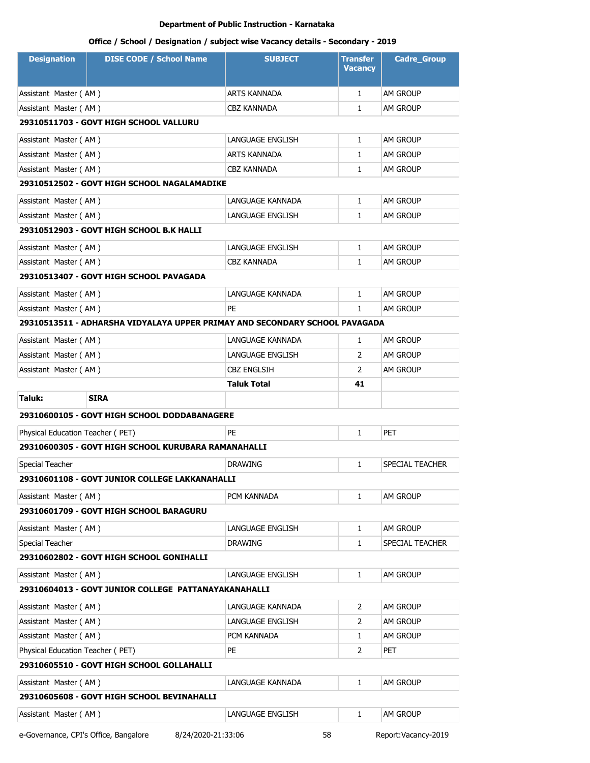**Department of Public Instruction - Karnataka**

**Office / School / Designation / subject wise Vacancy details - Secondary - 2019**

| Designation | DISE CODE / School Name | SUBJECT | Transfer Vacancy | Cadre_Group |
|---|---|---|---|---|
| Assistant Master ( AM ) | | ARTS KANNADA | 1 | AM GROUP |
| Assistant Master ( AM ) | | CBZ KANNADA | 1 | AM GROUP |
| **29310511703 - GOVT HIGH SCHOOL VALLURU** | | | | |
| Assistant Master ( AM ) | | LANGUAGE ENGLISH | 1 | AM GROUP |
| Assistant Master ( AM ) | | ARTS KANNADA | 1 | AM GROUP |
| Assistant Master ( AM ) | | CBZ KANNADA | 1 | AM GROUP |
| **29310512502 - GOVT HIGH SCHOOL NAGALAMADIKE** | | | | |
| Assistant Master ( AM ) | | LANGUAGE KANNADA | 1 | AM GROUP |
| Assistant Master ( AM ) | | LANGUAGE ENGLISH | 1 | AM GROUP |
| **29310512903 - GOVT HIGH SCHOOL B.K HALLI** | | | | |
| Assistant Master ( AM ) | | LANGUAGE ENGLISH | 1 | AM GROUP |
| Assistant Master ( AM ) | | CBZ KANNADA | 1 | AM GROUP |
| **29310513407 - GOVT HIGH SCHOOL PAVAGADA** | | | | |
| Assistant Master ( AM ) | | LANGUAGE KANNADA | 1 | AM GROUP |
| Assistant Master ( AM ) | | PE | 1 | AM GROUP |
| **29310513511 - ADHARSHA VIDYALAYA UPPER PRIMAY AND SECONDARY SCHOOL PAVAGADA** | | | | |
| Assistant Master ( AM ) | | LANGUAGE KANNADA | 1 | AM GROUP |
| Assistant Master ( AM ) | | LANGUAGE ENGLISH | 2 | AM GROUP |
| Assistant Master ( AM ) | | CBZ ENGLSIH | 2 | AM GROUP |
| | | **Taluk Total** | **41** | |
| **Taluk:** | **SIRA** | | | |
| **29310600105 - GOVT HIGH SCHOOL DODDABANAGERE** | | | | |
| Physical Education Teacher ( PET) | | PE | 1 | PET |
| **29310600305 - GOVT HIGH SCHOOL KURUBARA RAMANAHALLI** | | | | |
| Special Teacher | | DRAWING | 1 | SPECIAL TEACHER |
| **29310601108 - GOVT JUNIOR COLLEGE LAKKANAHALLI** | | | | |
| Assistant Master ( AM ) | | PCM KANNADA | 1 | AM GROUP |
| **29310601709 - GOVT HIGH SCHOOL BARAGURU** | | | | |
| Assistant Master ( AM ) | | LANGUAGE ENGLISH | 1 | AM GROUP |
| Special Teacher | | DRAWING | 1 | SPECIAL TEACHER |
| **29310602802 - GOVT HIGH SCHOOL GONIHALLI** | | | | |
| Assistant Master ( AM ) | | LANGUAGE ENGLISH | 1 | AM GROUP |
| **29310604013 - GOVT JUNIOR COLLEGE PATTANAYAKANAHALLI** | | | | |
| Assistant Master ( AM ) | | LANGUAGE KANNADA | 2 | AM GROUP |
| Assistant Master ( AM ) | | LANGUAGE ENGLISH | 2 | AM GROUP |
| Assistant Master ( AM ) | | PCM KANNADA | 1 | AM GROUP |
| Physical Education Teacher ( PET) | | PE | 2 | PET |
| **29310605510 - GOVT HIGH SCHOOL GOLLAHALLI** | | | | |
| Assistant Master ( AM ) | | LANGUAGE KANNADA | 1 | AM GROUP |
| **29310605608 - GOVT HIGH SCHOOL BEVINAHALLI** | | | | |
| Assistant Master ( AM ) | | LANGUAGE ENGLISH | 1 | AM GROUP |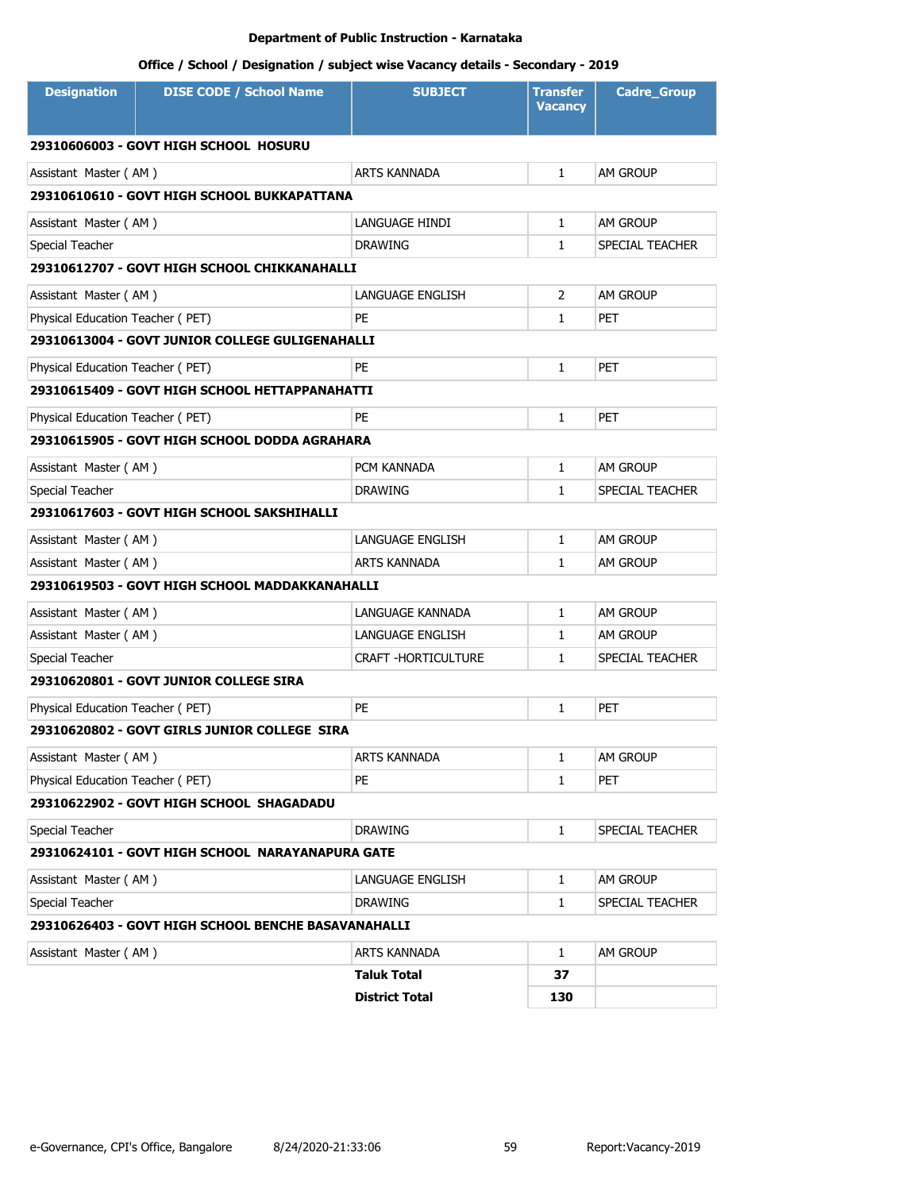**Department of Public Instruction - Karnataka**

**Office / School / Designation / subject wise Vacancy details - Secondary - 2019**

| Designation | DISE CODE / School Name | SUBJECT | Transfer Vacancy | Cadre_Group |
|---|---|---|---|---|
| **29310606003 - GOVT HIGH SCHOOL HOSURU** | | | | |
| Assistant Master ( AM ) | | ARTS KANNADA | 1 | AM GROUP |
| **29310610610 - GOVT HIGH SCHOOL BUKKAPATTANA** | | | | |
| Assistant Master ( AM ) | | LANGUAGE HINDI | 1 | AM GROUP |
| Special Teacher | | DRAWING | 1 | SPECIAL TEACHER |
| **29310612707 - GOVT HIGH SCHOOL CHIKKANAHALLI** | | | | |
| Assistant Master ( AM ) | | LANGUAGE ENGLISH | 2 | AM GROUP |
| Physical Education Teacher ( PET) | | PE | 1 | PET |
| **29310613004 - GOVT JUNIOR COLLEGE GULIGENAHALLI** | | | | |
| Physical Education Teacher ( PET) | | PE | 1 | PET |
| **29310615409 - GOVT HIGH SCHOOL HETTAPPANAHATTI** | | | | |
| Physical Education Teacher ( PET) | | PE | 1 | PET |
| **29310615905 - GOVT HIGH SCHOOL DODDA AGRAHARA** | | | | |
| Assistant Master ( AM ) | | PCM KANNADA | 1 | AM GROUP |
| Special Teacher | | DRAWING | 1 | SPECIAL TEACHER |
| **29310617603 - GOVT HIGH SCHOOL SAKSHIHALLI** | | | | |
| Assistant Master ( AM ) | | LANGUAGE ENGLISH | 1 | AM GROUP |
| Assistant Master ( AM ) | | ARTS KANNADA | 1 | AM GROUP |
| **29310619503 - GOVT HIGH SCHOOL MADDAKKANAHALLI** | | | | |
| Assistant Master ( AM ) | | LANGUAGE KANNADA | 1 | AM GROUP |
| Assistant Master ( AM ) | | LANGUAGE ENGLISH | 1 | AM GROUP |
| Special Teacher | | CRAFT -HORTICULTURE | 1 | SPECIAL TEACHER |
| **29310620801 - GOVT JUNIOR COLLEGE SIRA** | | | | |
| Physical Education Teacher ( PET) | | PE | 1 | PET |
| **29310620802 - GOVT GIRLS JUNIOR COLLEGE SIRA** | | | | |
| Assistant Master ( AM ) | | ARTS KANNADA | 1 | AM GROUP |
| Physical Education Teacher ( PET) | | PE | 1 | PET |
| **29310622902 - GOVT HIGH SCHOOL SHAGADADU** | | | | |
| Special Teacher | | DRAWING | 1 | SPECIAL TEACHER |
| **29310624101 - GOVT HIGH SCHOOL NARAYANAPURA GATE** | | | | |
| Assistant Master ( AM ) | | LANGUAGE ENGLISH | 1 | AM GROUP |
| Special Teacher | | DRAWING | 1 | SPECIAL TEACHER |
| **29310626403 - GOVT HIGH SCHOOL BENCHE BASAVANAHALLI** | | | | |
| Assistant Master ( AM ) | | ARTS KANNADA | 1 | AM GROUP |
| | | **Taluk Total** | **37** | |
| | | **District Total** | **130** | |

e-Governance, CPI's Office, Bangalore 8/24/2020-21:33:06 Report:Vacancy-2019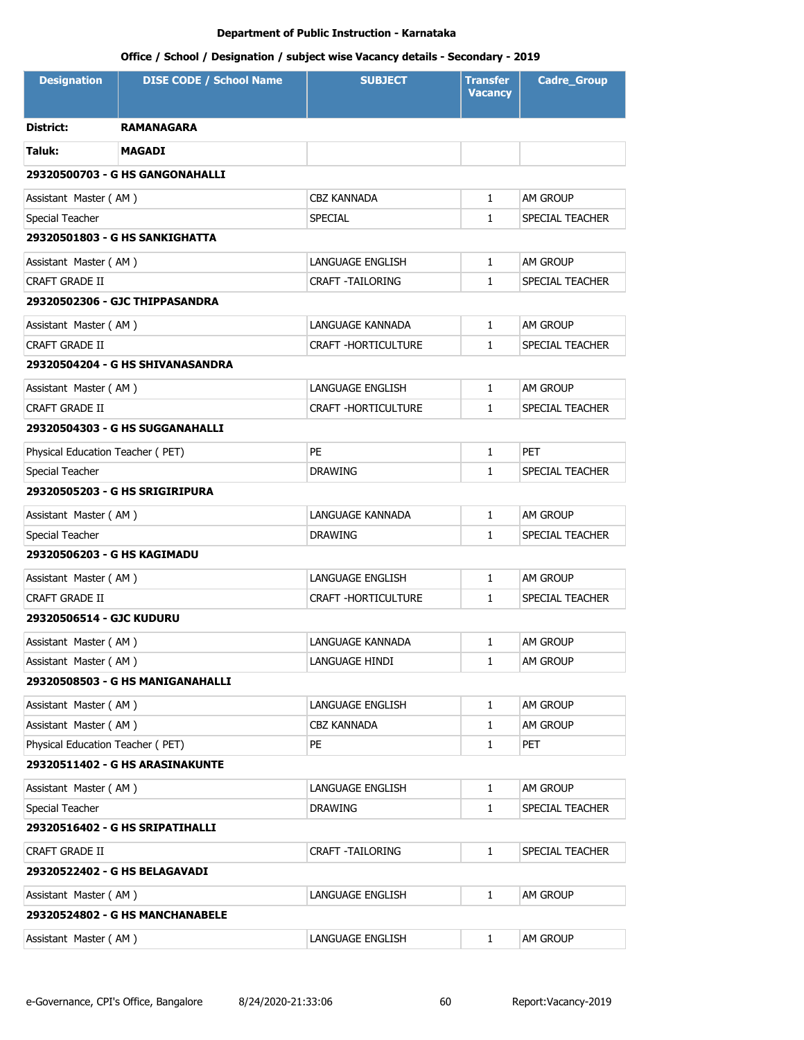**Department of Public Instruction - Karnataka**

**Office / School / Designation / subject wise Vacancy details - Secondary - 2019**

| Designation | DISE CODE / School Name | SUBJECT | Transfer Vacancy | Cadre_Group |
|---|---|---|---|---|
| **District:** | **RAMANAGARA** | | | |
| **Taluk:** | **MAGADI** | | | |
| **29320500703 - G HS GANGONAHALLI** | | | | |
| Assistant Master ( AM ) | | CBZ KANNADA | 1 | AM GROUP |
| Special Teacher | | SPECIAL | 1 | SPECIAL TEACHER |
| **29320501803 - G HS SANKIGHATTA** | | | | |
| Assistant Master ( AM ) | | LANGUAGE ENGLISH | 1 | AM GROUP |
| CRAFT GRADE II | | CRAFT -TAILORING | 1 | SPECIAL TEACHER |
| **29320502306 - GJC THIPPASANDRA** | | | | |
| Assistant Master ( AM ) | | LANGUAGE KANNADA | 1 | AM GROUP |
| CRAFT GRADE II | | CRAFT -HORTICULTURE | 1 | SPECIAL TEACHER |
| **29320504204 - G HS SHIVANASANDRA** | | | | |
| Assistant Master ( AM ) | | LANGUAGE ENGLISH | 1 | AM GROUP |
| CRAFT GRADE II | | CRAFT -HORTICULTURE | 1 | SPECIAL TEACHER |
| **29320504303 - G HS SUGGANAHALLI** | | | | |
| Physical Education Teacher ( PET) | | PE | 1 | PET |
| Special Teacher | | DRAWING | 1 | SPECIAL TEACHER |
| **29320505203 - G HS SRIGIRIPURA** | | | | |
| Assistant Master ( AM ) | | LANGUAGE KANNADA | 1 | AM GROUP |
| Special Teacher | | DRAWING | 1 | SPECIAL TEACHER |
| **29320506203 - G HS KAGIMADU** | | | | |
| Assistant Master ( AM ) | | LANGUAGE ENGLISH | 1 | AM GROUP |
| CRAFT GRADE II | | CRAFT -HORTICULTURE | 1 | SPECIAL TEACHER |
| **29320506514 - GJC KUDURU** | | | | |
| Assistant Master ( AM ) | | LANGUAGE KANNADA | 1 | AM GROUP |
| Assistant Master ( AM ) | | LANGUAGE HINDI | 1 | AM GROUP |
| **29320508503 - G HS MANIGANAHALLI** | | | | |
| Assistant Master ( AM ) | | LANGUAGE ENGLISH | 1 | AM GROUP |
| Assistant Master ( AM ) | | CBZ KANNADA | 1 | AM GROUP |
| Physical Education Teacher ( PET) | | PE | 1 | PET |
| **29320511402 - G HS ARASINAKUNTE** | | | | |
| Assistant Master ( AM ) | | LANGUAGE ENGLISH | 1 | AM GROUP |
| Special Teacher | | DRAWING | 1 | SPECIAL TEACHER |
| **29320516402 - G HS SRIPATIHALLI** | | | | |
| CRAFT GRADE II | | CRAFT -TAILORING | 1 | SPECIAL TEACHER |
| **29320522402 - G HS BELAGAVADI** | | | | |
| Assistant Master ( AM ) | | LANGUAGE ENGLISH | 1 | AM GROUP |
| **29320524802 - G HS MANCHANABELE** | | | | |
| Assistant Master ( AM ) | | LANGUAGE ENGLISH | 1 | AM GROUP |

e-Governance, CPI's Office, Bangalore 8/24/2020-21:33:06 Report:Vacancy-2019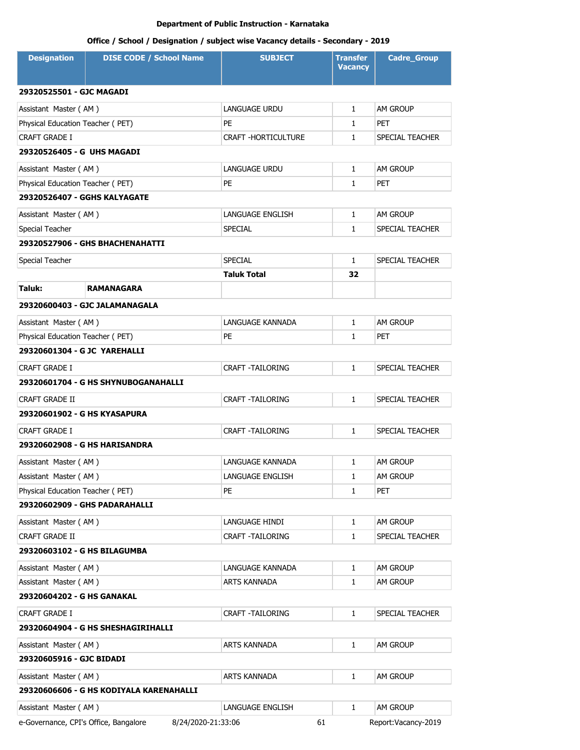Department of Public Instruction - Karnataka

Office / School / Designation / subject wise Vacancy details - Secondary - 2019

| Designation | DISE CODE / School Name | SUBJECT | Transfer Vacancy | Cadre_Group |
|---|---|---|---|---|
| **29320525501 - GJC MAGADI** | | | | |
| Assistant Master ( AM ) | | LANGUAGE URDU | 1 | AM GROUP |
| Physical Education Teacher ( PET) | | PE | 1 | PET |
| CRAFT GRADE I | | CRAFT -HORTICULTURE | 1 | SPECIAL TEACHER |
| **29320526405 - G UHS MAGADI** | | | | |
| Assistant Master ( AM ) | | LANGUAGE URDU | 1 | AM GROUP |
| Physical Education Teacher ( PET) | | PE | 1 | PET |
| **29320526407 - GGHS KALYAGATE** | | | | |
| Assistant Master ( AM ) | | LANGUAGE ENGLISH | 1 | AM GROUP |
| Special Teacher | | SPECIAL | 1 | SPECIAL TEACHER |
| **29320527906 - GHS BHACHENAHATTI** | | | | |
| Special Teacher | | SPECIAL | 1 | SPECIAL TEACHER |
| | | **Taluk Total** | **32** | |
| **Taluk:** | **RAMANAGARA** | | | |
| **29320600403 - GJC JALAMANAGALA** | | | | |
| Assistant Master ( AM ) | | LANGUAGE KANNADA | 1 | AM GROUP |
| Physical Education Teacher ( PET) | | PE | 1 | PET |
| **29320601304 - G JC YAREHALLI** | | | | |
| CRAFT GRADE I | | CRAFT -TAILORING | 1 | SPECIAL TEACHER |
| **29320601704 - G HS SHYNUBOGANAHALLI** | | | | |
| CRAFT GRADE II | | CRAFT -TAILORING | 1 | SPECIAL TEACHER |
| **29320601902 - G HS KYASAPURA** | | | | |
| CRAFT GRADE I | | CRAFT -TAILORING | 1 | SPECIAL TEACHER |
| **29320602908 - G HS HARISANDRA** | | | | |
| Assistant Master ( AM ) | | LANGUAGE KANNADA | 1 | AM GROUP |
| Assistant Master ( AM ) | | LANGUAGE ENGLISH | 1 | AM GROUP |
| Physical Education Teacher ( PET) | | PE | 1 | PET |
| **29320602909 - GHS PADARAHALLI** | | | | |
| Assistant Master ( AM ) | | LANGUAGE HINDI | 1 | AM GROUP |
| CRAFT GRADE II | | CRAFT -TAILORING | 1 | SPECIAL TEACHER |
| **29320603102 - G HS BILAGUMBA** | | | | |
| Assistant Master ( AM ) | | LANGUAGE KANNADA | 1 | AM GROUP |
| Assistant Master ( AM ) | | ARTS KANNADA | 1 | AM GROUP |
| **29320604202 - G HS GANAKAL** | | | | |
| CRAFT GRADE I | | CRAFT -TAILORING | 1 | SPECIAL TEACHER |
| **29320604904 - G HS SHESHAGIRIHALLI** | | | | |
| Assistant Master ( AM ) | | ARTS KANNADA | 1 | AM GROUP |
| **29320605916 - GJC BIDADI** | | | | |
| Assistant Master ( AM ) | | ARTS KANNADA | 1 | AM GROUP |
| **29320606606 - G HS KODIYALA KARENAHALLI** | | | | |
| Assistant Master ( AM ) | | LANGUAGE ENGLISH | 1 | AM GROUP |

e-Governance, CPI's Office, Bangalore 8/24/2020-21:33:06 Report:Vacancy-2019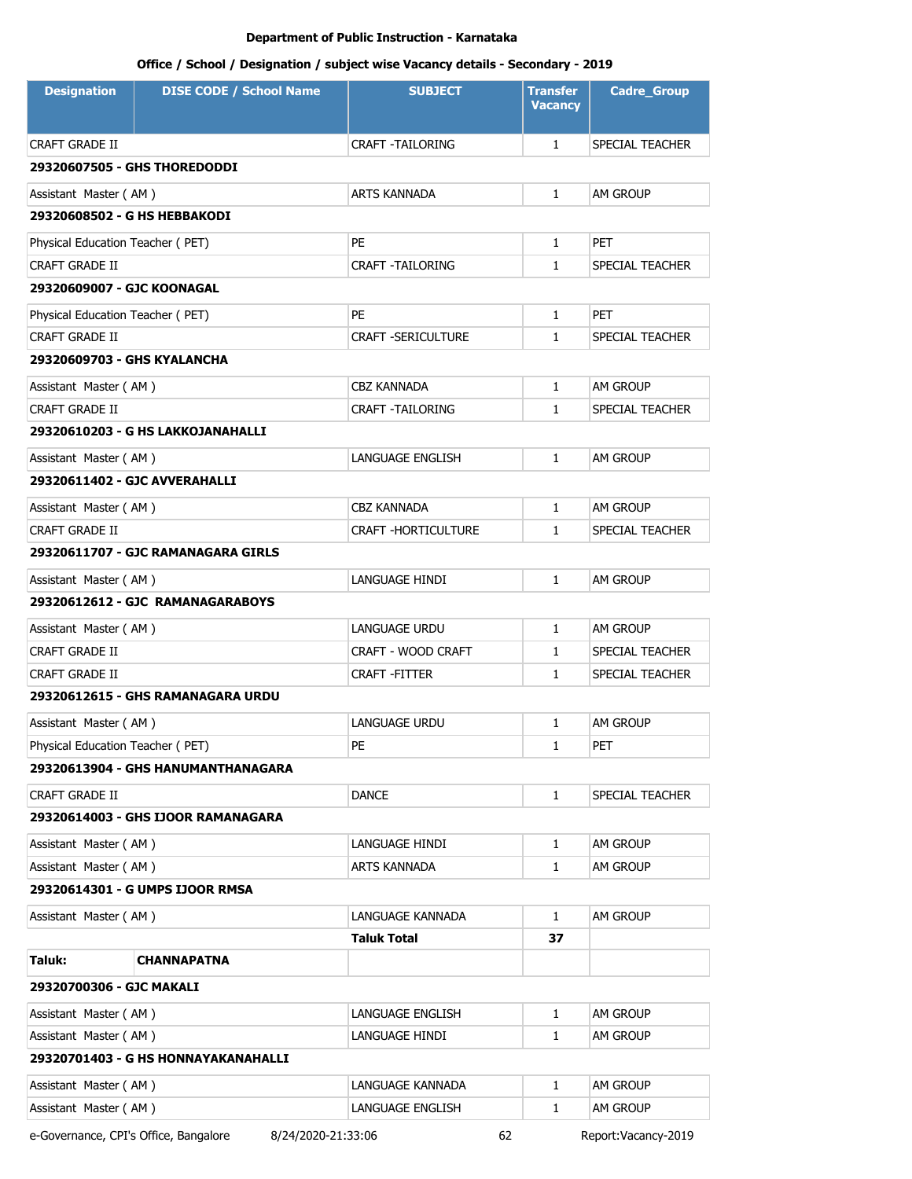Department of Public Instruction - Karnataka

Office / School / Designation / subject wise Vacancy details - Secondary - 2019

| Designation | DISE CODE / School Name | SUBJECT | Transfer Vacancy | Cadre_Group |
|---|---|---|---|---|
| CRAFT GRADE II | | CRAFT -TAILORING | 1 | SPECIAL TEACHER |
| **29320607505 - GHS THOREDODDI** | | | | |
| Assistant Master ( AM ) | | ARTS KANNADA | 1 | AM GROUP |
| **29320608502 - G HS HEBBAKODI** | | | | |
| Physical Education Teacher ( PET) | | PE | 1 | PET |
| CRAFT GRADE II | | CRAFT -TAILORING | 1 | SPECIAL TEACHER |
| **29320609007 - GJC KOONAGAL** | | | | |
| Physical Education Teacher ( PET) | | PE | 1 | PET |
| CRAFT GRADE II | | CRAFT -SERICULTURE | 1 | SPECIAL TEACHER |
| **29320609703 - GHS KYALANCHA** | | | | |
| Assistant Master ( AM ) | | CBZ KANNADA | 1 | AM GROUP |
| CRAFT GRADE II | | CRAFT -TAILORING | 1 | SPECIAL TEACHER |
| **29320610203 - G HS LAKKOJANAHALLI** | | | | |
| Assistant Master ( AM ) | | LANGUAGE ENGLISH | 1 | AM GROUP |
| **29320611402 - GJC AVVERAHALLI** | | | | |
| Assistant Master ( AM ) | | CBZ KANNADA | 1 | AM GROUP |
| CRAFT GRADE II | | CRAFT -HORTICULTURE | 1 | SPECIAL TEACHER |
| **29320611707 - GJC RAMANAGARA GIRLS** | | | | |
| Assistant Master ( AM ) | | LANGUAGE HINDI | 1 | AM GROUP |
| **29320612612 - GJC RAMANAGARABOYS** | | | | |
| Assistant Master ( AM ) | | LANGUAGE URDU | 1 | AM GROUP |
| CRAFT GRADE II | | CRAFT - WOOD CRAFT | 1 | SPECIAL TEACHER |
| CRAFT GRADE II | | CRAFT -FITTER | 1 | SPECIAL TEACHER |
| **29320612615 - GHS RAMANAGARA URDU** | | | | |
| Assistant Master ( AM ) | | LANGUAGE URDU | 1 | AM GROUP |
| Physical Education Teacher ( PET) | | PE | 1 | PET |
| **29320613904 - GHS HANUMANTHANAGARA** | | | | |
| CRAFT GRADE II | | DANCE | 1 | SPECIAL TEACHER |
| **29320614003 - GHS IJOOR RAMANAGARA** | | | | |
| Assistant Master ( AM ) | | LANGUAGE HINDI | 1 | AM GROUP |
| Assistant Master ( AM ) | | ARTS KANNADA | 1 | AM GROUP |
| **29320614301 - G UMPS IJOOR RMSA** | | | | |
| Assistant Master ( AM ) | | LANGUAGE KANNADA | 1 | AM GROUP |
| | | **Taluk Total** | **37** | |
| **Taluk:** | **CHANNAPATNA** | | | |
| **29320700306 - GJC MAKALI** | | | | |
| Assistant Master ( AM ) | | LANGUAGE ENGLISH | 1 | AM GROUP |
| Assistant Master ( AM ) | | LANGUAGE HINDI | 1 | AM GROUP |
| **29320701403 - G HS HONNAYAKANAHALLI** | | | | |
| Assistant Master ( AM ) | | LANGUAGE KANNADA | 1 | AM GROUP |
| Assistant Master ( AM ) | | LANGUAGE ENGLISH | 1 | AM GROUP |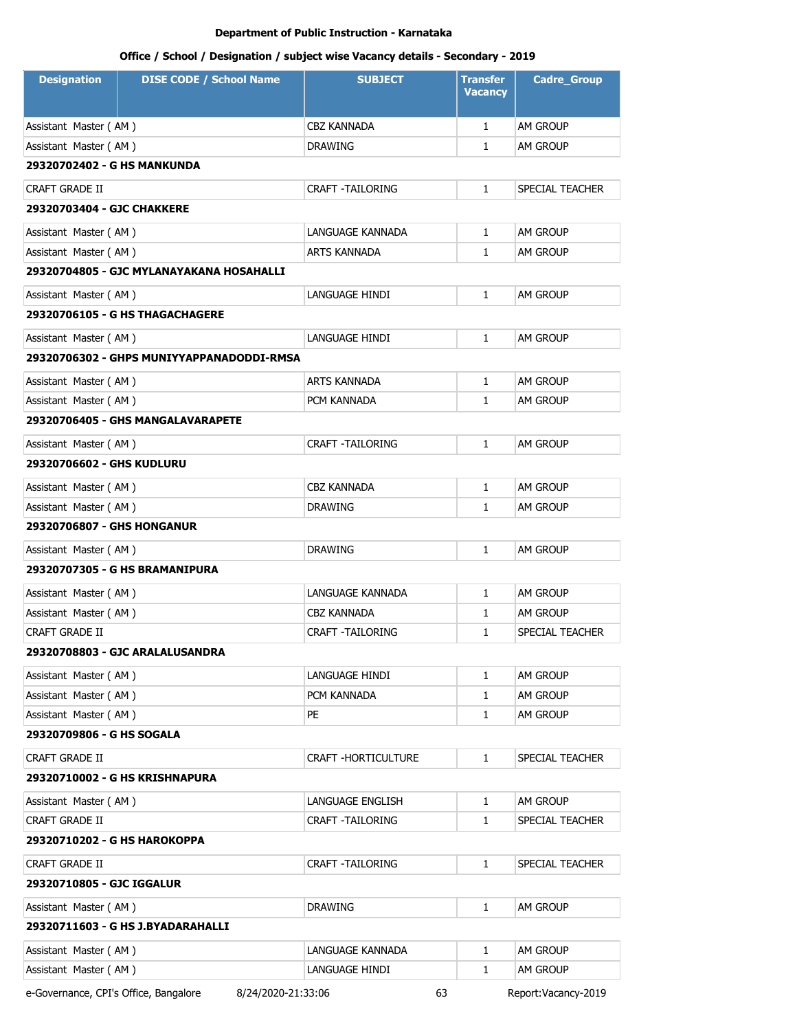Department of Public Instruction - Karnataka

Office / School / Designation / subject wise Vacancy details - Secondary - 2019

| Designation | DISE CODE / School Name | SUBJECT | Transfer Vacancy | Cadre_Group |
|---|---|---|---|---|
| Assistant Master ( AM ) | | CBZ KANNADA | 1 | AM GROUP |
| Assistant Master ( AM ) | | DRAWING | 1 | AM GROUP |
| **29320702402 - G HS MANKUNDA** | | | | |
| CRAFT GRADE II | | CRAFT -TAILORING | 1 | SPECIAL TEACHER |
| **29320703404 - GJC CHAKKERE** | | | | |
| Assistant Master ( AM ) | | LANGUAGE KANNADA | 1 | AM GROUP |
| Assistant Master ( AM ) | | ARTS KANNADA | 1 | AM GROUP |
| **29320704805 - GJC MYLANAYAKANA HOSAHALLI** | | | | |
| Assistant Master ( AM ) | | LANGUAGE HINDI | 1 | AM GROUP |
| **29320706105 - G HS THAGACHAGERE** | | | | |
| Assistant Master ( AM ) | | LANGUAGE HINDI | 1 | AM GROUP |
| **29320706302 - GHPS MUNIYYAPPANADODDI-RMSA** | | | | |
| Assistant Master ( AM ) | | ARTS KANNADA | 1 | AM GROUP |
| Assistant Master ( AM ) | | PCM KANNADA | 1 | AM GROUP |
| **29320706405 - GHS MANGALAVARAPETE** | | | | |
| Assistant Master ( AM ) | | CRAFT -TAILORING | 1 | AM GROUP |
| **29320706602 - GHS KUDLURU** | | | | |
| Assistant Master ( AM ) | | CBZ KANNADA | 1 | AM GROUP |
| Assistant Master ( AM ) | | DRAWING | 1 | AM GROUP |
| **29320706807 - GHS HONGANUR** | | | | |
| Assistant Master ( AM ) | | DRAWING | 1 | AM GROUP |
| **29320707305 - G HS BRAMANIPURA** | | | | |
| Assistant Master ( AM ) | | LANGUAGE KANNADA | 1 | AM GROUP |
| Assistant Master ( AM ) | | CBZ KANNADA | 1 | AM GROUP |
| CRAFT GRADE II | | CRAFT -TAILORING | 1 | SPECIAL TEACHER |
| **29320708803 - GJC ARALALUSANDRA** | | | | |
| Assistant Master ( AM ) | | LANGUAGE HINDI | 1 | AM GROUP |
| Assistant Master ( AM ) | | PCM KANNADA | 1 | AM GROUP |
| Assistant Master ( AM ) | | PE | 1 | AM GROUP |
| **29320709806 - G HS SOGALA** | | | | |
| CRAFT GRADE II | | CRAFT -HORTICULTURE | 1 | SPECIAL TEACHER |
| **29320710002 - G HS KRISHNAPURA** | | | | |
| Assistant Master ( AM ) | | LANGUAGE ENGLISH | 1 | AM GROUP |
| CRAFT GRADE II | | CRAFT -TAILORING | 1 | SPECIAL TEACHER |
| **29320710202 - G HS HAROKOPPA** | | | | |
| CRAFT GRADE II | | CRAFT -TAILORING | 1 | SPECIAL TEACHER |
| **29320710805 - GJC IGGALUR** | | | | |
| Assistant Master ( AM ) | | DRAWING | 1 | AM GROUP |
| **29320711603 - G HS J.BYADARAHALLI** | | | | |
| Assistant Master ( AM ) | | LANGUAGE KANNADA | 1 | AM GROUP |
| Assistant Master ( AM ) | | LANGUAGE HINDI | 1 | AM GROUP |

e-Governance, CPI's Office, Bangalore    8/24/2020-21:33:06    Report:Vacancy-2019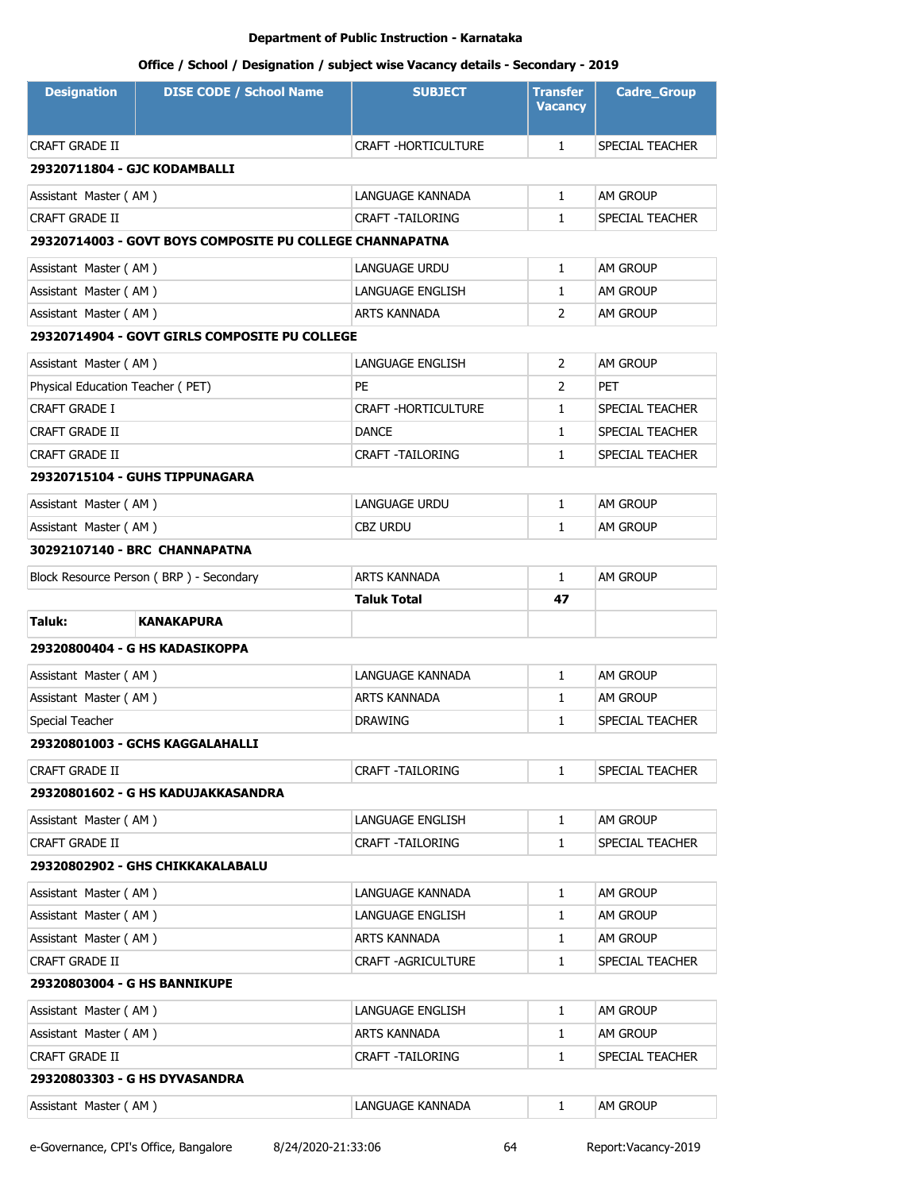Department of Public Instruction - Karnataka

Office / School / Designation / subject wise Vacancy details - Secondary - 2019

| Designation | DISE CODE / School Name | SUBJECT | Transfer Vacancy | Cadre_Group |
|---|---|---|---|---|
| CRAFT GRADE II | | CRAFT -HORTICULTURE | 1 | SPECIAL TEACHER |
| **29320711804 - GJC KODAMBALLI** | | | | |
| Assistant Master ( AM ) | | LANGUAGE KANNADA | 1 | AM GROUP |
| CRAFT GRADE II | | CRAFT -TAILORING | 1 | SPECIAL TEACHER |
| **29320714003 - GOVT BOYS COMPOSITE PU COLLEGE CHANNAPATNA** | | | | |
| Assistant Master ( AM ) | | LANGUAGE URDU | 1 | AM GROUP |
| Assistant Master ( AM ) | | LANGUAGE ENGLISH | 1 | AM GROUP |
| Assistant Master ( AM ) | | ARTS KANNADA | 2 | AM GROUP |
| **29320714904 - GOVT GIRLS COMPOSITE PU COLLEGE** | | | | |
| Assistant Master ( AM ) | | LANGUAGE ENGLISH | 2 | AM GROUP |
| Physical Education Teacher ( PET) | | PE | 2 | PET |
| CRAFT GRADE I | | CRAFT -HORTICULTURE | 1 | SPECIAL TEACHER |
| CRAFT GRADE II | | DANCE | 1 | SPECIAL TEACHER |
| CRAFT GRADE II | | CRAFT -TAILORING | 1 | SPECIAL TEACHER |
| **29320715104 - GUHS TIPPUNAGARA** | | | | |
| Assistant Master ( AM ) | | LANGUAGE URDU | 1 | AM GROUP |
| Assistant Master ( AM ) | | CBZ URDU | 1 | AM GROUP |
| **30292107140 - BRC CHANNAPATNA** | | | | |
| Block Resource Person ( BRP ) - Secondary | | ARTS KANNADA | 1 | AM GROUP |
| | | **Taluk Total** | **47** | |
| **Taluk:** | **KANAKAPURA** | | | |
| **29320800404 - G HS KADASIKOPPA** | | | | |
| Assistant Master ( AM ) | | LANGUAGE KANNADA | 1 | AM GROUP |
| Assistant Master ( AM ) | | ARTS KANNADA | 1 | AM GROUP |
| Special Teacher | | DRAWING | 1 | SPECIAL TEACHER |
| **29320801003 - GCHS KAGGALAHALLI** | | | | |
| CRAFT GRADE II | | CRAFT -TAILORING | 1 | SPECIAL TEACHER |
| **29320801602 - G HS KADUJAKKASANDRA** | | | | |
| Assistant Master ( AM ) | | LANGUAGE ENGLISH | 1 | AM GROUP |
| CRAFT GRADE II | | CRAFT -TAILORING | 1 | SPECIAL TEACHER |
| **29320802902 - GHS CHIKKAKALABALU** | | | | |
| Assistant Master ( AM ) | | LANGUAGE KANNADA | 1 | AM GROUP |
| Assistant Master ( AM ) | | LANGUAGE ENGLISH | 1 | AM GROUP |
| Assistant Master ( AM ) | | ARTS KANNADA | 1 | AM GROUP |
| CRAFT GRADE II | | CRAFT -AGRICULTURE | 1 | SPECIAL TEACHER |
| **29320803004 - G HS BANNIKUPE** | | | | |
| Assistant Master ( AM ) | | LANGUAGE ENGLISH | 1 | AM GROUP |
| Assistant Master ( AM ) | | ARTS KANNADA | 1 | AM GROUP |
| CRAFT GRADE II | | CRAFT -TAILORING | 1 | SPECIAL TEACHER |
| **29320803303 - G HS DYVASANDRA** | | | | |
| Assistant Master ( AM ) | | LANGUAGE KANNADA | 1 | AM GROUP |

e-Governance, CPI's Office, Bangalore 8/24/2020-21:33:06 Report:Vacancy-2019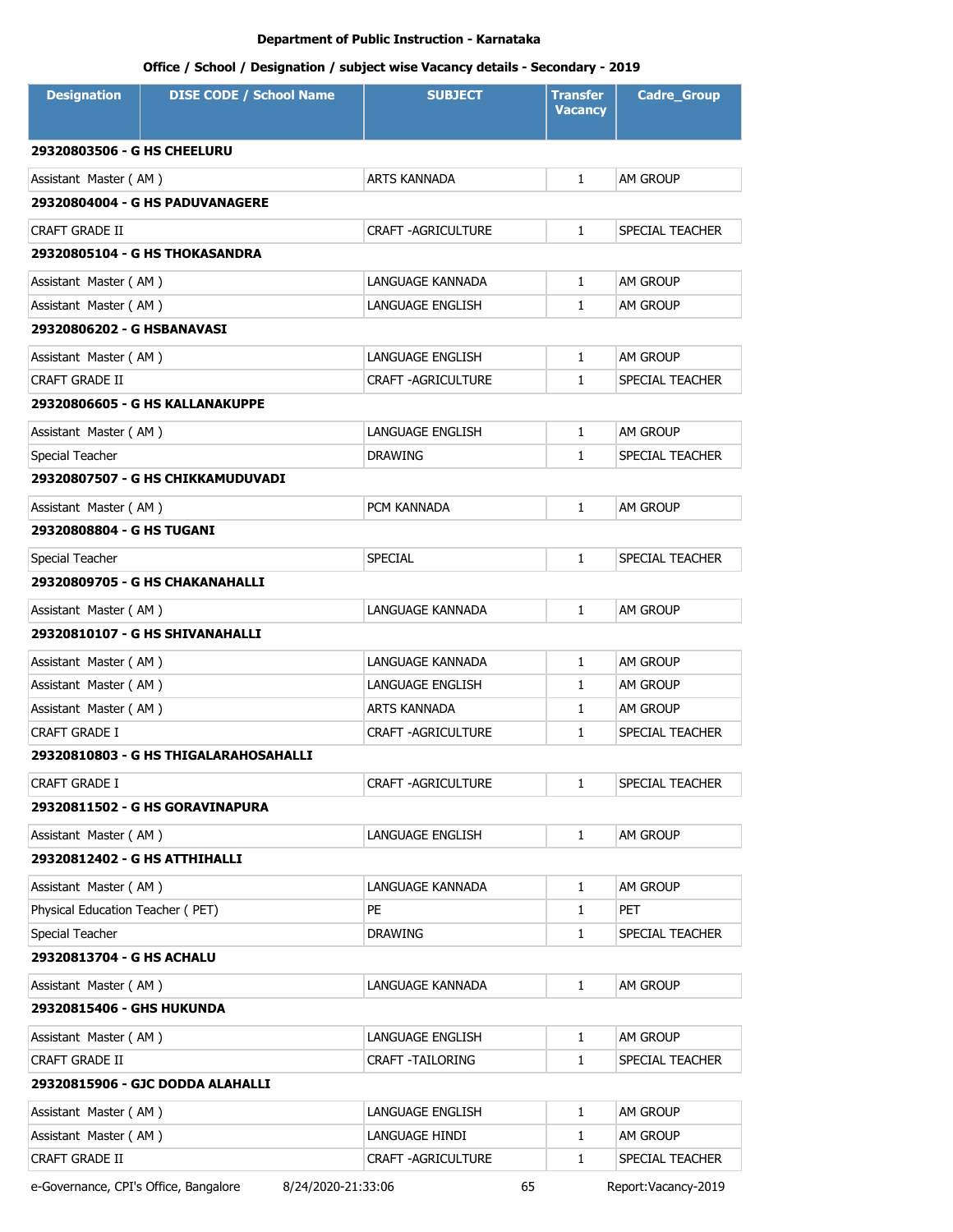**Department of Public Instruction - Karnataka**

**Office / School / Designation / subject wise Vacancy details - Secondary - 2019**

| Designation | DISE CODE / School Name | SUBJECT | Transfer Vacancy | Cadre_Group |
|---|---|---|---|---|
| **29320803506 - G HS CHEELURU** | | | | |
| Assistant Master ( AM ) | | ARTS KANNADA | 1 | AM GROUP |
| **29320804004 - G HS PADUVANAGERE** | | | | |
| CRAFT GRADE II | | CRAFT -AGRICULTURE | 1 | SPECIAL TEACHER |
| **29320805104 - G HS THOKASANDRA** | | | | |
| Assistant Master ( AM ) | | LANGUAGE KANNADA | 1 | AM GROUP |
| Assistant Master ( AM ) | | LANGUAGE ENGLISH | 1 | AM GROUP |
| **29320806202 - G HSBANAVASI** | | | | |
| Assistant Master ( AM ) | | LANGUAGE ENGLISH | 1 | AM GROUP |
| CRAFT GRADE II | | CRAFT -AGRICULTURE | 1 | SPECIAL TEACHER |
| **29320806605 - G HS KALLANAKUPPE** | | | | |
| Assistant Master ( AM ) | | LANGUAGE ENGLISH | 1 | AM GROUP |
| Special Teacher | | DRAWING | 1 | SPECIAL TEACHER |
| **29320807507 - G HS CHIKKAMUDUVADI** | | | | |
| Assistant Master ( AM ) | | PCM KANNADA | 1 | AM GROUP |
| **29320808804 - G HS TUGANI** | | | | |
| Special Teacher | | SPECIAL | 1 | SPECIAL TEACHER |
| **29320809705 - G HS CHAKANAHALLI** | | | | |
| Assistant Master ( AM ) | | LANGUAGE KANNADA | 1 | AM GROUP |
| **29320810107 - G HS SHIVANAHALLI** | | | | |
| Assistant Master ( AM ) | | LANGUAGE KANNADA | 1 | AM GROUP |
| Assistant Master ( AM ) | | LANGUAGE ENGLISH | 1 | AM GROUP |
| Assistant Master ( AM ) | | ARTS KANNADA | 1 | AM GROUP |
| CRAFT GRADE I | | CRAFT -AGRICULTURE | 1 | SPECIAL TEACHER |
| **29320810803 - G HS THIGALARAHOSAHALLI** | | | | |
| CRAFT GRADE I | | CRAFT -AGRICULTURE | 1 | SPECIAL TEACHER |
| **29320811502 - G HS GORAVINAPURA** | | | | |
| Assistant Master ( AM ) | | LANGUAGE ENGLISH | 1 | AM GROUP |
| **29320812402 - G HS ATTHIHALLI** | | | | |
| Assistant Master ( AM ) | | LANGUAGE KANNADA | 1 | AM GROUP |
| Physical Education Teacher ( PET) | | PE | 1 | PET |
| Special Teacher | | DRAWING | 1 | SPECIAL TEACHER |
| **29320813704 - G HS ACHALU** | | | | |
| Assistant Master ( AM ) | | LANGUAGE KANNADA | 1 | AM GROUP |
| **29320815406 - GHS HUKUNDA** | | | | |
| Assistant Master ( AM ) | | LANGUAGE ENGLISH | 1 | AM GROUP |
| CRAFT GRADE II | | CRAFT -TAILORING | 1 | SPECIAL TEACHER |
| **29320815906 - GJC DODDA ALAHALLI** | | | | |
| Assistant Master ( AM ) | | LANGUAGE ENGLISH | 1 | AM GROUP |
| Assistant Master ( AM ) | | LANGUAGE HINDI | 1 | AM GROUP |
| CRAFT GRADE II | | CRAFT -AGRICULTURE | 1 | SPECIAL TEACHER |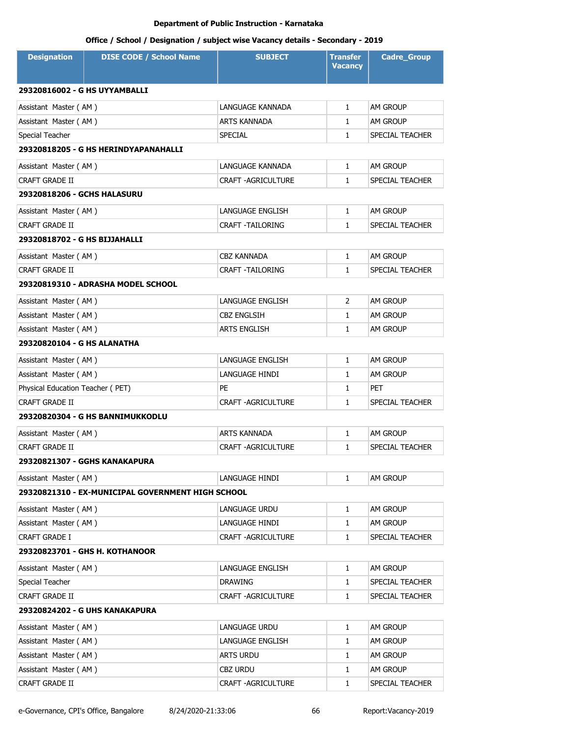**Department of Public Instruction - Karnataka**

**Office / School / Designation / subject wise Vacancy details - Secondary - 2019**

| Designation | DISE CODE / School Name | SUBJECT | Transfer Vacancy | Cadre_Group |
|---|---|---|---|---|
| **29320816002 - G HS UYYAMBALLI** | | | | |
| Assistant Master ( AM ) | | LANGUAGE KANNADA | 1 | AM GROUP |
| Assistant Master ( AM ) | | ARTS KANNADA | 1 | AM GROUP |
| Special Teacher | | SPECIAL | 1 | SPECIAL TEACHER |
| **29320818205 - G HS HERINDYAPANAHALLI** | | | | |
| Assistant Master ( AM ) | | LANGUAGE KANNADA | 1 | AM GROUP |
| CRAFT GRADE II | | CRAFT -AGRICULTURE | 1 | SPECIAL TEACHER |
| **29320818206 - GCHS HALASURU** | | | | |
| Assistant Master ( AM ) | | LANGUAGE ENGLISH | 1 | AM GROUP |
| CRAFT GRADE II | | CRAFT -TAILORING | 1 | SPECIAL TEACHER |
| **29320818702 - G HS BIJJAHALLI** | | | | |
| Assistant Master ( AM ) | | CBZ KANNADA | 1 | AM GROUP |
| CRAFT GRADE II | | CRAFT -TAILORING | 1 | SPECIAL TEACHER |
| **29320819310 - ADRASHA MODEL SCHOOL** | | | | |
| Assistant Master ( AM ) | | LANGUAGE ENGLISH | 2 | AM GROUP |
| Assistant Master ( AM ) | | CBZ ENGLSIH | 1 | AM GROUP |
| Assistant Master ( AM ) | | ARTS ENGLISH | 1 | AM GROUP |
| **29320820104 - G HS ALANATHA** | | | | |
| Assistant Master ( AM ) | | LANGUAGE ENGLISH | 1 | AM GROUP |
| Assistant Master ( AM ) | | LANGUAGE HINDI | 1 | AM GROUP |
| Physical Education Teacher ( PET) | | PE | 1 | PET |
| CRAFT GRADE II | | CRAFT -AGRICULTURE | 1 | SPECIAL TEACHER |
| **29320820304 - G HS BANNIMUKKODLU** | | | | |
| Assistant Master ( AM ) | | ARTS KANNADA | 1 | AM GROUP |
| CRAFT GRADE II | | CRAFT -AGRICULTURE | 1 | SPECIAL TEACHER |
| **29320821307 - GGHS KANAKAPURA** | | | | |
| Assistant Master ( AM ) | | LANGUAGE HINDI | 1 | AM GROUP |
| **29320821310 - EX-MUNICIPAL GOVERNMENT HIGH SCHOOL** | | | | |
| Assistant Master ( AM ) | | LANGUAGE URDU | 1 | AM GROUP |
| Assistant Master ( AM ) | | LANGUAGE HINDI | 1 | AM GROUP |
| CRAFT GRADE I | | CRAFT -AGRICULTURE | 1 | SPECIAL TEACHER |
| **29320823701 - GHS H. KOTHANOOR** | | | | |
| Assistant Master ( AM ) | | LANGUAGE ENGLISH | 1 | AM GROUP |
| Special Teacher | | DRAWING | 1 | SPECIAL TEACHER |
| CRAFT GRADE II | | CRAFT -AGRICULTURE | 1 | SPECIAL TEACHER |
| **29320824202 - G UHS KANAKAPURA** | | | | |
| Assistant Master ( AM ) | | LANGUAGE URDU | 1 | AM GROUP |
| Assistant Master ( AM ) | | LANGUAGE ENGLISH | 1 | AM GROUP |
| Assistant Master ( AM ) | | ARTS URDU | 1 | AM GROUP |
| Assistant Master ( AM ) | | CBZ URDU | 1 | AM GROUP |
| CRAFT GRADE II | | CRAFT -AGRICULTURE | 1 | SPECIAL TEACHER |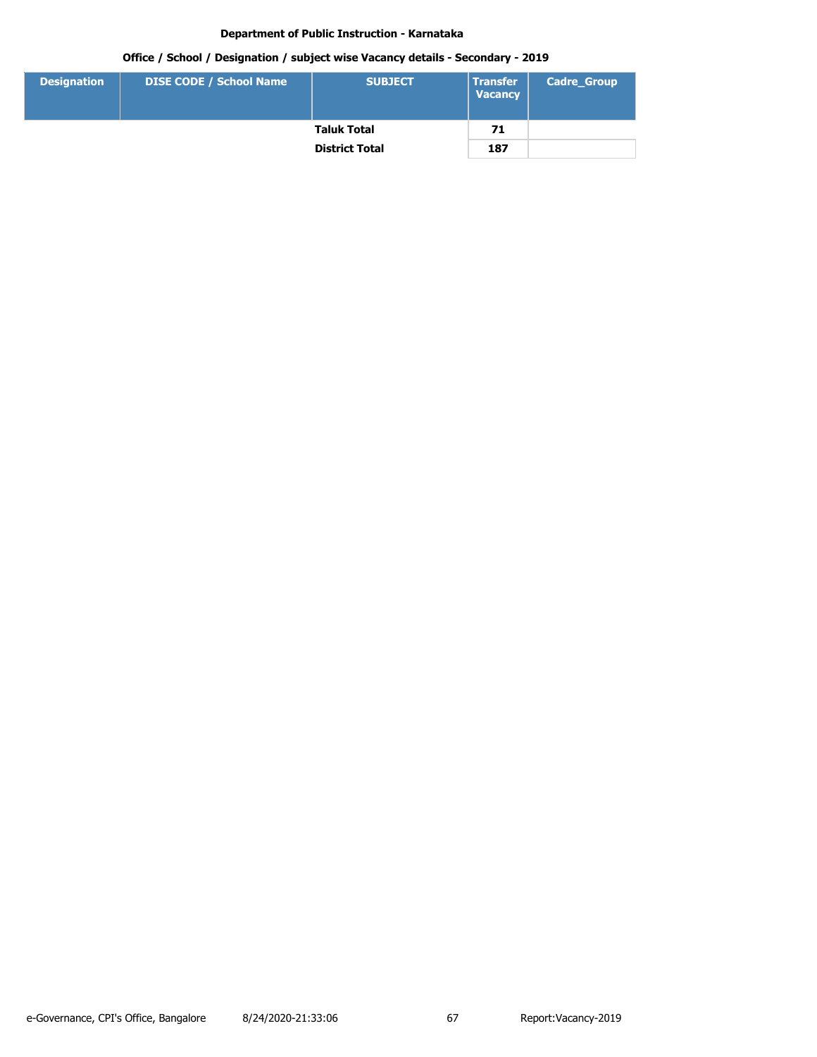**Department of Public Instruction - Karnataka**

**Office / School / Designation / subject wise Vacancy details - Secondary - 2019**

| Designation | DISE CODE / School Name | SUBJECT | Transfer Vacancy | Cadre_Group |
|---|---|---|---|---|
| | | **Taluk Total** | **71** | |
| | | **District Total** | **187** | |

e-Governance, CPI's Office, Bangalore 8/24/2020-21:33:06 Report:Vacancy-2019